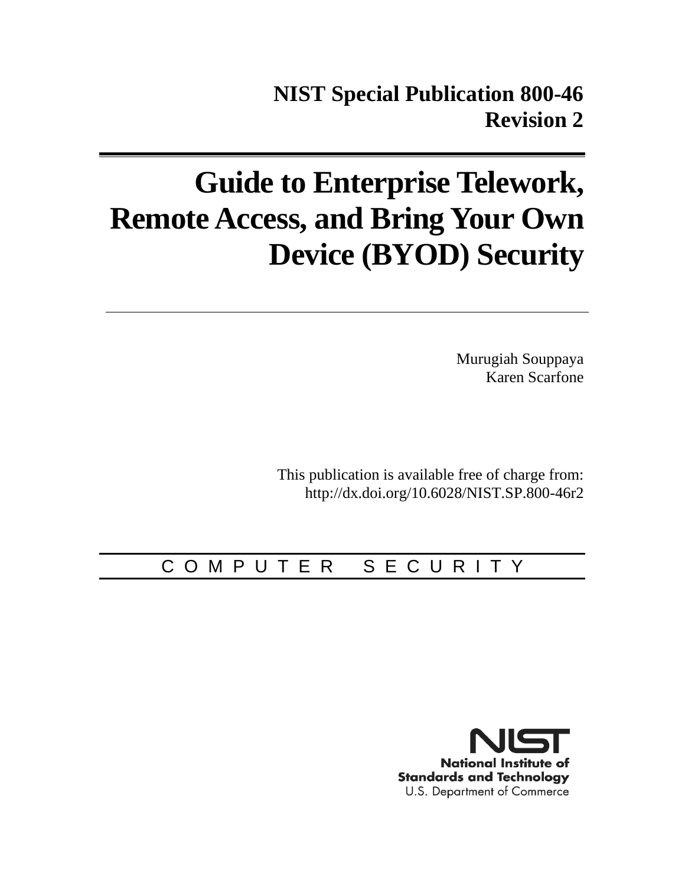**NIST Special Publication 800-46**
**Revision 2**

# Guide to Enterprise Telework, Remote Access, and Bring Your Own Device (BYOD) Security

Murugiah Souppaya
Karen Scarfone

This publication is available free of charge from:
http://dx.doi.org/10.6028/NIST.SP.800-46r2

C O M P U T E R S E C U R I T Y

**NIST**
**National Institute of Standards and Technology**
U.S. Department of Commerce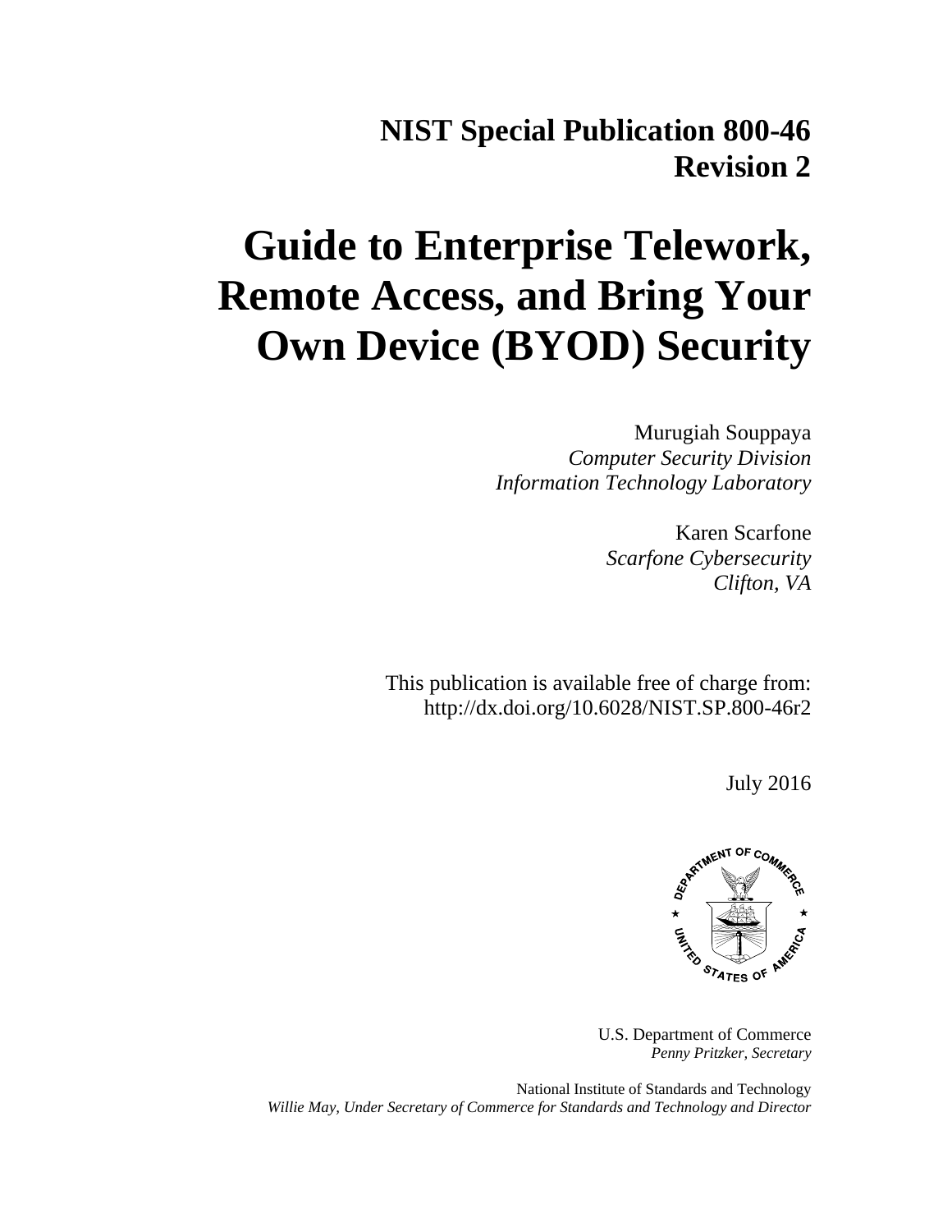**NIST Special Publication 800-46**
**Revision 2**

# Guide to Enterprise Telework, Remote Access, and Bring Your Own Device (BYOD) Security

Murugiah Souppaya
*Computer Security Division*
*Information Technology Laboratory*

Karen Scarfone
*Scarfone Cybersecurity*
*Clifton, VA*

This publication is available free of charge from:
http://dx.doi.org/10.6028/NIST.SP.800-46r2

July 2016

U.S. Department of Commerce
*Penny Pritzker, Secretary*

National Institute of Standards and Technology
*Willie May, Under Secretary of Commerce for Standards and Technology and Director*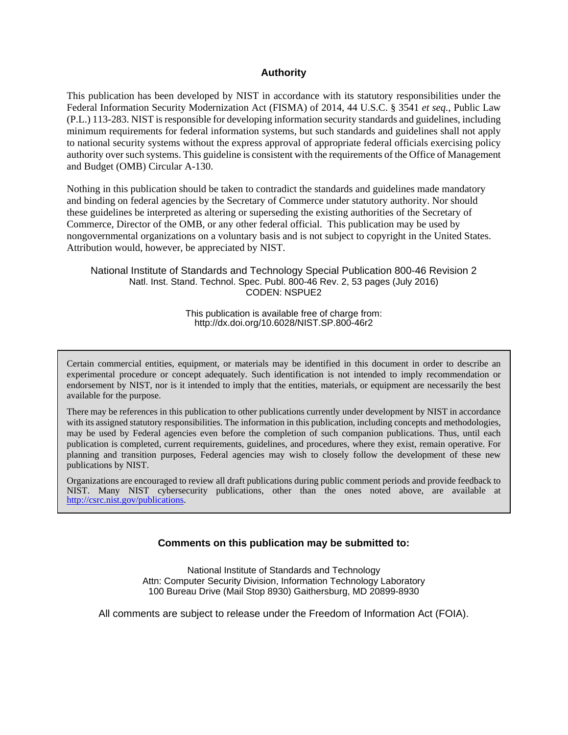## Authority

This publication has been developed by NIST in accordance with its statutory responsibilities under the Federal Information Security Modernization Act (FISMA) of 2014, 44 U.S.C. § 3541 *et seq.*, Public Law (P.L.) 113-283. NIST is responsible for developing information security standards and guidelines, including minimum requirements for federal information systems, but such standards and guidelines shall not apply to national security systems without the express approval of appropriate federal officials exercising policy authority over such systems. This guideline is consistent with the requirements of the Office of Management and Budget (OMB) Circular A-130.

Nothing in this publication should be taken to contradict the standards and guidelines made mandatory and binding on federal agencies by the Secretary of Commerce under statutory authority. Nor should these guidelines be interpreted as altering or superseding the existing authorities of the Secretary of Commerce, Director of the OMB, or any other federal official. This publication may be used by nongovernmental organizations on a voluntary basis and is not subject to copyright in the United States. Attribution would, however, be appreciated by NIST.

National Institute of Standards and Technology Special Publication 800-46 Revision 2
Natl. Inst. Stand. Technol. Spec. Publ. 800-46 Rev. 2, 53 pages (July 2016)
CODEN: NSPUE2

This publication is available free of charge from:
http://dx.doi.org/10.6028/NIST.SP.800-46r2

Certain commercial entities, equipment, or materials may be identified in this document in order to describe an experimental procedure or concept adequately. Such identification is not intended to imply recommendation or endorsement by NIST, nor is it intended to imply that the entities, materials, or equipment are necessarily the best available for the purpose.

There may be references in this publication to other publications currently under development by NIST in accordance with its assigned statutory responsibilities. The information in this publication, including concepts and methodologies, may be used by Federal agencies even before the completion of such companion publications. Thus, until each publication is completed, current requirements, guidelines, and procedures, where they exist, remain operative. For planning and transition purposes, Federal agencies may wish to closely follow the development of these new publications by NIST.

Organizations are encouraged to review all draft publications during public comment periods and provide feedback to NIST. Many NIST cybersecurity publications, other than the ones noted above, are available at http://csrc.nist.gov/publications.

**Comments on this publication may be submitted to:**

National Institute of Standards and Technology
Attn: Computer Security Division, Information Technology Laboratory
100 Bureau Drive (Mail Stop 8930) Gaithersburg, MD 20899-8930

All comments are subject to release under the Freedom of Information Act (FOIA).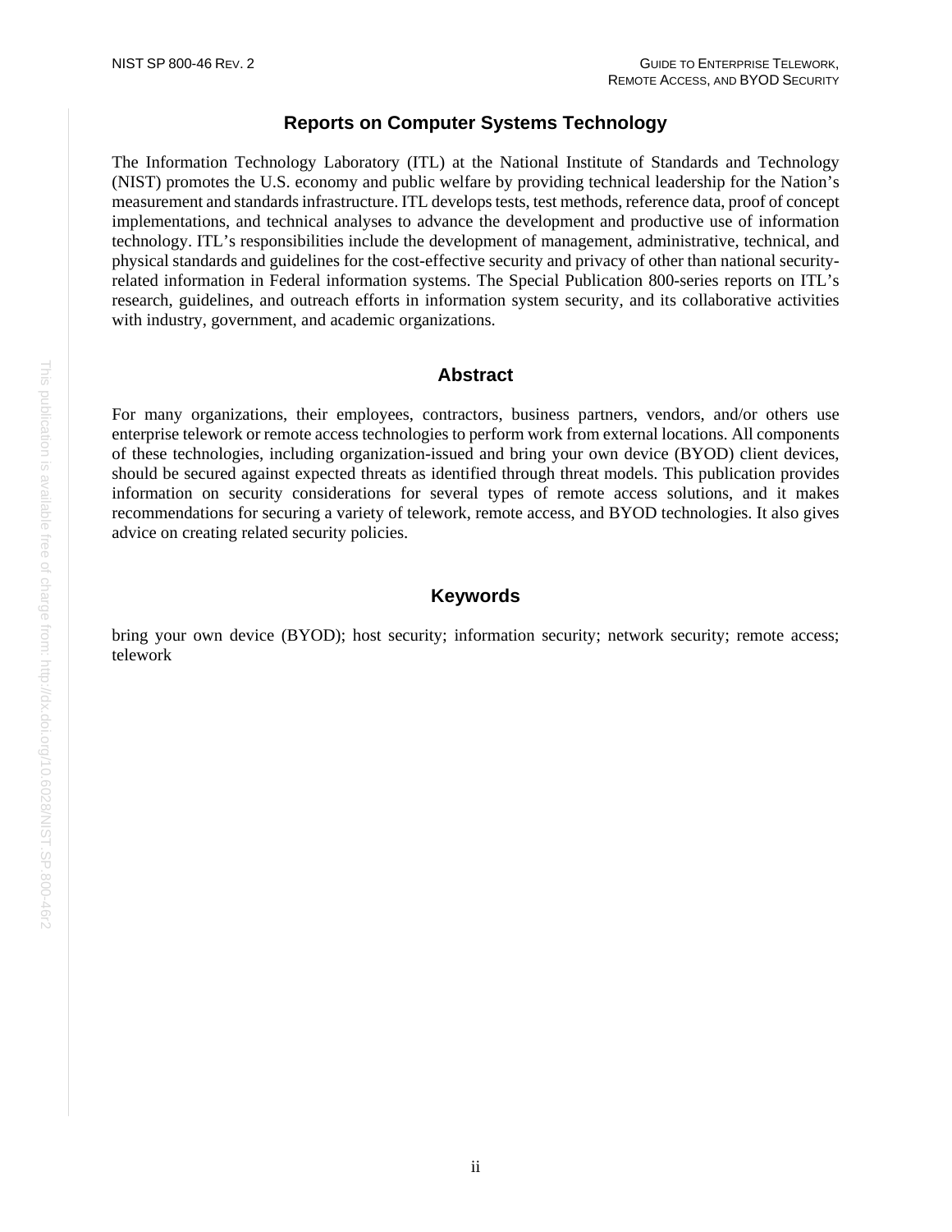## Reports on Computer Systems Technology

The Information Technology Laboratory (ITL) at the National Institute of Standards and Technology (NIST) promotes the U.S. economy and public welfare by providing technical leadership for the Nation's measurement and standards infrastructure. ITL develops tests, test methods, reference data, proof of concept implementations, and technical analyses to advance the development and productive use of information technology. ITL's responsibilities include the development of management, administrative, technical, and physical standards and guidelines for the cost-effective security and privacy of other than national security-related information in Federal information systems. The Special Publication 800-series reports on ITL's research, guidelines, and outreach efforts in information system security, and its collaborative activities with industry, government, and academic organizations.

## Abstract

For many organizations, their employees, contractors, business partners, vendors, and/or others use enterprise telework or remote access technologies to perform work from external locations. All components of these technologies, including organization-issued and bring your own device (BYOD) client devices, should be secured against expected threats as identified through threat models. This publication provides information on security considerations for several types of remote access solutions, and it makes recommendations for securing a variety of telework, remote access, and BYOD technologies. It also gives advice on creating related security policies.

## Keywords

bring your own device (BYOD); host security; information security; network security; remote access; telework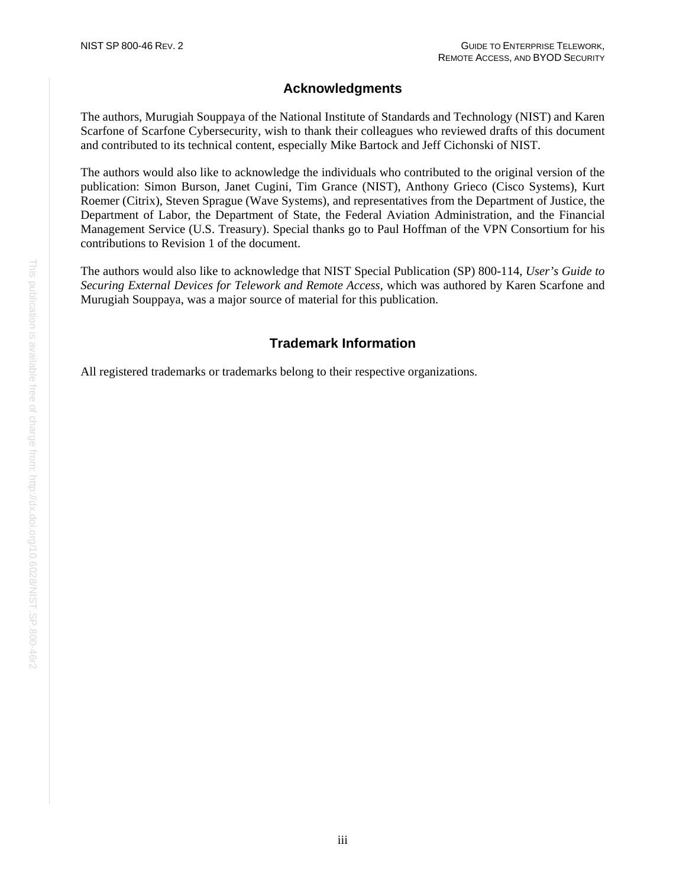## Acknowledgments

The authors, Murugiah Souppaya of the National Institute of Standards and Technology (NIST) and Karen Scarfone of Scarfone Cybersecurity, wish to thank their colleagues who reviewed drafts of this document and contributed to its technical content, especially Mike Bartock and Jeff Cichonski of NIST.

The authors would also like to acknowledge the individuals who contributed to the original version of the publication: Simon Burson, Janet Cugini, Tim Grance (NIST), Anthony Grieco (Cisco Systems), Kurt Roemer (Citrix), Steven Sprague (Wave Systems), and representatives from the Department of Justice, the Department of Labor, the Department of State, the Federal Aviation Administration, and the Financial Management Service (U.S. Treasury). Special thanks go to Paul Hoffman of the VPN Consortium for his contributions to Revision 1 of the document.

The authors would also like to acknowledge that NIST Special Publication (SP) 800-114, *User's Guide to Securing External Devices for Telework and Remote Access*, which was authored by Karen Scarfone and Murugiah Souppaya, was a major source of material for this publication.

## Trademark Information

All registered trademarks or trademarks belong to their respective organizations.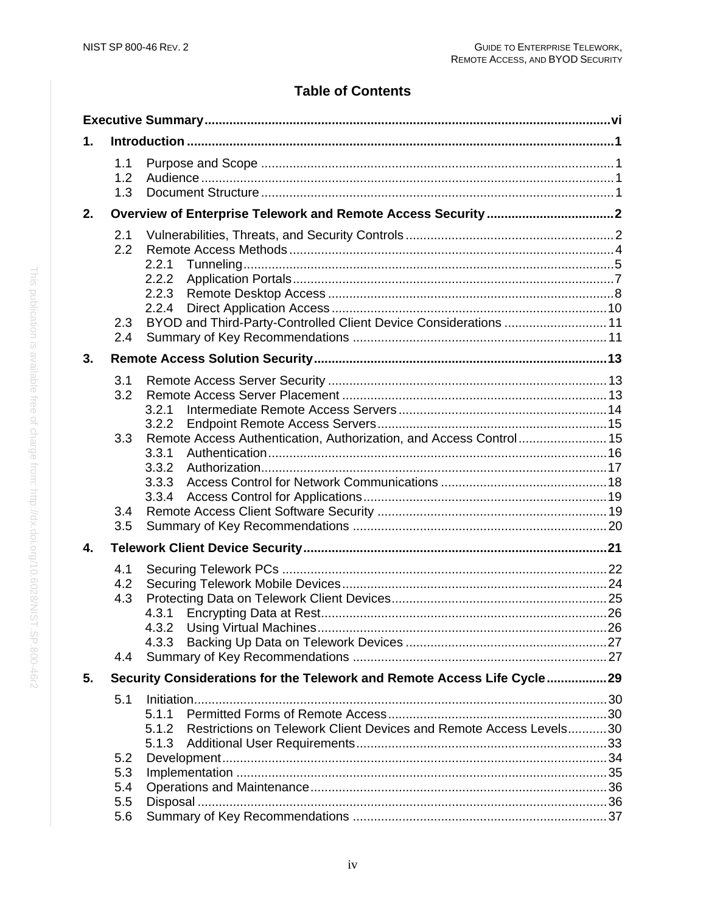# Table of Contents

**Executive Summary** ..... vi

**1. Introduction** ..... 1

- 1.1 Purpose and Scope ..... 1
- 1.2 Audience ..... 1
- 1.3 Document Structure ..... 1

**2. Overview of Enterprise Telework and Remote Access Security** ..... 2

- 2.1 Vulnerabilities, Threats, and Security Controls ..... 2
- 2.2 Remote Access Methods ..... 4
  - 2.2.1 Tunneling ..... 5
  - 2.2.2 Application Portals ..... 7
  - 2.2.3 Remote Desktop Access ..... 8
  - 2.2.4 Direct Application Access ..... 10
- 2.3 BYOD and Third-Party-Controlled Client Device Considerations ..... 11
- 2.4 Summary of Key Recommendations ..... 11

**3. Remote Access Solution Security** ..... 13

- 3.1 Remote Access Server Security ..... 13
- 3.2 Remote Access Server Placement ..... 13
  - 3.2.1 Intermediate Remote Access Servers ..... 14
  - 3.2.2 Endpoint Remote Access Servers ..... 15
- 3.3 Remote Access Authentication, Authorization, and Access Control ..... 15
  - 3.3.1 Authentication ..... 16
  - 3.3.2 Authorization ..... 17
  - 3.3.3 Access Control for Network Communications ..... 18
  - 3.3.4 Access Control for Applications ..... 19
- 3.4 Remote Access Client Software Security ..... 19
- 3.5 Summary of Key Recommendations ..... 20

**4. Telework Client Device Security** ..... 21

- 4.1 Securing Telework PCs ..... 22
- 4.2 Securing Telework Mobile Devices ..... 24
- 4.3 Protecting Data on Telework Client Devices ..... 25
  - 4.3.1 Encrypting Data at Rest ..... 26
  - 4.3.2 Using Virtual Machines ..... 26
  - 4.3.3 Backing Up Data on Telework Devices ..... 27
- 4.4 Summary of Key Recommendations ..... 27

**5. Security Considerations for the Telework and Remote Access Life Cycle** ..... 29

- 5.1 Initiation ..... 30
  - 5.1.1 Permitted Forms of Remote Access ..... 30
  - 5.1.2 Restrictions on Telework Client Devices and Remote Access Levels ..... 30
  - 5.1.3 Additional User Requirements ..... 33
- 5.2 Development ..... 34
- 5.3 Implementation ..... 35
- 5.4 Operations and Maintenance ..... 36
- 5.5 Disposal ..... 36
- 5.6 Summary of Key Recommendations ..... 37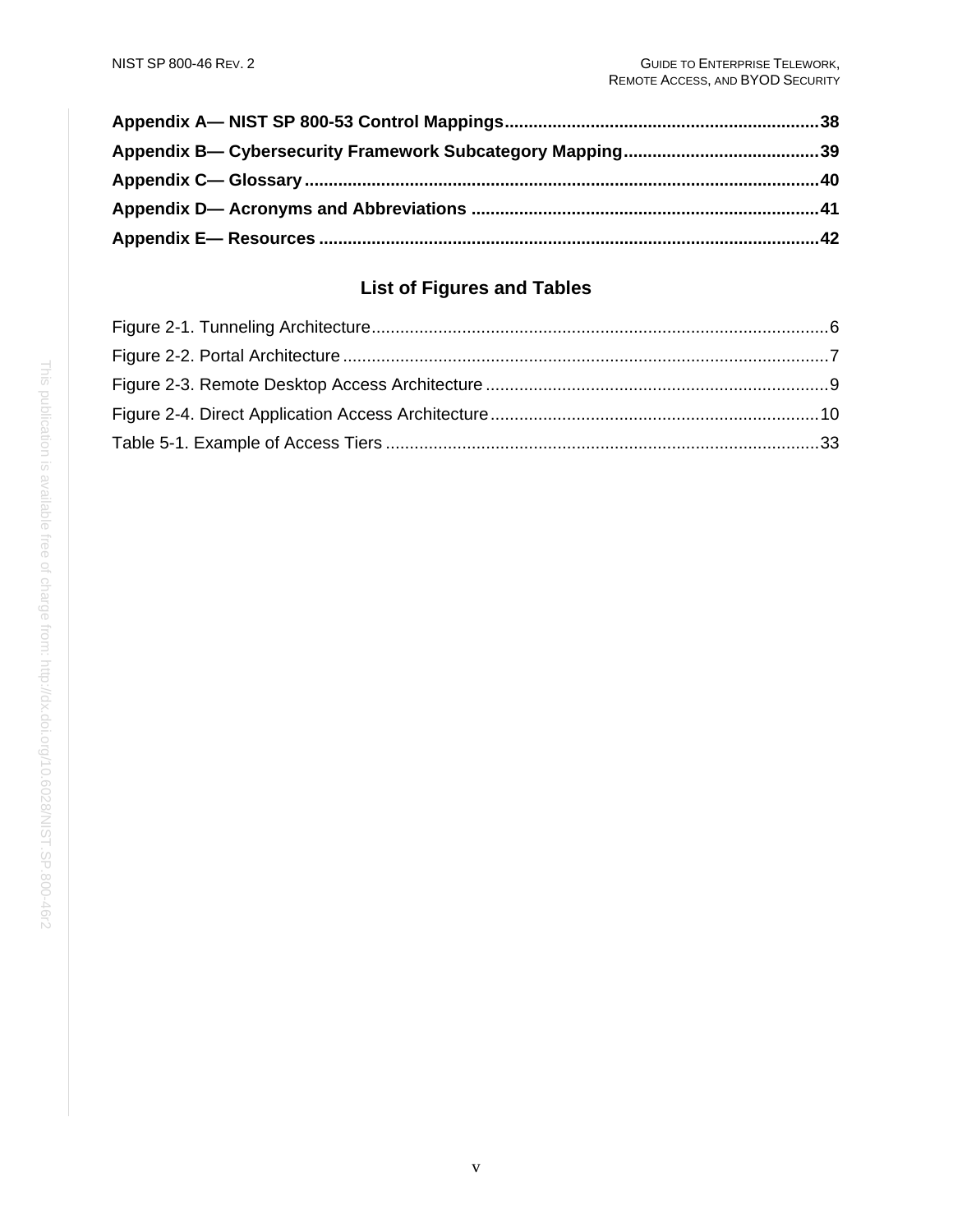**Appendix A— NIST SP 800-53 Control Mappings .................................................................. 38**

**Appendix B— Cybersecurity Framework Subcategory Mapping ......................................... 39**

**Appendix C— Glossary ........................................................................................................... 40**

**Appendix D— Acronyms and Abbreviations ......................................................................... 41**

**Appendix E— Resources ........................................................................................................ 42**

## List of Figures and Tables

Figure 2-1. Tunneling Architecture ................................................................................................ 6

Figure 2-2. Portal Architecture ...................................................................................................... 7

Figure 2-3. Remote Desktop Access Architecture ........................................................................ 9

Figure 2-4. Direct Application Access Architecture ..................................................................... 10

Table 5-1. Example of Access Tiers ........................................................................................... 33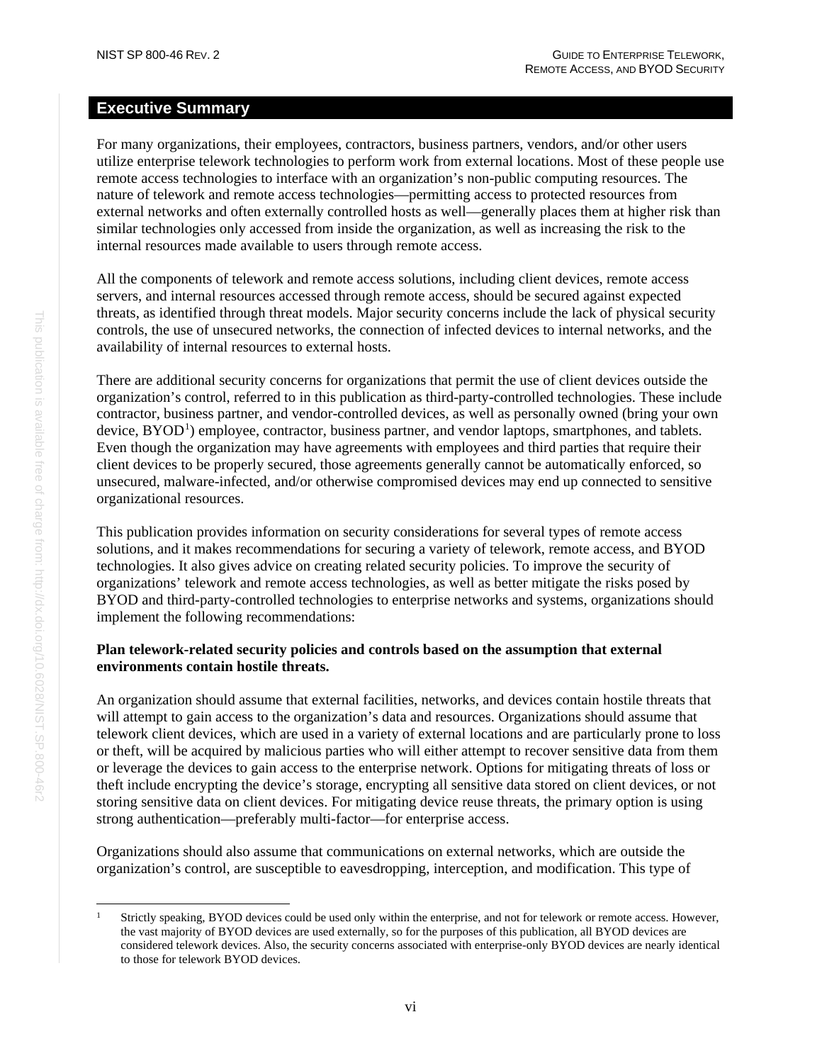## Executive Summary

For many organizations, their employees, contractors, business partners, vendors, and/or other users utilize enterprise telework technologies to perform work from external locations. Most of these people use remote access technologies to interface with an organization's non-public computing resources. The nature of telework and remote access technologies—permitting access to protected resources from external networks and often externally controlled hosts as well—generally places them at higher risk than similar technologies only accessed from inside the organization, as well as increasing the risk to the internal resources made available to users through remote access.

All the components of telework and remote access solutions, including client devices, remote access servers, and internal resources accessed through remote access, should be secured against expected threats, as identified through threat models. Major security concerns include the lack of physical security controls, the use of unsecured networks, the connection of infected devices to internal networks, and the availability of internal resources to external hosts.

There are additional security concerns for organizations that permit the use of client devices outside the organization's control, referred to in this publication as third-party-controlled technologies. These include contractor, business partner, and vendor-controlled devices, as well as personally owned (bring your own device, BYOD[1]) employee, contractor, business partner, and vendor laptops, smartphones, and tablets. Even though the organization may have agreements with employees and third parties that require their client devices to be properly secured, those agreements generally cannot be automatically enforced, so unsecured, malware-infected, and/or otherwise compromised devices may end up connected to sensitive organizational resources.

This publication provides information on security considerations for several types of remote access solutions, and it makes recommendations for securing a variety of telework, remote access, and BYOD technologies. It also gives advice on creating related security policies. To improve the security of organizations' telework and remote access technologies, as well as better mitigate the risks posed by BYOD and third-party-controlled technologies to enterprise networks and systems, organizations should implement the following recommendations:

**Plan telework-related security policies and controls based on the assumption that external environments contain hostile threats.**

An organization should assume that external facilities, networks, and devices contain hostile threats that will attempt to gain access to the organization's data and resources. Organizations should assume that telework client devices, which are used in a variety of external locations and are particularly prone to loss or theft, will be acquired by malicious parties who will either attempt to recover sensitive data from them or leverage the devices to gain access to the enterprise network. Options for mitigating threats of loss or theft include encrypting the device's storage, encrypting all sensitive data stored on client devices, or not storing sensitive data on client devices. For mitigating device reuse threats, the primary option is using strong authentication—preferably multi-factor—for enterprise access.

Organizations should also assume that communications on external networks, which are outside the organization's control, are susceptible to eavesdropping, interception, and modification. This type of

[1] Strictly speaking, BYOD devices could be used only within the enterprise, and not for telework or remote access. However, the vast majority of BYOD devices are used externally, so for the purposes of this publication, all BYOD devices are considered telework devices. Also, the security concerns associated with enterprise-only BYOD devices are nearly identical to those for telework BYOD devices.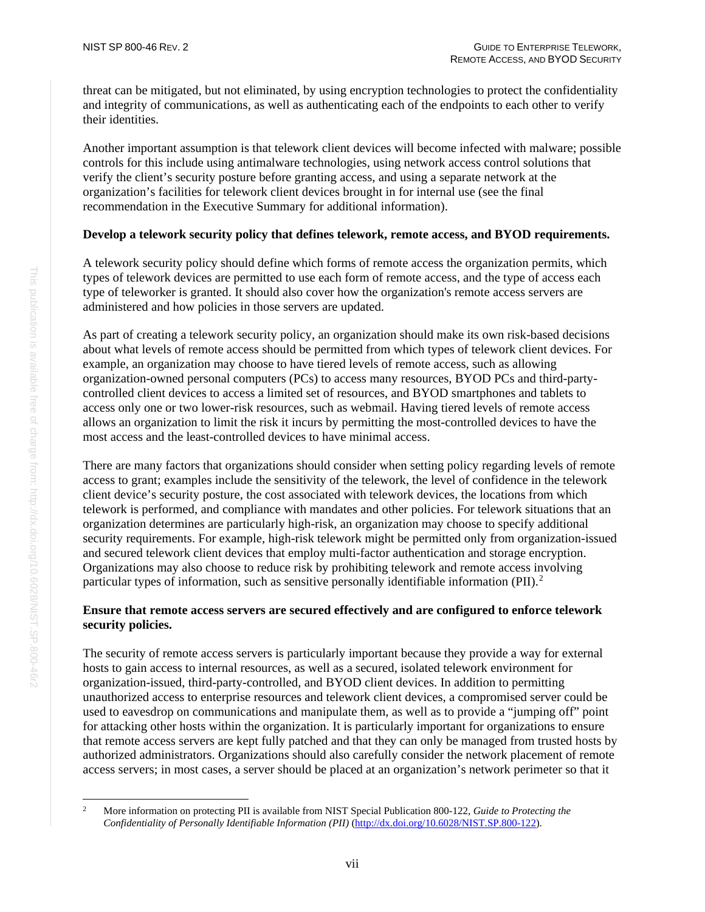threat can be mitigated, but not eliminated, by using encryption technologies to protect the confidentiality and integrity of communications, as well as authenticating each of the endpoints to each other to verify their identities.

Another important assumption is that telework client devices will become infected with malware; possible controls for this include using antimalware technologies, using network access control solutions that verify the client's security posture before granting access, and using a separate network at the organization's facilities for telework client devices brought in for internal use (see the final recommendation in the Executive Summary for additional information).

**Develop a telework security policy that defines telework, remote access, and BYOD requirements.**

A telework security policy should define which forms of remote access the organization permits, which types of telework devices are permitted to use each form of remote access, and the type of access each type of teleworker is granted. It should also cover how the organization's remote access servers are administered and how policies in those servers are updated.

As part of creating a telework security policy, an organization should make its own risk-based decisions about what levels of remote access should be permitted from which types of telework client devices. For example, an organization may choose to have tiered levels of remote access, such as allowing organization-owned personal computers (PCs) to access many resources, BYOD PCs and third-party-controlled client devices to access a limited set of resources, and BYOD smartphones and tablets to access only one or two lower-risk resources, such as webmail. Having tiered levels of remote access allows an organization to limit the risk it incurs by permitting the most-controlled devices to have the most access and the least-controlled devices to have minimal access.

There are many factors that organizations should consider when setting policy regarding levels of remote access to grant; examples include the sensitivity of the telework, the level of confidence in the telework client device's security posture, the cost associated with telework devices, the locations from which telework is performed, and compliance with mandates and other policies. For telework situations that an organization determines are particularly high-risk, an organization may choose to specify additional security requirements. For example, high-risk telework might be permitted only from organization-issued and secured telework client devices that employ multi-factor authentication and storage encryption. Organizations may also choose to reduce risk by prohibiting telework and remote access involving particular types of information, such as sensitive personally identifiable information (PII).[2]

**Ensure that remote access servers are secured effectively and are configured to enforce telework security policies.**

The security of remote access servers is particularly important because they provide a way for external hosts to gain access to internal resources, as well as a secured, isolated telework environment for organization-issued, third-party-controlled, and BYOD client devices. In addition to permitting unauthorized access to enterprise resources and telework client devices, a compromised server could be used to eavesdrop on communications and manipulate them, as well as to provide a "jumping off" point for attacking other hosts within the organization. It is particularly important for organizations to ensure that remote access servers are kept fully patched and that they can only be managed from trusted hosts by authorized administrators. Organizations should also carefully consider the network placement of remote access servers; in most cases, a server should be placed at an organization's network perimeter so that it

---

[2] More information on protecting PII is available from NIST Special Publication 800-122, *Guide to Protecting the Confidentiality of Personally Identifiable Information (PII)* (http://dx.doi.org/10.6028/NIST.SP.800-122).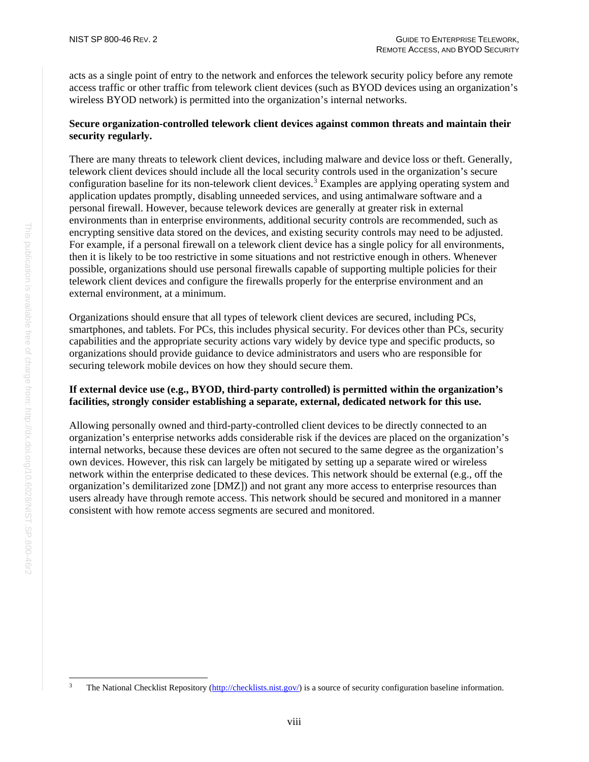acts as a single point of entry to the network and enforces the telework security policy before any remote access traffic or other traffic from telework client devices (such as BYOD devices using an organization's wireless BYOD network) is permitted into the organization's internal networks.

**Secure organization-controlled telework client devices against common threats and maintain their security regularly.**

There are many threats to telework client devices, including malware and device loss or theft. Generally, telework client devices should include all the local security controls used in the organization's secure configuration baseline for its non-telework client devices.[3] Examples are applying operating system and application updates promptly, disabling unneeded services, and using antimalware software and a personal firewall. However, because telework devices are generally at greater risk in external environments than in enterprise environments, additional security controls are recommended, such as encrypting sensitive data stored on the devices, and existing security controls may need to be adjusted. For example, if a personal firewall on a telework client device has a single policy for all environments, then it is likely to be too restrictive in some situations and not restrictive enough in others. Whenever possible, organizations should use personal firewalls capable of supporting multiple policies for their telework client devices and configure the firewalls properly for the enterprise environment and an external environment, at a minimum.

Organizations should ensure that all types of telework client devices are secured, including PCs, smartphones, and tablets. For PCs, this includes physical security. For devices other than PCs, security capabilities and the appropriate security actions vary widely by device type and specific products, so organizations should provide guidance to device administrators and users who are responsible for securing telework mobile devices on how they should secure them.

**If external device use (e.g., BYOD, third-party controlled) is permitted within the organization's facilities, strongly consider establishing a separate, external, dedicated network for this use.**

Allowing personally owned and third-party-controlled client devices to be directly connected to an organization's enterprise networks adds considerable risk if the devices are placed on the organization's internal networks, because these devices are often not secured to the same degree as the organization's own devices. However, this risk can largely be mitigated by setting up a separate wired or wireless network within the enterprise dedicated to these devices. This network should be external (e.g., off the organization's demilitarized zone [DMZ]) and not grant any more access to enterprise resources than users already have through remote access. This network should be secured and monitored in a manner consistent with how remote access segments are secured and monitored.

---

[3] The National Checklist Repository (http://checklists.nist.gov/) is a source of security configuration baseline information.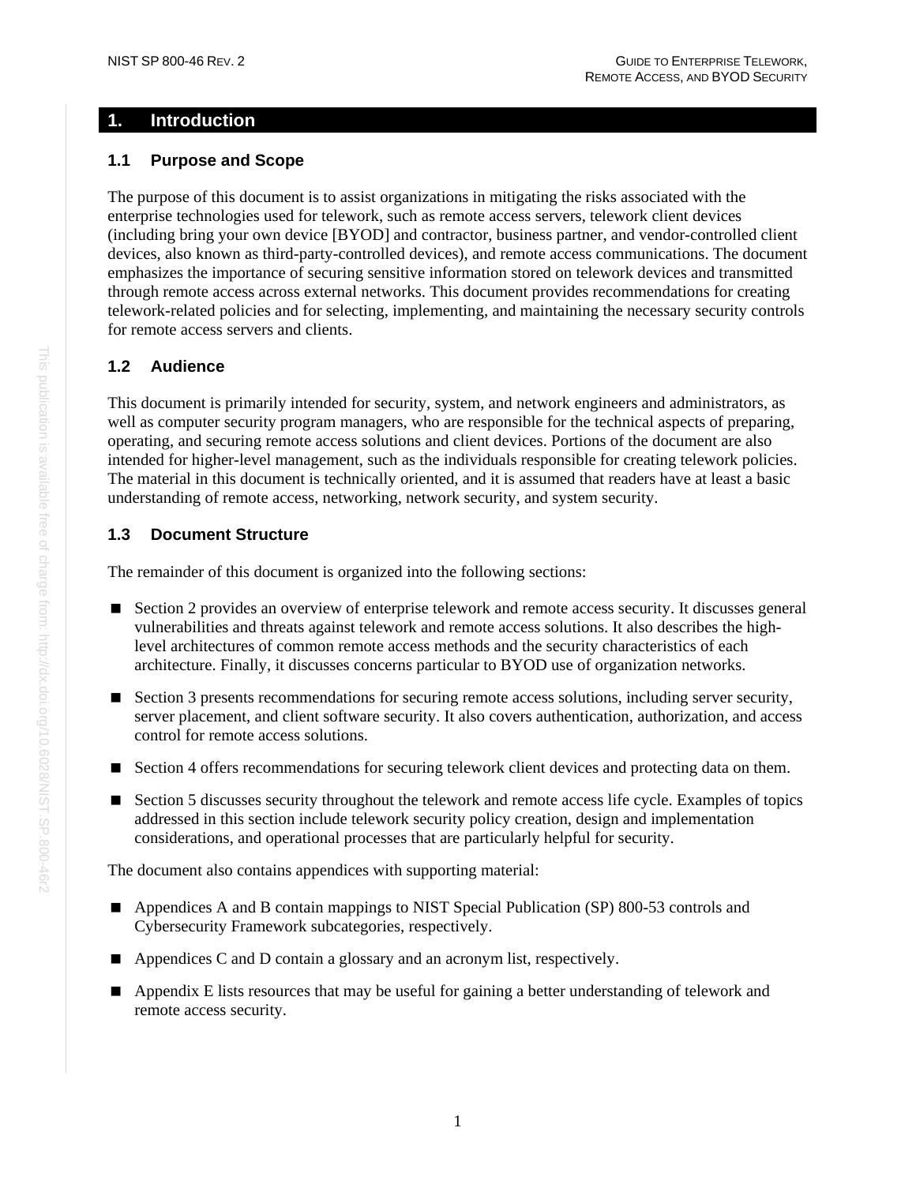# 1. Introduction

## 1.1 Purpose and Scope

The purpose of this document is to assist organizations in mitigating the risks associated with the enterprise technologies used for telework, such as remote access servers, telework client devices (including bring your own device [BYOD] and contractor, business partner, and vendor-controlled client devices, also known as third-party-controlled devices), and remote access communications. The document emphasizes the importance of securing sensitive information stored on telework devices and transmitted through remote access across external networks. This document provides recommendations for creating telework-related policies and for selecting, implementing, and maintaining the necessary security controls for remote access servers and clients.

## 1.2 Audience

This document is primarily intended for security, system, and network engineers and administrators, as well as computer security program managers, who are responsible for the technical aspects of preparing, operating, and securing remote access solutions and client devices. Portions of the document are also intended for higher-level management, such as the individuals responsible for creating telework policies. The material in this document is technically oriented, and it is assumed that readers have at least a basic understanding of remote access, networking, network security, and system security.

## 1.3 Document Structure

The remainder of this document is organized into the following sections:

- Section 2 provides an overview of enterprise telework and remote access security. It discusses general vulnerabilities and threats against telework and remote access solutions. It also describes the high-level architectures of common remote access methods and the security characteristics of each architecture. Finally, it discusses concerns particular to BYOD use of organization networks.
- Section 3 presents recommendations for securing remote access solutions, including server security, server placement, and client software security. It also covers authentication, authorization, and access control for remote access solutions.
- Section 4 offers recommendations for securing telework client devices and protecting data on them.
- Section 5 discusses security throughout the telework and remote access life cycle. Examples of topics addressed in this section include telework security policy creation, design and implementation considerations, and operational processes that are particularly helpful for security.

The document also contains appendices with supporting material:

- Appendices A and B contain mappings to NIST Special Publication (SP) 800-53 controls and Cybersecurity Framework subcategories, respectively.
- Appendices C and D contain a glossary and an acronym list, respectively.
- Appendix E lists resources that may be useful for gaining a better understanding of telework and remote access security.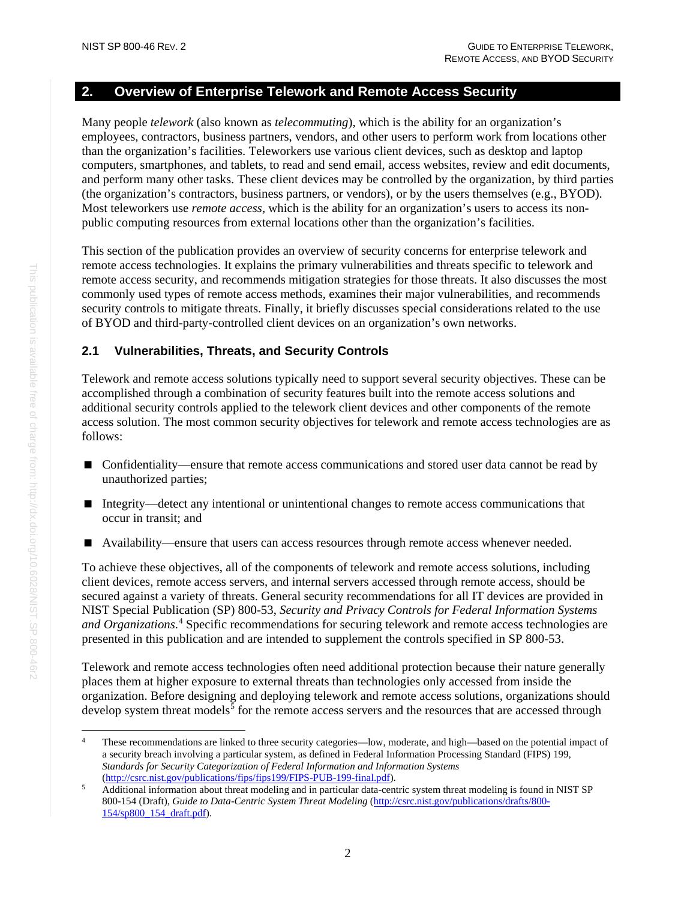## 2. Overview of Enterprise Telework and Remote Access Security

Many people *telework* (also known as *telecommuting*), which is the ability for an organization's employees, contractors, business partners, vendors, and other users to perform work from locations other than the organization's facilities. Teleworkers use various client devices, such as desktop and laptop computers, smartphones, and tablets, to read and send email, access websites, review and edit documents, and perform many other tasks. These client devices may be controlled by the organization, by third parties (the organization's contractors, business partners, or vendors), or by the users themselves (e.g., BYOD). Most teleworkers use *remote access*, which is the ability for an organization's users to access its non-public computing resources from external locations other than the organization's facilities.

This section of the publication provides an overview of security concerns for enterprise telework and remote access technologies. It explains the primary vulnerabilities and threats specific to telework and remote access security, and recommends mitigation strategies for those threats. It also discusses the most commonly used types of remote access methods, examines their major vulnerabilities, and recommends security controls to mitigate threats. Finally, it briefly discusses special considerations related to the use of BYOD and third-party-controlled client devices on an organization's own networks.

### 2.1 Vulnerabilities, Threats, and Security Controls

Telework and remote access solutions typically need to support several security objectives. These can be accomplished through a combination of security features built into the remote access solutions and additional security controls applied to the telework client devices and other components of the remote access solution. The most common security objectives for telework and remote access technologies are as follows:

- Confidentiality—ensure that remote access communications and stored user data cannot be read by unauthorized parties;
- Integrity—detect any intentional or unintentional changes to remote access communications that occur in transit; and
- Availability—ensure that users can access resources through remote access whenever needed.

To achieve these objectives, all of the components of telework and remote access solutions, including client devices, remote access servers, and internal servers accessed through remote access, should be secured against a variety of threats. General security recommendations for all IT devices are provided in NIST Special Publication (SP) 800-53, *Security and Privacy Controls for Federal Information Systems and Organizations*.[4] Specific recommendations for securing telework and remote access technologies are presented in this publication and are intended to supplement the controls specified in SP 800-53.

Telework and remote access technologies often need additional protection because their nature generally places them at higher exposure to external threats than technologies only accessed from inside the organization. Before designing and deploying telework and remote access solutions, organizations should develop system threat models[5] for the remote access servers and the resources that are accessed through

---

[4] These recommendations are linked to three security categories—low, moderate, and high—based on the potential impact of a security breach involving a particular system, as defined in Federal Information Processing Standard (FIPS) 199, *Standards for Security Categorization of Federal Information and Information Systems* (http://csrc.nist.gov/publications/fips/fips199/FIPS-PUB-199-final.pdf).

[5] Additional information about threat modeling and in particular data-centric system threat modeling is found in NIST SP 800-154 (Draft), *Guide to Data-Centric System Threat Modeling* (http://csrc.nist.gov/publications/drafts/800-154/sp800_154_draft.pdf).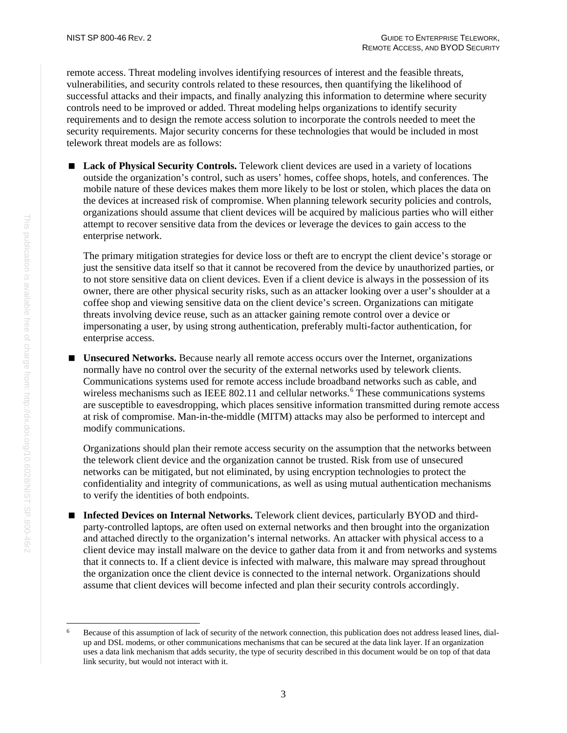remote access. Threat modeling involves identifying resources of interest and the feasible threats, vulnerabilities, and security controls related to these resources, then quantifying the likelihood of successful attacks and their impacts, and finally analyzing this information to determine where security controls need to be improved or added. Threat modeling helps organizations to identify security requirements and to design the remote access solution to incorporate the controls needed to meet the security requirements. Major security concerns for these technologies that would be included in most telework threat models are as follows:

- **Lack of Physical Security Controls.** Telework client devices are used in a variety of locations outside the organization's control, such as users' homes, coffee shops, hotels, and conferences. The mobile nature of these devices makes them more likely to be lost or stolen, which places the data on the devices at increased risk of compromise. When planning telework security policies and controls, organizations should assume that client devices will be acquired by malicious parties who will either attempt to recover sensitive data from the devices or leverage the devices to gain access to the enterprise network.

  The primary mitigation strategies for device loss or theft are to encrypt the client device's storage or just the sensitive data itself so that it cannot be recovered from the device by unauthorized parties, or to not store sensitive data on client devices. Even if a client device is always in the possession of its owner, there are other physical security risks, such as an attacker looking over a user's shoulder at a coffee shop and viewing sensitive data on the client device's screen. Organizations can mitigate threats involving device reuse, such as an attacker gaining remote control over a device or impersonating a user, by using strong authentication, preferably multi-factor authentication, for enterprise access.

- **Unsecured Networks.** Because nearly all remote access occurs over the Internet, organizations normally have no control over the security of the external networks used by telework clients. Communications systems used for remote access include broadband networks such as cable, and wireless mechanisms such as IEEE 802.11 and cellular networks.[6] These communications systems are susceptible to eavesdropping, which places sensitive information transmitted during remote access at risk of compromise. Man-in-the-middle (MITM) attacks may also be performed to intercept and modify communications.

  Organizations should plan their remote access security on the assumption that the networks between the telework client device and the organization cannot be trusted. Risk from use of unsecured networks can be mitigated, but not eliminated, by using encryption technologies to protect the confidentiality and integrity of communications, as well as using mutual authentication mechanisms to verify the identities of both endpoints.

- **Infected Devices on Internal Networks.** Telework client devices, particularly BYOD and third-party-controlled laptops, are often used on external networks and then brought into the organization and attached directly to the organization's internal networks. An attacker with physical access to a client device may install malware on the device to gather data from it and from networks and systems that it connects to. If a client device is infected with malware, this malware may spread throughout the organization once the client device is connected to the internal network. Organizations should assume that client devices will become infected and plan their security controls accordingly.

---

[6] Because of this assumption of lack of security of the network connection, this publication does not address leased lines, dial-up and DSL modems, or other communications mechanisms that can be secured at the data link layer. If an organization uses a data link mechanism that adds security, the type of security described in this document would be on top of that data link security, but would not interact with it.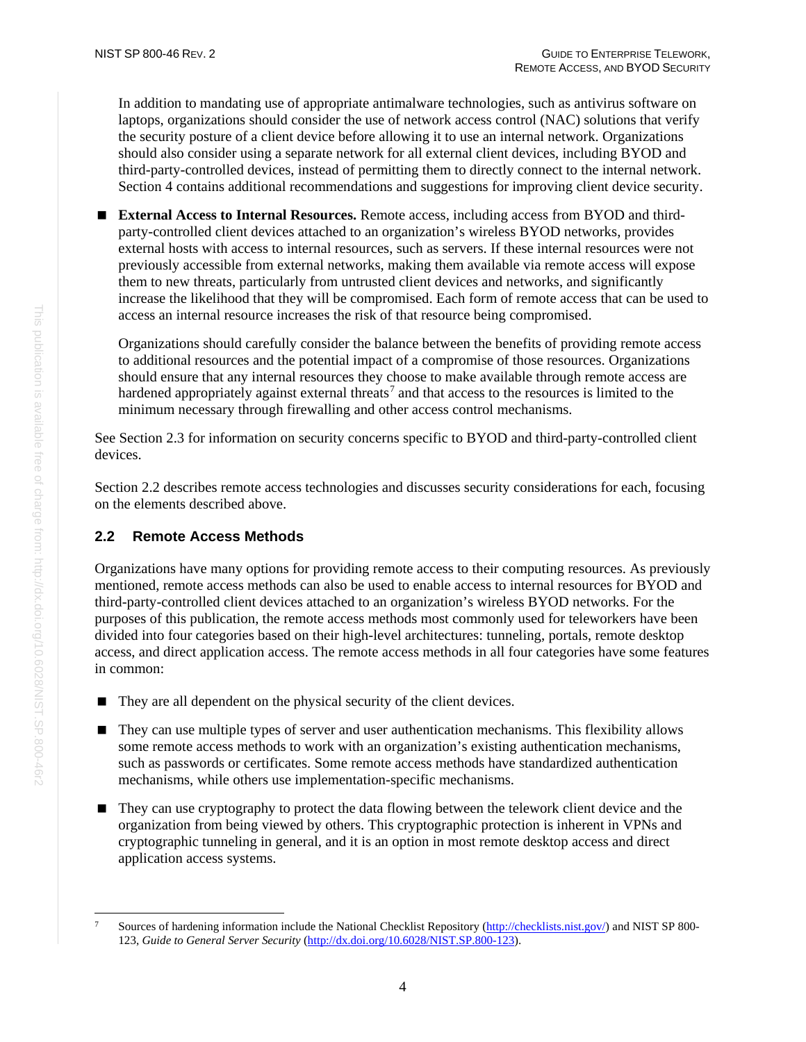In addition to mandating use of appropriate antimalware technologies, such as antivirus software on laptops, organizations should consider the use of network access control (NAC) solutions that verify the security posture of a client device before allowing it to use an internal network. Organizations should also consider using a separate network for all external client devices, including BYOD and third-party-controlled devices, instead of permitting them to directly connect to the internal network. Section 4 contains additional recommendations and suggestions for improving client device security.

- **External Access to Internal Resources.** Remote access, including access from BYOD and third-party-controlled client devices attached to an organization's wireless BYOD networks, provides external hosts with access to internal resources, such as servers. If these internal resources were not previously accessible from external networks, making them available via remote access will expose them to new threats, particularly from untrusted client devices and networks, and significantly increase the likelihood that they will be compromised. Each form of remote access that can be used to access an internal resource increases the risk of that resource being compromised.

  Organizations should carefully consider the balance between the benefits of providing remote access to additional resources and the potential impact of a compromise of those resources. Organizations should ensure that any internal resources they choose to make available through remote access are hardened appropriately against external threats[7] and that access to the resources is limited to the minimum necessary through firewalling and other access control mechanisms.

See Section 2.3 for information on security concerns specific to BYOD and third-party-controlled client devices.

Section 2.2 describes remote access technologies and discusses security considerations for each, focusing on the elements described above.

## 2.2 Remote Access Methods

Organizations have many options for providing remote access to their computing resources. As previously mentioned, remote access methods can also be used to enable access to internal resources for BYOD and third-party-controlled client devices attached to an organization's wireless BYOD networks. For the purposes of this publication, the remote access methods most commonly used for teleworkers have been divided into four categories based on their high-level architectures: tunneling, portals, remote desktop access, and direct application access. The remote access methods in all four categories have some features in common:

- They are all dependent on the physical security of the client devices.
- They can use multiple types of server and user authentication mechanisms. This flexibility allows some remote access methods to work with an organization's existing authentication mechanisms, such as passwords or certificates. Some remote access methods have standardized authentication mechanisms, while others use implementation-specific mechanisms.
- They can use cryptography to protect the data flowing between the telework client device and the organization from being viewed by others. This cryptographic protection is inherent in VPNs and cryptographic tunneling in general, and it is an option in most remote desktop access and direct application access systems.

---

[7] Sources of hardening information include the National Checklist Repository (http://checklists.nist.gov/) and NIST SP 800-123, *Guide to General Server Security* (http://dx.doi.org/10.6028/NIST.SP.800-123).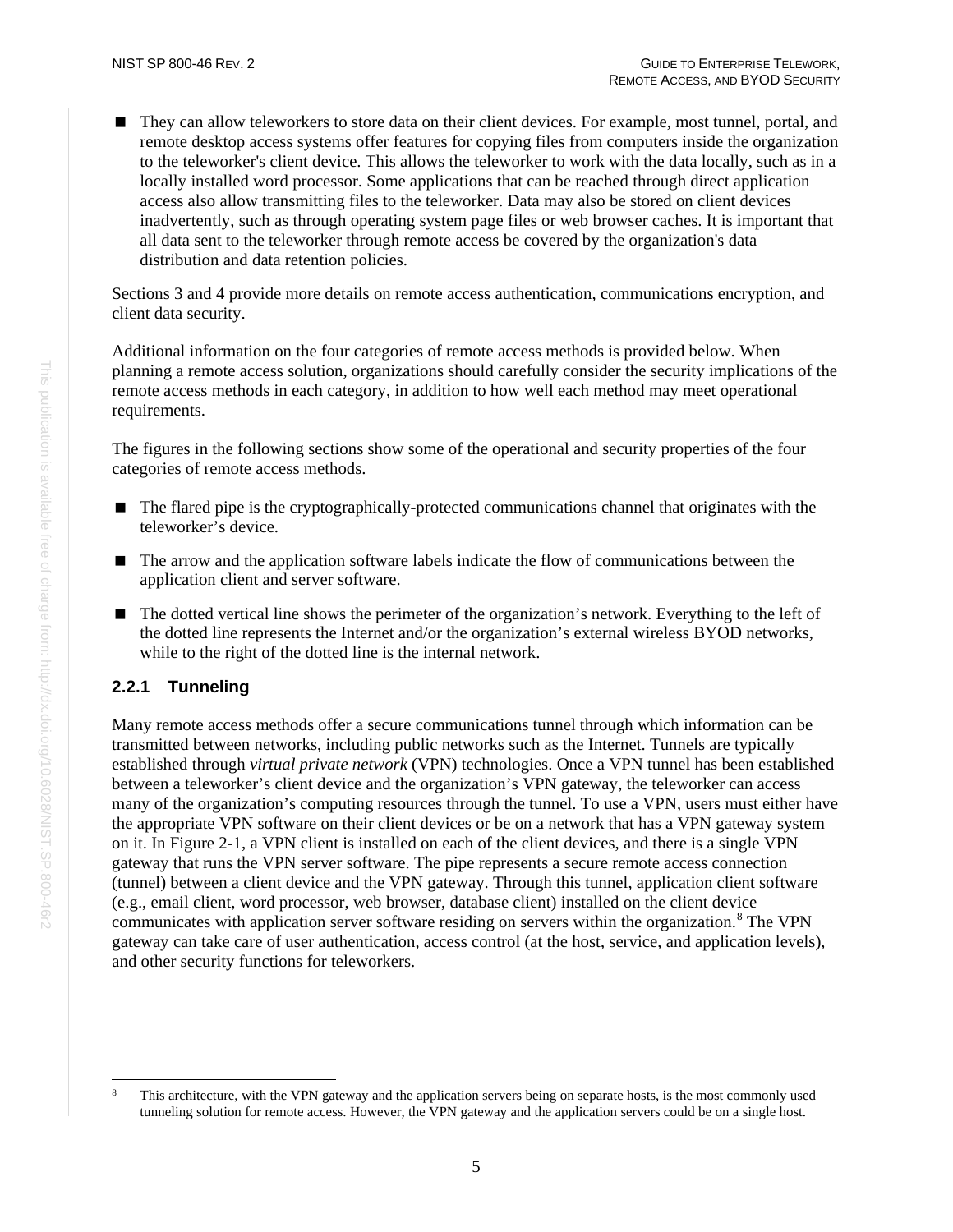- They can allow teleworkers to store data on their client devices. For example, most tunnel, portal, and remote desktop access systems offer features for copying files from computers inside the organization to the teleworker's client device. This allows the teleworker to work with the data locally, such as in a locally installed word processor. Some applications that can be reached through direct application access also allow transmitting files to the teleworker. Data may also be stored on client devices inadvertently, such as through operating system page files or web browser caches. It is important that all data sent to the teleworker through remote access be covered by the organization's data distribution and data retention policies.

Sections 3 and 4 provide more details on remote access authentication, communications encryption, and client data security.

Additional information on the four categories of remote access methods is provided below. When planning a remote access solution, organizations should carefully consider the security implications of the remote access methods in each category, in addition to how well each method may meet operational requirements.

The figures in the following sections show some of the operational and security properties of the four categories of remote access methods.

- The flared pipe is the cryptographically-protected communications channel that originates with the teleworker's device.
- The arrow and the application software labels indicate the flow of communications between the application client and server software.
- The dotted vertical line shows the perimeter of the organization's network. Everything to the left of the dotted line represents the Internet and/or the organization's external wireless BYOD networks, while to the right of the dotted line is the internal network.

### 2.2.1 Tunneling

Many remote access methods offer a secure communications tunnel through which information can be transmitted between networks, including public networks such as the Internet. Tunnels are typically established through *virtual private network* (VPN) technologies. Once a VPN tunnel has been established between a teleworker's client device and the organization's VPN gateway, the teleworker can access many of the organization's computing resources through the tunnel. To use a VPN, users must either have the appropriate VPN software on their client devices or be on a network that has a VPN gateway system on it. In Figure 2-1, a VPN client is installed on each of the client devices, and there is a single VPN gateway that runs the VPN server software. The pipe represents a secure remote access connection (tunnel) between a client device and the VPN gateway. Through this tunnel, application client software (e.g., email client, word processor, web browser, database client) installed on the client device communicates with application server software residing on servers within the organization.[8] The VPN gateway can take care of user authentication, access control (at the host, service, and application levels), and other security functions for teleworkers.

[8] This architecture, with the VPN gateway and the application servers being on separate hosts, is the most commonly used tunneling solution for remote access. However, the VPN gateway and the application servers could be on a single host.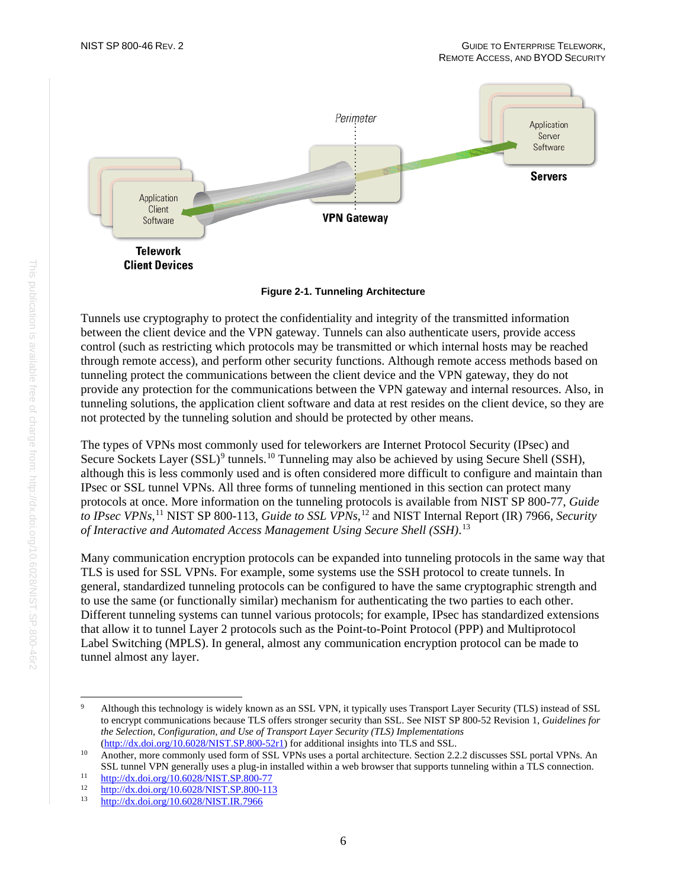**Figure 2-1. Tunneling Architecture**

Tunnels use cryptography to protect the confidentiality and integrity of the transmitted information between the client device and the VPN gateway. Tunnels can also authenticate users, provide access control (such as restricting which protocols may be transmitted or which internal hosts may be reached through remote access), and perform other security functions. Although remote access methods based on tunneling protect the communications between the client device and the VPN gateway, they do not provide any protection for the communications between the VPN gateway and internal resources. Also, in tunneling solutions, the application client software and data at rest resides on the client device, so they are not protected by the tunneling solution and should be protected by other means.

The types of VPNs most commonly used for teleworkers are Internet Protocol Security (IPsec) and Secure Sockets Layer (SSL)[9] tunnels.[10] Tunneling may also be achieved by using Secure Shell (SSH), although this is less commonly used and is often considered more difficult to configure and maintain than IPsec or SSL tunnel VPNs. All three forms of tunneling mentioned in this section can protect many protocols at once. More information on the tunneling protocols is available from NIST SP 800-77, *Guide to IPsec VPNs*,[11] NIST SP 800-113, *Guide to SSL VPNs*,[12] and NIST Internal Report (IR) 7966, *Security of Interactive and Automated Access Management Using Secure Shell (SSH)*.[13]

Many communication encryption protocols can be expanded into tunneling protocols in the same way that TLS is used for SSL VPNs. For example, some systems use the SSH protocol to create tunnels. In general, standardized tunneling protocols can be configured to have the same cryptographic strength and to use the same (or functionally similar) mechanism for authenticating the two parties to each other. Different tunneling systems can tunnel various protocols; for example, IPsec has standardized extensions that allow it to tunnel Layer 2 protocols such as the Point-to-Point Protocol (PPP) and Multiprotocol Label Switching (MPLS). In general, almost any communication encryption protocol can be made to tunnel almost any layer.

---

[9] Although this technology is widely known as an SSL VPN, it typically uses Transport Layer Security (TLS) instead of SSL to encrypt communications because TLS offers stronger security than SSL. See NIST SP 800-52 Revision 1, *Guidelines for the Selection, Configuration, and Use of Transport Layer Security (TLS) Implementations* (http://dx.doi.org/10.6028/NIST.SP.800-52r1) for additional insights into TLS and SSL.

[10] Another, more commonly used form of SSL VPNs uses a portal architecture. Section 2.2.2 discusses SSL portal VPNs. An SSL tunnel VPN generally uses a plug-in installed within a web browser that supports tunneling within a TLS connection.

[11] http://dx.doi.org/10.6028/NIST.SP.800-77

[12] http://dx.doi.org/10.6028/NIST.SP.800-113

[13] http://dx.doi.org/10.6028/NIST.IR.7966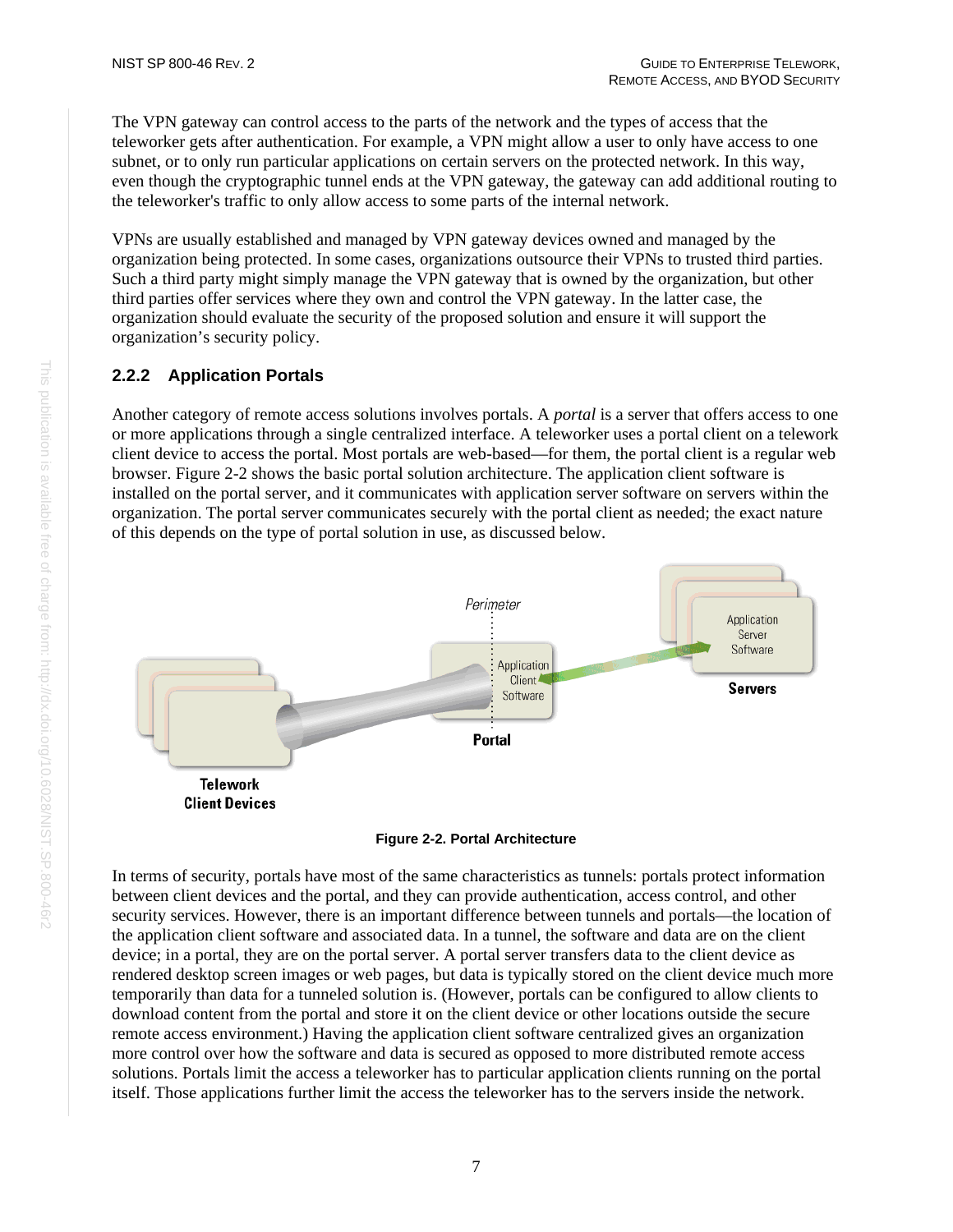The VPN gateway can control access to the parts of the network and the types of access that the teleworker gets after authentication. For example, a VPN might allow a user to only have access to one subnet, or to only run particular applications on certain servers on the protected network. In this way, even though the cryptographic tunnel ends at the VPN gateway, the gateway can add additional routing to the teleworker's traffic to only allow access to some parts of the internal network.

VPNs are usually established and managed by VPN gateway devices owned and managed by the organization being protected. In some cases, organizations outsource their VPNs to trusted third parties. Such a third party might simply manage the VPN gateway that is owned by the organization, but other third parties offer services where they own and control the VPN gateway. In the latter case, the organization should evaluate the security of the proposed solution and ensure it will support the organization's security policy.

### 2.2.2 Application Portals

Another category of remote access solutions involves portals. A *portal* is a server that offers access to one or more applications through a single centralized interface. A teleworker uses a portal client on a telework client device to access the portal. Most portals are web-based—for them, the portal client is a regular web browser. Figure 2-2 shows the basic portal solution architecture. The application client software is installed on the portal server, and it communicates with application server software on servers within the organization. The portal server communicates securely with the portal client as needed; the exact nature of this depends on the type of portal solution in use, as discussed below.

Perimeter

Application Client Software

Portal

Application Server Software

Servers

Telework Client Devices

**Figure 2-2. Portal Architecture**

In terms of security, portals have most of the same characteristics as tunnels: portals protect information between client devices and the portal, and they can provide authentication, access control, and other security services. However, there is an important difference between tunnels and portals—the location of the application client software and associated data. In a tunnel, the software and data are on the client device; in a portal, they are on the portal server. A portal server transfers data to the client device as rendered desktop screen images or web pages, but data is typically stored on the client device much more temporarily than data for a tunneled solution is. (However, portals can be configured to allow clients to download content from the portal and store it on the client device or other locations outside the secure remote access environment.) Having the application client software centralized gives an organization more control over how the software and data is secured as opposed to more distributed remote access solutions. Portals limit the access a teleworker has to particular application clients running on the portal itself. Those applications further limit the access the teleworker has to the servers inside the network.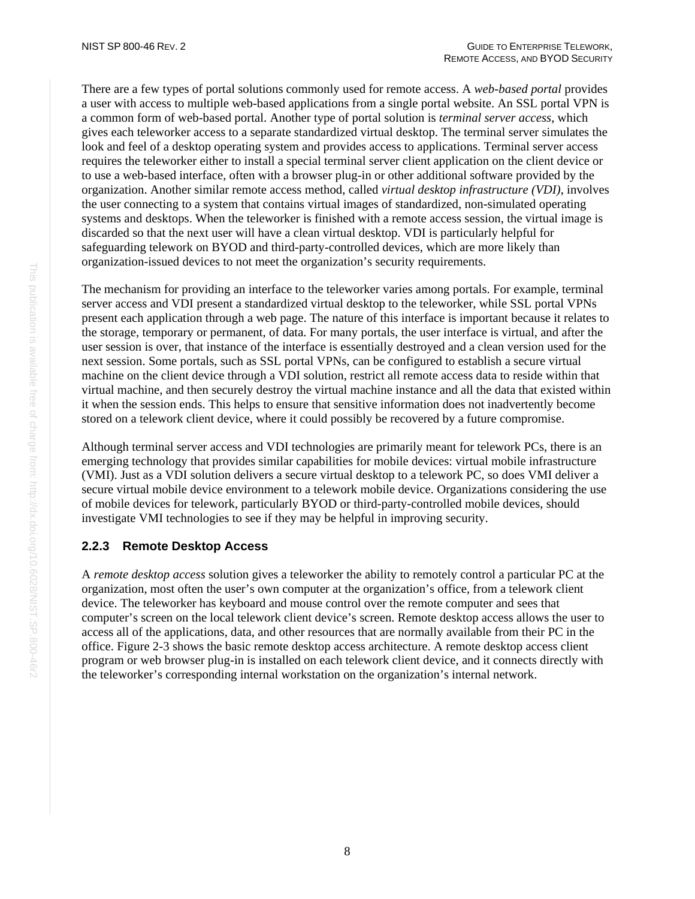There are a few types of portal solutions commonly used for remote access. A *web-based portal* provides a user with access to multiple web-based applications from a single portal website. An SSL portal VPN is a common form of web-based portal. Another type of portal solution is *terminal server access*, which gives each teleworker access to a separate standardized virtual desktop. The terminal server simulates the look and feel of a desktop operating system and provides access to applications. Terminal server access requires the teleworker either to install a special terminal server client application on the client device or to use a web-based interface, often with a browser plug-in or other additional software provided by the organization. Another similar remote access method, called *virtual desktop infrastructure (VDI)*, involves the user connecting to a system that contains virtual images of standardized, non-simulated operating systems and desktops. When the teleworker is finished with a remote access session, the virtual image is discarded so that the next user will have a clean virtual desktop. VDI is particularly helpful for safeguarding telework on BYOD and third-party-controlled devices, which are more likely than organization-issued devices to not meet the organization's security requirements.

The mechanism for providing an interface to the teleworker varies among portals. For example, terminal server access and VDI present a standardized virtual desktop to the teleworker, while SSL portal VPNs present each application through a web page. The nature of this interface is important because it relates to the storage, temporary or permanent, of data. For many portals, the user interface is virtual, and after the user session is over, that instance of the interface is essentially destroyed and a clean version used for the next session. Some portals, such as SSL portal VPNs, can be configured to establish a secure virtual machine on the client device through a VDI solution, restrict all remote access data to reside within that virtual machine, and then securely destroy the virtual machine instance and all the data that existed within it when the session ends. This helps to ensure that sensitive information does not inadvertently become stored on a telework client device, where it could possibly be recovered by a future compromise.

Although terminal server access and VDI technologies are primarily meant for telework PCs, there is an emerging technology that provides similar capabilities for mobile devices: virtual mobile infrastructure (VMI). Just as a VDI solution delivers a secure virtual desktop to a telework PC, so does VMI deliver a secure virtual mobile device environment to a telework mobile device. Organizations considering the use of mobile devices for telework, particularly BYOD or third-party-controlled mobile devices, should investigate VMI technologies to see if they may be helpful in improving security.

### 2.2.3 Remote Desktop Access

A *remote desktop access* solution gives a teleworker the ability to remotely control a particular PC at the organization, most often the user's own computer at the organization's office, from a telework client device. The teleworker has keyboard and mouse control over the remote computer and sees that computer's screen on the local telework client device's screen. Remote desktop access allows the user to access all of the applications, data, and other resources that are normally available from their PC in the office. Figure 2-3 shows the basic remote desktop access architecture. A remote desktop access client program or web browser plug-in is installed on each telework client device, and it connects directly with the teleworker's corresponding internal workstation on the organization's internal network.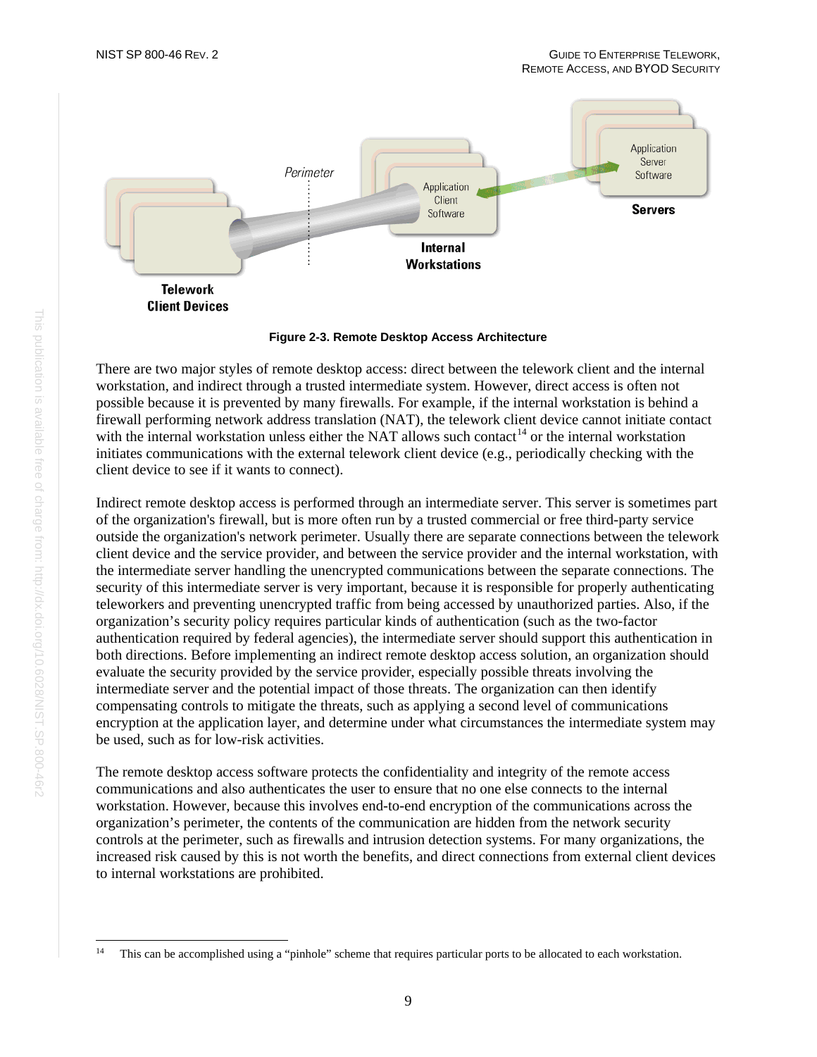**Figure 2-3. Remote Desktop Access Architecture**

There are two major styles of remote desktop access: direct between the telework client and the internal workstation, and indirect through a trusted intermediate system. However, direct access is often not possible because it is prevented by many firewalls. For example, if the internal workstation is behind a firewall performing network address translation (NAT), the telework client device cannot initiate contact with the internal workstation unless either the NAT allows such contact[14] or the internal workstation initiates communications with the external telework client device (e.g., periodically checking with the client device to see if it wants to connect).

Indirect remote desktop access is performed through an intermediate server. This server is sometimes part of the organization's firewall, but is more often run by a trusted commercial or free third-party service outside the organization's network perimeter. Usually there are separate connections between the telework client device and the service provider, and between the service provider and the internal workstation, with the intermediate server handling the unencrypted communications between the separate connections. The security of this intermediate server is very important, because it is responsible for properly authenticating teleworkers and preventing unencrypted traffic from being accessed by unauthorized parties. Also, if the organization's security policy requires particular kinds of authentication (such as the two-factor authentication required by federal agencies), the intermediate server should support this authentication in both directions. Before implementing an indirect remote desktop access solution, an organization should evaluate the security provided by the service provider, especially possible threats involving the intermediate server and the potential impact of those threats. The organization can then identify compensating controls to mitigate the threats, such as applying a second level of communications encryption at the application layer, and determine under what circumstances the intermediate system may be used, such as for low-risk activities.

The remote desktop access software protects the confidentiality and integrity of the remote access communications and also authenticates the user to ensure that no one else connects to the internal workstation. However, because this involves end-to-end encryption of the communications across the organization's perimeter, the contents of the communication are hidden from the network security controls at the perimeter, such as firewalls and intrusion detection systems. For many organizations, the increased risk caused by this is not worth the benefits, and direct connections from external client devices to internal workstations are prohibited.

[14] This can be accomplished using a "pinhole" scheme that requires particular ports to be allocated to each workstation.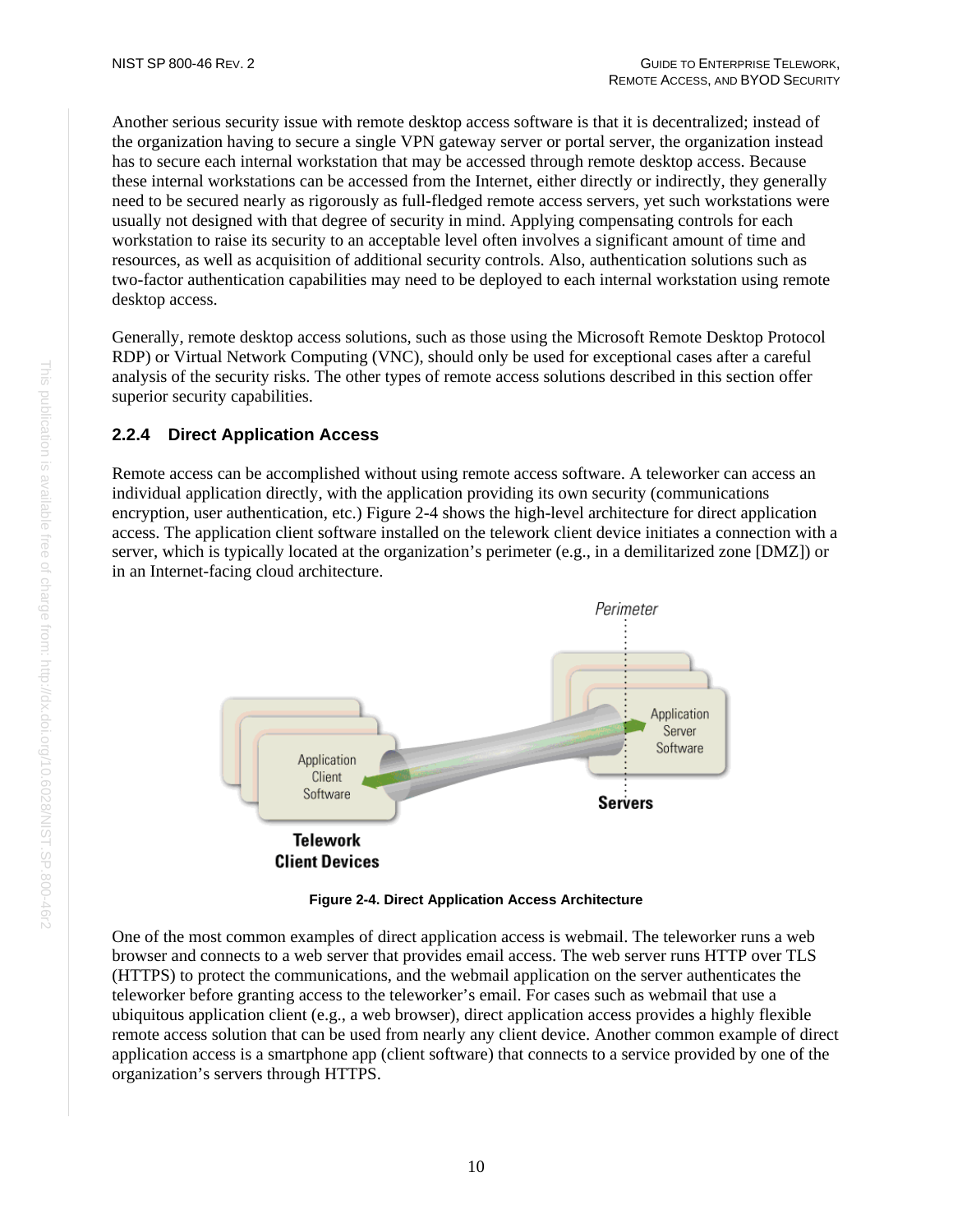Another serious security issue with remote desktop access software is that it is decentralized; instead of the organization having to secure a single VPN gateway server or portal server, the organization instead has to secure each internal workstation that may be accessed through remote desktop access. Because these internal workstations can be accessed from the Internet, either directly or indirectly, they generally need to be secured nearly as rigorously as full-fledged remote access servers, yet such workstations were usually not designed with that degree of security in mind. Applying compensating controls for each workstation to raise its security to an acceptable level often involves a significant amount of time and resources, as well as acquisition of additional security controls. Also, authentication solutions such as two-factor authentication capabilities may need to be deployed to each internal workstation using remote desktop access.

Generally, remote desktop access solutions, such as those using the Microsoft Remote Desktop Protocol RDP) or Virtual Network Computing (VNC), should only be used for exceptional cases after a careful analysis of the security risks. The other types of remote access solutions described in this section offer superior security capabilities.

### 2.2.4 Direct Application Access

Remote access can be accomplished without using remote access software. A teleworker can access an individual application directly, with the application providing its own security (communications encryption, user authentication, etc.) Figure 2-4 shows the high-level architecture for direct application access. The application client software installed on the telework client device initiates a connection with a server, which is typically located at the organization's perimeter (e.g., in a demilitarized zone [DMZ]) or in an Internet-facing cloud architecture.

**Figure 2-4. Direct Application Access Architecture**

One of the most common examples of direct application access is webmail. The teleworker runs a web browser and connects to a web server that provides email access. The web server runs HTTP over TLS (HTTPS) to protect the communications, and the webmail application on the server authenticates the teleworker before granting access to the teleworker's email. For cases such as webmail that use a ubiquitous application client (e.g., a web browser), direct application access provides a highly flexible remote access solution that can be used from nearly any client device. Another common example of direct application access is a smartphone app (client software) that connects to a service provided by one of the organization's servers through HTTPS.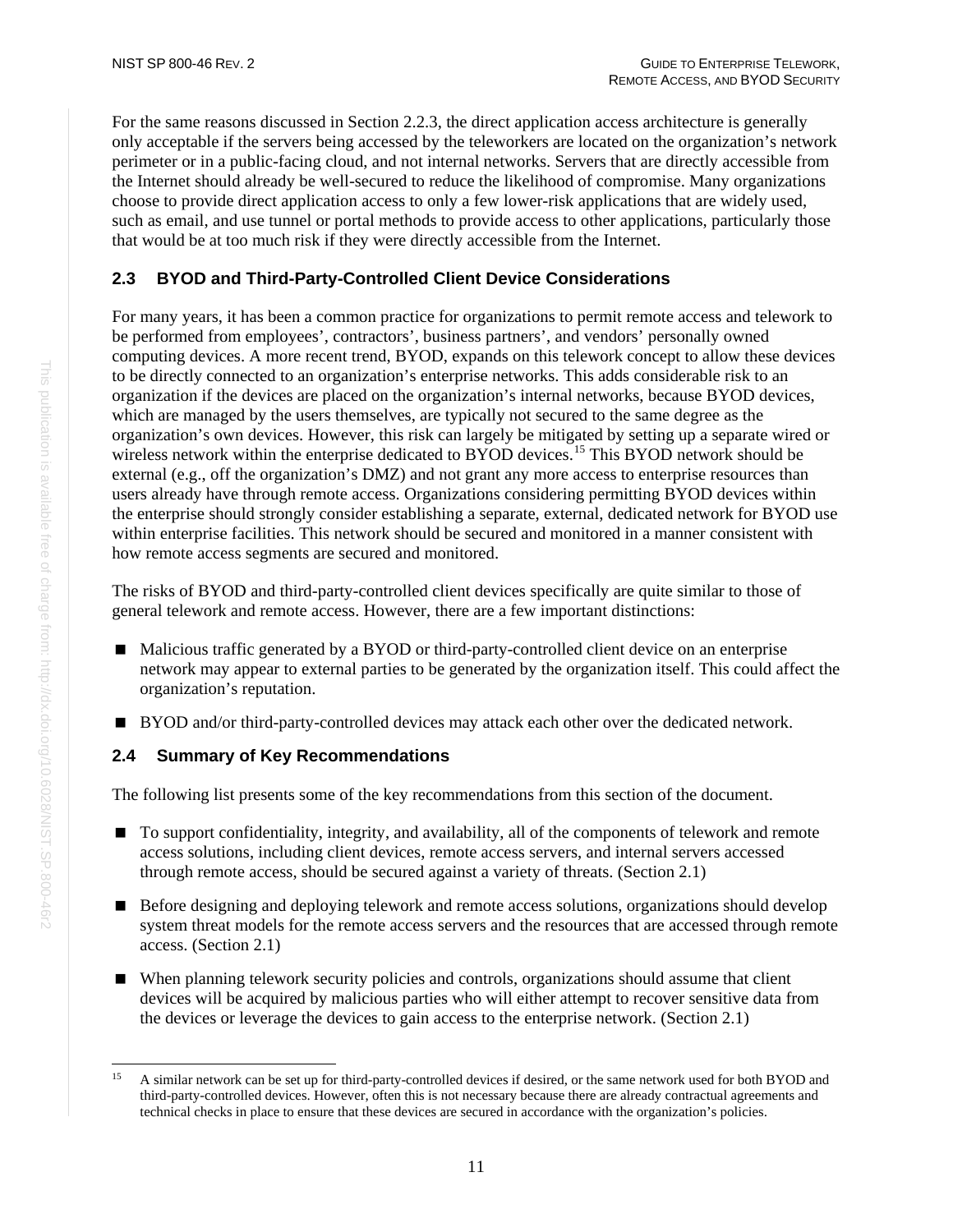For the same reasons discussed in Section 2.2.3, the direct application access architecture is generally only acceptable if the servers being accessed by the teleworkers are located on the organization's network perimeter or in a public-facing cloud, and not internal networks. Servers that are directly accessible from the Internet should already be well-secured to reduce the likelihood of compromise. Many organizations choose to provide direct application access to only a few lower-risk applications that are widely used, such as email, and use tunnel or portal methods to provide access to other applications, particularly those that would be at too much risk if they were directly accessible from the Internet.

## 2.3 BYOD and Third-Party-Controlled Client Device Considerations

For many years, it has been a common practice for organizations to permit remote access and telework to be performed from employees', contractors', business partners', and vendors' personally owned computing devices. A more recent trend, BYOD, expands on this telework concept to allow these devices to be directly connected to an organization's enterprise networks. This adds considerable risk to an organization if the devices are placed on the organization's internal networks, because BYOD devices, which are managed by the users themselves, are typically not secured to the same degree as the organization's own devices. However, this risk can largely be mitigated by setting up a separate wired or wireless network within the enterprise dedicated to BYOD devices.[15] This BYOD network should be external (e.g., off the organization's DMZ) and not grant any more access to enterprise resources than users already have through remote access. Organizations considering permitting BYOD devices within the enterprise should strongly consider establishing a separate, external, dedicated network for BYOD use within enterprise facilities. This network should be secured and monitored in a manner consistent with how remote access segments are secured and monitored.

The risks of BYOD and third-party-controlled client devices specifically are quite similar to those of general telework and remote access. However, there are a few important distinctions:

- Malicious traffic generated by a BYOD or third-party-controlled client device on an enterprise network may appear to external parties to be generated by the organization itself. This could affect the organization's reputation.
- BYOD and/or third-party-controlled devices may attack each other over the dedicated network.

## 2.4 Summary of Key Recommendations

The following list presents some of the key recommendations from this section of the document.

- To support confidentiality, integrity, and availability, all of the components of telework and remote access solutions, including client devices, remote access servers, and internal servers accessed through remote access, should be secured against a variety of threats. (Section 2.1)
- Before designing and deploying telework and remote access solutions, organizations should develop system threat models for the remote access servers and the resources that are accessed through remote access. (Section 2.1)
- When planning telework security policies and controls, organizations should assume that client devices will be acquired by malicious parties who will either attempt to recover sensitive data from the devices or leverage the devices to gain access to the enterprise network. (Section 2.1)

[15] A similar network can be set up for third-party-controlled devices if desired, or the same network used for both BYOD and third-party-controlled devices. However, often this is not necessary because there are already contractual agreements and technical checks in place to ensure that these devices are secured in accordance with the organization's policies.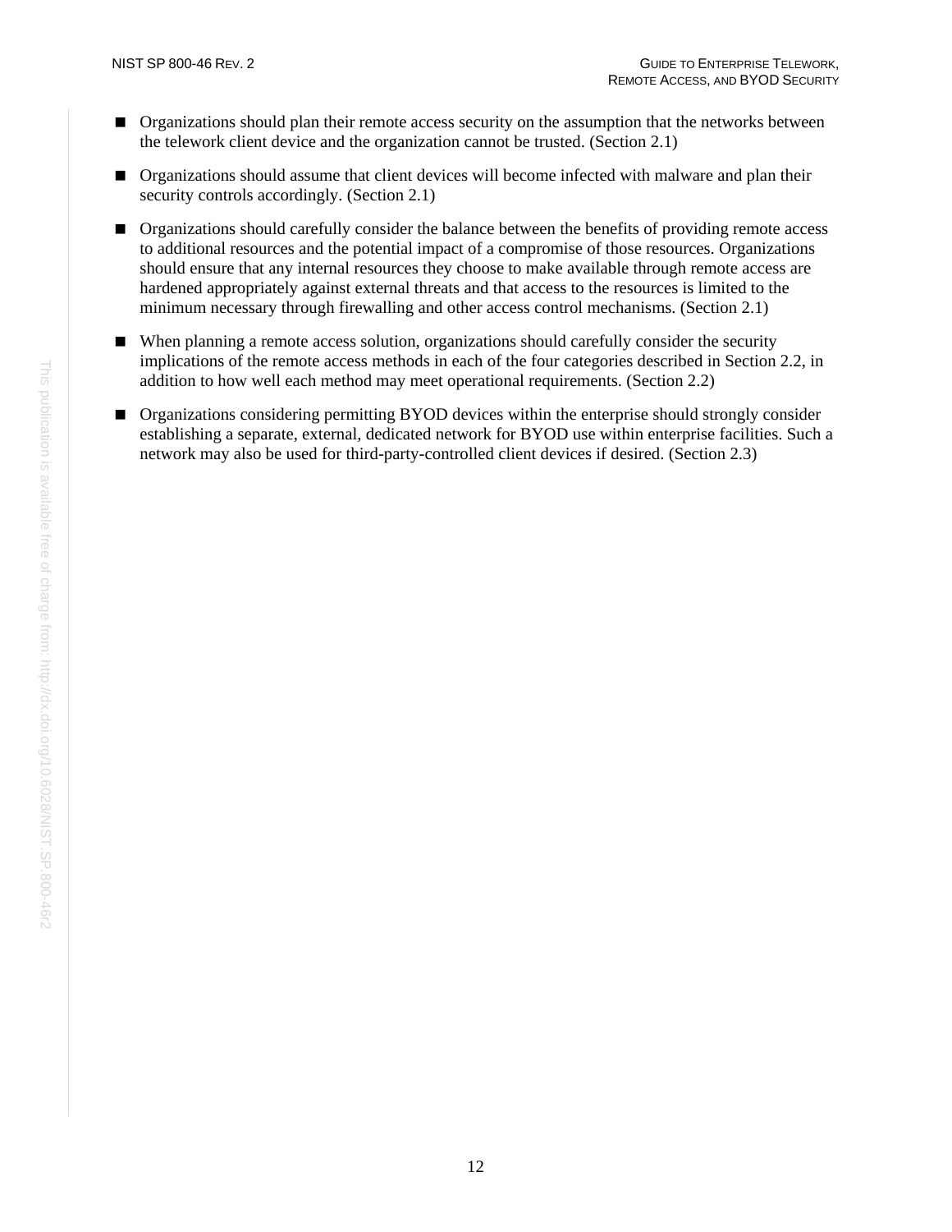- Organizations should plan their remote access security on the assumption that the networks between the telework client device and the organization cannot be trusted. (Section 2.1)
- Organizations should assume that client devices will become infected with malware and plan their security controls accordingly. (Section 2.1)
- Organizations should carefully consider the balance between the benefits of providing remote access to additional resources and the potential impact of a compromise of those resources. Organizations should ensure that any internal resources they choose to make available through remote access are hardened appropriately against external threats and that access to the resources is limited to the minimum necessary through firewalling and other access control mechanisms. (Section 2.1)
- When planning a remote access solution, organizations should carefully consider the security implications of the remote access methods in each of the four categories described in Section 2.2, in addition to how well each method may meet operational requirements. (Section 2.2)
- Organizations considering permitting BYOD devices within the enterprise should strongly consider establishing a separate, external, dedicated network for BYOD use within enterprise facilities. Such a network may also be used for third-party-controlled client devices if desired. (Section 2.3)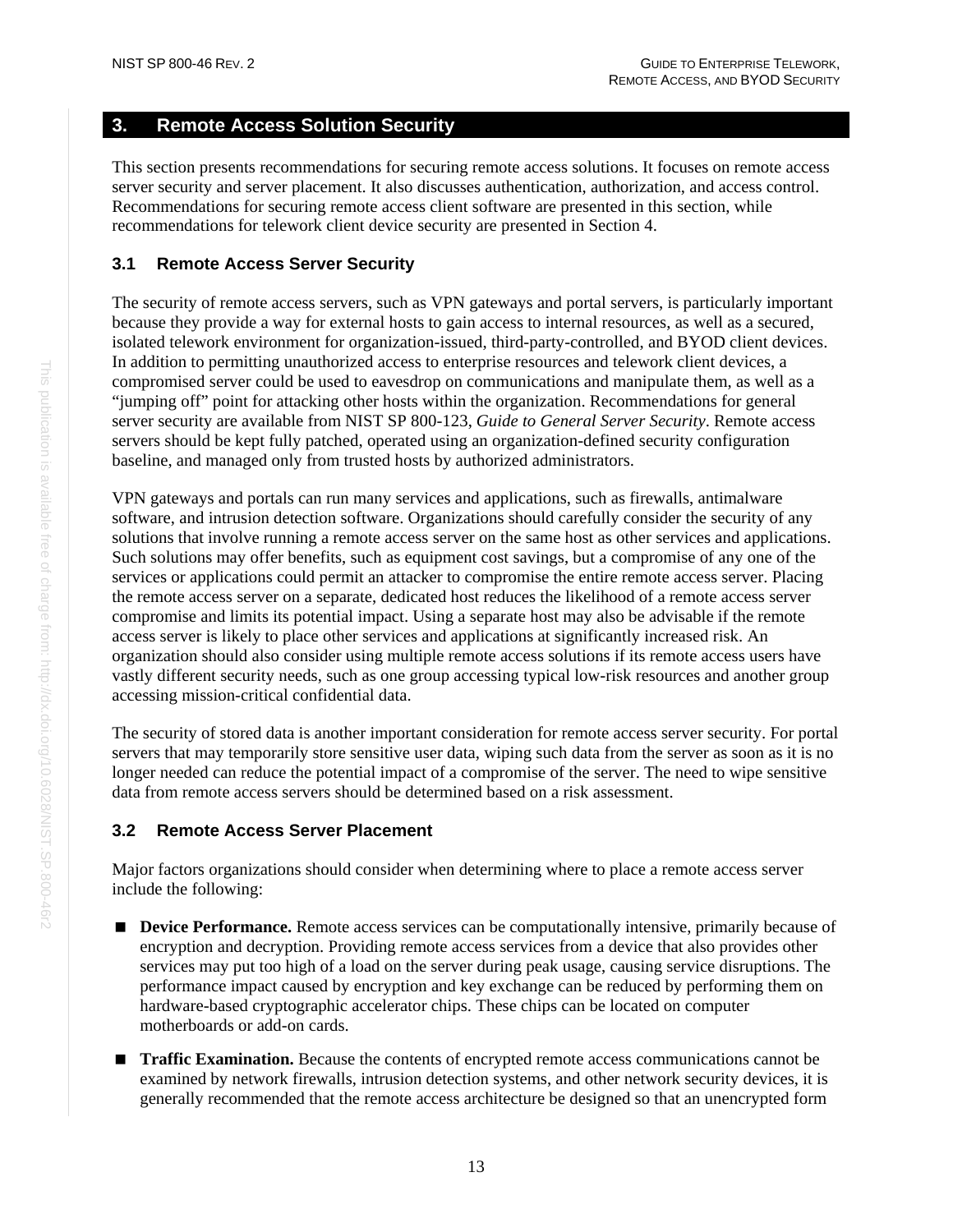## 3. Remote Access Solution Security

This section presents recommendations for securing remote access solutions. It focuses on remote access server security and server placement. It also discusses authentication, authorization, and access control. Recommendations for securing remote access client software are presented in this section, while recommendations for telework client device security are presented in Section 4.

### 3.1 Remote Access Server Security

The security of remote access servers, such as VPN gateways and portal servers, is particularly important because they provide a way for external hosts to gain access to internal resources, as well as a secured, isolated telework environment for organization-issued, third-party-controlled, and BYOD client devices. In addition to permitting unauthorized access to enterprise resources and telework client devices, a compromised server could be used to eavesdrop on communications and manipulate them, as well as a "jumping off" point for attacking other hosts within the organization. Recommendations for general server security are available from NIST SP 800-123, *Guide to General Server Security*. Remote access servers should be kept fully patched, operated using an organization-defined security configuration baseline, and managed only from trusted hosts by authorized administrators.

VPN gateways and portals can run many services and applications, such as firewalls, antimalware software, and intrusion detection software. Organizations should carefully consider the security of any solutions that involve running a remote access server on the same host as other services and applications. Such solutions may offer benefits, such as equipment cost savings, but a compromise of any one of the services or applications could permit an attacker to compromise the entire remote access server. Placing the remote access server on a separate, dedicated host reduces the likelihood of a remote access server compromise and limits its potential impact. Using a separate host may also be advisable if the remote access server is likely to place other services and applications at significantly increased risk. An organization should also consider using multiple remote access solutions if its remote access users have vastly different security needs, such as one group accessing typical low-risk resources and another group accessing mission-critical confidential data.

The security of stored data is another important consideration for remote access server security. For portal servers that may temporarily store sensitive user data, wiping such data from the server as soon as it is no longer needed can reduce the potential impact of a compromise of the server. The need to wipe sensitive data from remote access servers should be determined based on a risk assessment.

### 3.2 Remote Access Server Placement

Major factors organizations should consider when determining where to place a remote access server include the following:

- **Device Performance.** Remote access services can be computationally intensive, primarily because of encryption and decryption. Providing remote access services from a device that also provides other services may put too high of a load on the server during peak usage, causing service disruptions. The performance impact caused by encryption and key exchange can be reduced by performing them on hardware-based cryptographic accelerator chips. These chips can be located on computer motherboards or add-on cards.
- **Traffic Examination.** Because the contents of encrypted remote access communications cannot be examined by network firewalls, intrusion detection systems, and other network security devices, it is generally recommended that the remote access architecture be designed so that an unencrypted form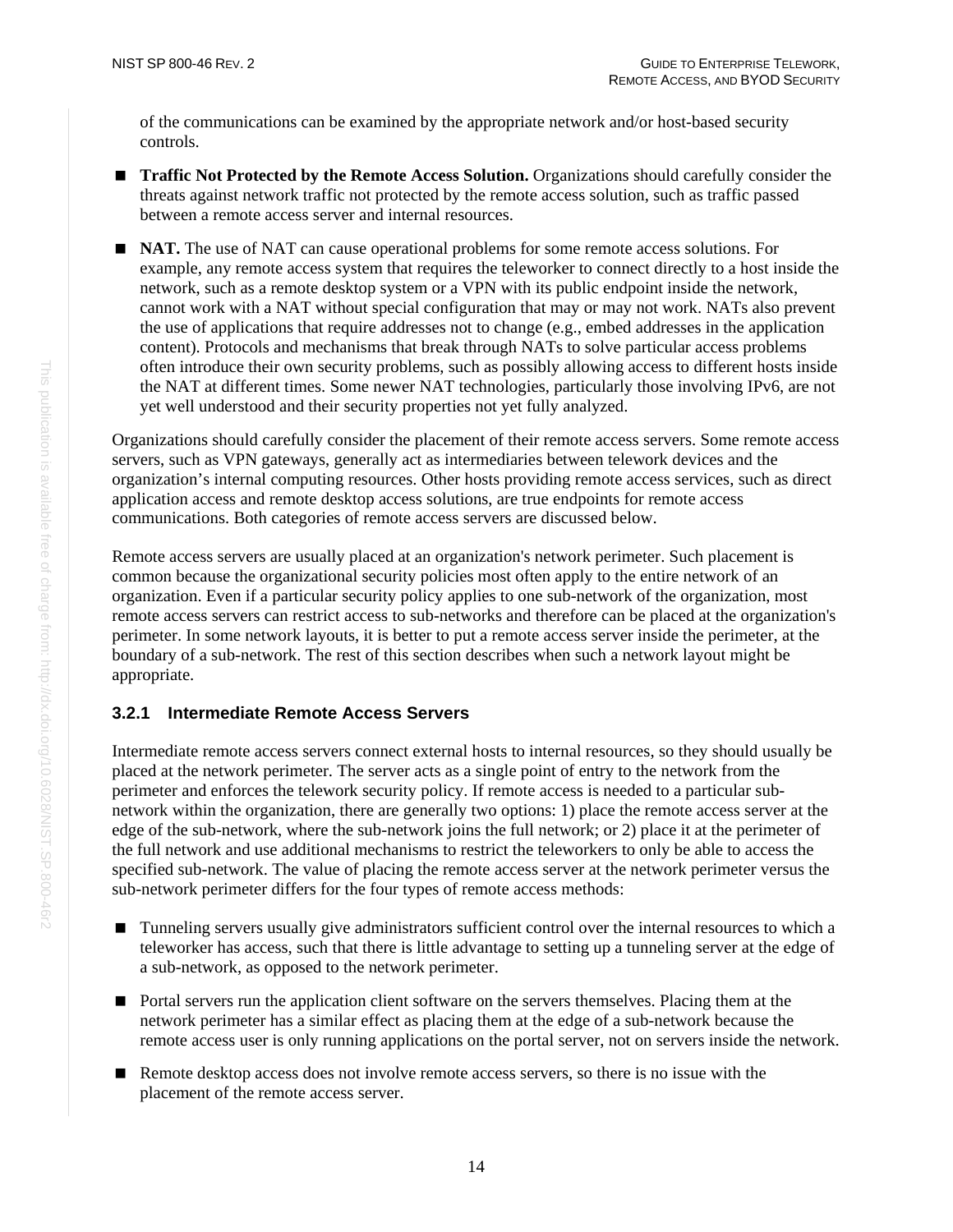of the communications can be examined by the appropriate network and/or host-based security controls.

- **Traffic Not Protected by the Remote Access Solution.** Organizations should carefully consider the threats against network traffic not protected by the remote access solution, such as traffic passed between a remote access server and internal resources.
- **NAT.** The use of NAT can cause operational problems for some remote access solutions. For example, any remote access system that requires the teleworker to connect directly to a host inside the network, such as a remote desktop system or a VPN with its public endpoint inside the network, cannot work with a NAT without special configuration that may or may not work. NATs also prevent the use of applications that require addresses not to change (e.g., embed addresses in the application content). Protocols and mechanisms that break through NATs to solve particular access problems often introduce their own security problems, such as possibly allowing access to different hosts inside the NAT at different times. Some newer NAT technologies, particularly those involving IPv6, are not yet well understood and their security properties not yet fully analyzed.

Organizations should carefully consider the placement of their remote access servers. Some remote access servers, such as VPN gateways, generally act as intermediaries between telework devices and the organization's internal computing resources. Other hosts providing remote access services, such as direct application access and remote desktop access solutions, are true endpoints for remote access communications. Both categories of remote access servers are discussed below.

Remote access servers are usually placed at an organization's network perimeter. Such placement is common because the organizational security policies most often apply to the entire network of an organization. Even if a particular security policy applies to one sub-network of the organization, most remote access servers can restrict access to sub-networks and therefore can be placed at the organization's perimeter. In some network layouts, it is better to put a remote access server inside the perimeter, at the boundary of a sub-network. The rest of this section describes when such a network layout might be appropriate.

### 3.2.1 Intermediate Remote Access Servers

Intermediate remote access servers connect external hosts to internal resources, so they should usually be placed at the network perimeter. The server acts as a single point of entry to the network from the perimeter and enforces the telework security policy. If remote access is needed to a particular sub-network within the organization, there are generally two options: 1) place the remote access server at the edge of the sub-network, where the sub-network joins the full network; or 2) place it at the perimeter of the full network and use additional mechanisms to restrict the teleworkers to only be able to access the specified sub-network. The value of placing the remote access server at the network perimeter versus the sub-network perimeter differs for the four types of remote access methods:

- Tunneling servers usually give administrators sufficient control over the internal resources to which a teleworker has access, such that there is little advantage to setting up a tunneling server at the edge of a sub-network, as opposed to the network perimeter.
- Portal servers run the application client software on the servers themselves. Placing them at the network perimeter has a similar effect as placing them at the edge of a sub-network because the remote access user is only running applications on the portal server, not on servers inside the network.
- Remote desktop access does not involve remote access servers, so there is no issue with the placement of the remote access server.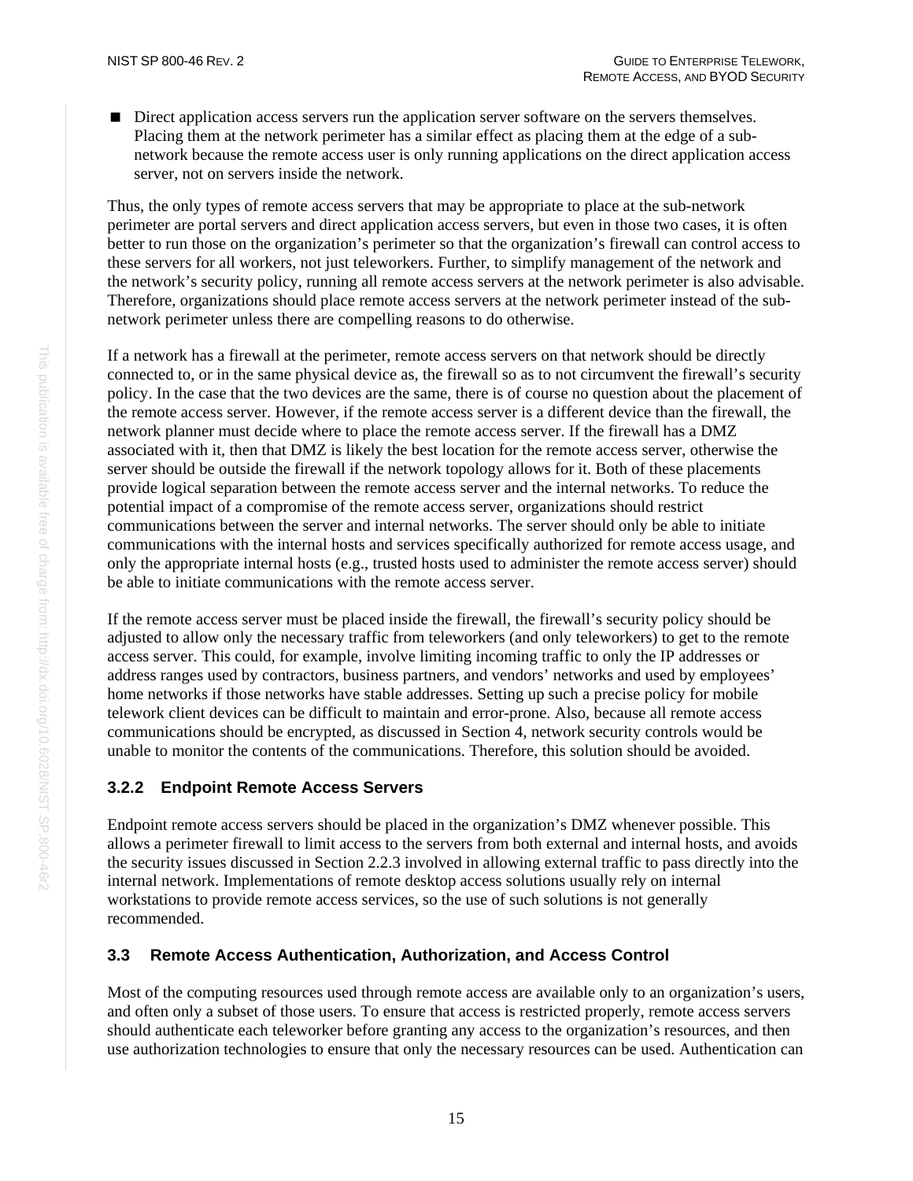- Direct application access servers run the application server software on the servers themselves. Placing them at the network perimeter has a similar effect as placing them at the edge of a sub-network because the remote access user is only running applications on the direct application access server, not on servers inside the network.

Thus, the only types of remote access servers that may be appropriate to place at the sub-network perimeter are portal servers and direct application access servers, but even in those two cases, it is often better to run those on the organization's perimeter so that the organization's firewall can control access to these servers for all workers, not just teleworkers. Further, to simplify management of the network and the network's security policy, running all remote access servers at the network perimeter is also advisable. Therefore, organizations should place remote access servers at the network perimeter instead of the sub-network perimeter unless there are compelling reasons to do otherwise.

If a network has a firewall at the perimeter, remote access servers on that network should be directly connected to, or in the same physical device as, the firewall so as to not circumvent the firewall's security policy. In the case that the two devices are the same, there is of course no question about the placement of the remote access server. However, if the remote access server is a different device than the firewall, the network planner must decide where to place the remote access server. If the firewall has a DMZ associated with it, then that DMZ is likely the best location for the remote access server, otherwise the server should be outside the firewall if the network topology allows for it. Both of these placements provide logical separation between the remote access server and the internal networks. To reduce the potential impact of a compromise of the remote access server, organizations should restrict communications between the server and internal networks. The server should only be able to initiate communications with the internal hosts and services specifically authorized for remote access usage, and only the appropriate internal hosts (e.g., trusted hosts used to administer the remote access server) should be able to initiate communications with the remote access server.

If the remote access server must be placed inside the firewall, the firewall's security policy should be adjusted to allow only the necessary traffic from teleworkers (and only teleworkers) to get to the remote access server. This could, for example, involve limiting incoming traffic to only the IP addresses or address ranges used by contractors, business partners, and vendors' networks and used by employees' home networks if those networks have stable addresses. Setting up such a precise policy for mobile telework client devices can be difficult to maintain and error-prone. Also, because all remote access communications should be encrypted, as discussed in Section 4, network security controls would be unable to monitor the contents of the communications. Therefore, this solution should be avoided.

### 3.2.2 Endpoint Remote Access Servers

Endpoint remote access servers should be placed in the organization's DMZ whenever possible. This allows a perimeter firewall to limit access to the servers from both external and internal hosts, and avoids the security issues discussed in Section 2.2.3 involved in allowing external traffic to pass directly into the internal network. Implementations of remote desktop access solutions usually rely on internal workstations to provide remote access services, so the use of such solutions is not generally recommended.

## 3.3 Remote Access Authentication, Authorization, and Access Control

Most of the computing resources used through remote access are available only to an organization's users, and often only a subset of those users. To ensure that access is restricted properly, remote access servers should authenticate each teleworker before granting any access to the organization's resources, and then use authorization technologies to ensure that only the necessary resources can be used. Authentication can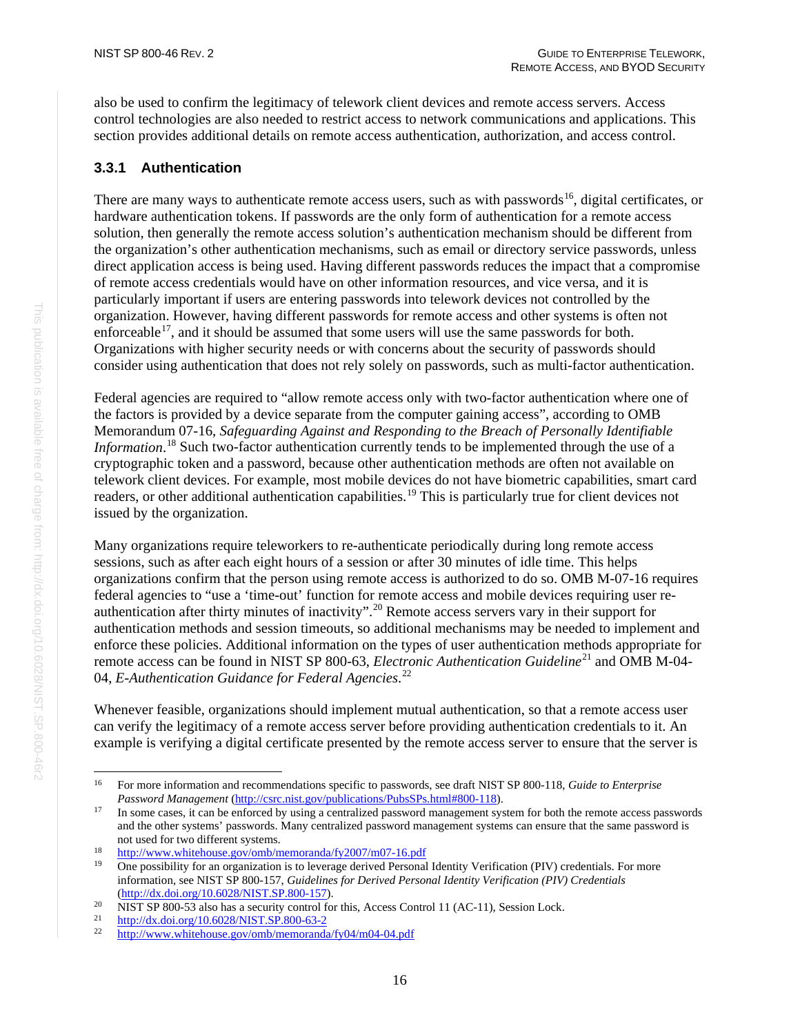also be used to confirm the legitimacy of telework client devices and remote access servers. Access control technologies are also needed to restrict access to network communications and applications. This section provides additional details on remote access authentication, authorization, and access control.

### 3.3.1 Authentication

There are many ways to authenticate remote access users, such as with passwords[16], digital certificates, or hardware authentication tokens. If passwords are the only form of authentication for a remote access solution, then generally the remote access solution's authentication mechanism should be different from the organization's other authentication mechanisms, such as email or directory service passwords, unless direct application access is being used. Having different passwords reduces the impact that a compromise of remote access credentials would have on other information resources, and vice versa, and it is particularly important if users are entering passwords into telework devices not controlled by the organization. However, having different passwords for remote access and other systems is often not enforceable[17], and it should be assumed that some users will use the same passwords for both. Organizations with higher security needs or with concerns about the security of passwords should consider using authentication that does not rely solely on passwords, such as multi-factor authentication.

Federal agencies are required to "allow remote access only with two-factor authentication where one of the factors is provided by a device separate from the computer gaining access", according to OMB Memorandum 07-16, *Safeguarding Against and Responding to the Breach of Personally Identifiable Information*.[18] Such two-factor authentication currently tends to be implemented through the use of a cryptographic token and a password, because other authentication methods are often not available on telework client devices. For example, most mobile devices do not have biometric capabilities, smart card readers, or other additional authentication capabilities.[19] This is particularly true for client devices not issued by the organization.

Many organizations require teleworkers to re-authenticate periodically during long remote access sessions, such as after each eight hours of a session or after 30 minutes of idle time. This helps organizations confirm that the person using remote access is authorized to do so. OMB M-07-16 requires federal agencies to "use a 'time-out' function for remote access and mobile devices requiring user re-authentication after thirty minutes of inactivity".[20] Remote access servers vary in their support for authentication methods and session timeouts, so additional mechanisms may be needed to implement and enforce these policies. Additional information on the types of user authentication methods appropriate for remote access can be found in NIST SP 800-63, *Electronic Authentication Guideline*[21] and OMB M-04-04, *E-Authentication Guidance for Federal Agencies*.[22]

Whenever feasible, organizations should implement mutual authentication, so that a remote access user can verify the legitimacy of a remote access server before providing authentication credentials to it. An example is verifying a digital certificate presented by the remote access server to ensure that the server is

---

[16] For more information and recommendations specific to passwords, see draft NIST SP 800-118, *Guide to Enterprise Password Management* (http://csrc.nist.gov/publications/PubsSPs.html#800-118).

[17] In some cases, it can be enforced by using a centralized password management system for both the remote access passwords and the other systems' passwords. Many centralized password management systems can ensure that the same password is not used for two different systems.

[18] http://www.whitehouse.gov/omb/memoranda/fy2007/m07-16.pdf

[19] One possibility for an organization is to leverage derived Personal Identity Verification (PIV) credentials. For more information, see NIST SP 800-157, *Guidelines for Derived Personal Identity Verification (PIV) Credentials* (http://dx.doi.org/10.6028/NIST.SP.800-157).

[20] NIST SP 800-53 also has a security control for this, Access Control 11 (AC-11), Session Lock.

[21] http://dx.doi.org/10.6028/NIST.SP.800-63-2

[22] http://www.whitehouse.gov/omb/memoranda/fy04/m04-04.pdf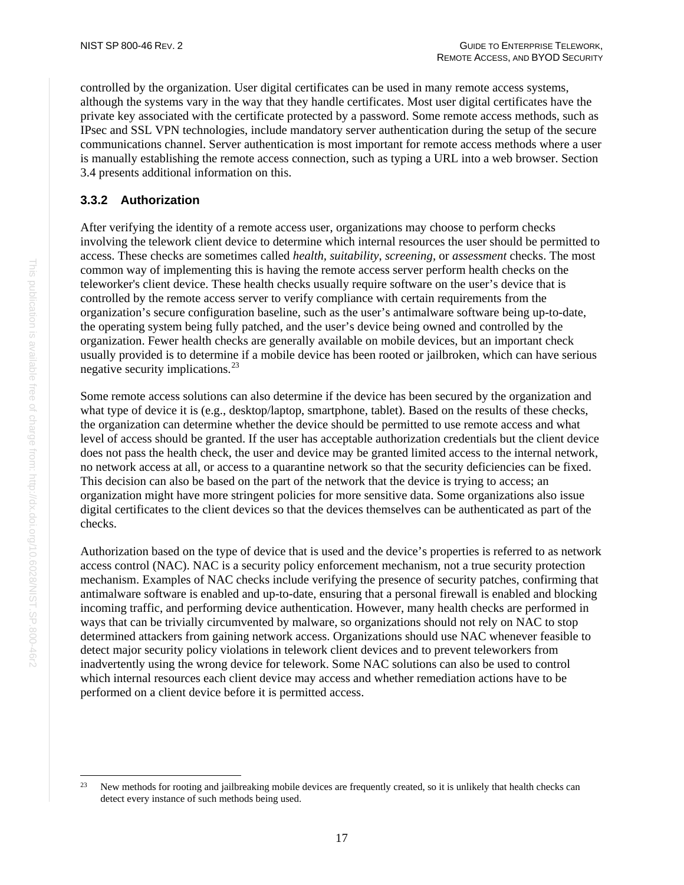controlled by the organization. User digital certificates can be used in many remote access systems, although the systems vary in the way that they handle certificates. Most user digital certificates have the private key associated with the certificate protected by a password. Some remote access methods, such as IPsec and SSL VPN technologies, include mandatory server authentication during the setup of the secure communications channel. Server authentication is most important for remote access methods where a user is manually establishing the remote access connection, such as typing a URL into a web browser. Section 3.4 presents additional information on this.

### 3.3.2 Authorization

After verifying the identity of a remote access user, organizations may choose to perform checks involving the telework client device to determine which internal resources the user should be permitted to access. These checks are sometimes called *health*, *suitability*, *screening*, or *assessment* checks. The most common way of implementing this is having the remote access server perform health checks on the teleworker's client device. These health checks usually require software on the user's device that is controlled by the remote access server to verify compliance with certain requirements from the organization's secure configuration baseline, such as the user's antimalware software being up-to-date, the operating system being fully patched, and the user's device being owned and controlled by the organization. Fewer health checks are generally available on mobile devices, but an important check usually provided is to determine if a mobile device has been rooted or jailbroken, which can have serious negative security implications.[23]

Some remote access solutions can also determine if the device has been secured by the organization and what type of device it is (e.g., desktop/laptop, smartphone, tablet). Based on the results of these checks, the organization can determine whether the device should be permitted to use remote access and what level of access should be granted. If the user has acceptable authorization credentials but the client device does not pass the health check, the user and device may be granted limited access to the internal network, no network access at all, or access to a quarantine network so that the security deficiencies can be fixed. This decision can also be based on the part of the network that the device is trying to access; an organization might have more stringent policies for more sensitive data. Some organizations also issue digital certificates to the client devices so that the devices themselves can be authenticated as part of the checks.

Authorization based on the type of device that is used and the device's properties is referred to as network access control (NAC). NAC is a security policy enforcement mechanism, not a true security protection mechanism. Examples of NAC checks include verifying the presence of security patches, confirming that antimalware software is enabled and up-to-date, ensuring that a personal firewall is enabled and blocking incoming traffic, and performing device authentication. However, many health checks are performed in ways that can be trivially circumvented by malware, so organizations should not rely on NAC to stop determined attackers from gaining network access. Organizations should use NAC whenever feasible to detect major security policy violations in telework client devices and to prevent teleworkers from inadvertently using the wrong device for telework. Some NAC solutions can also be used to control which internal resources each client device may access and whether remediation actions have to be performed on a client device before it is permitted access.

[23] New methods for rooting and jailbreaking mobile devices are frequently created, so it is unlikely that health checks can detect every instance of such methods being used.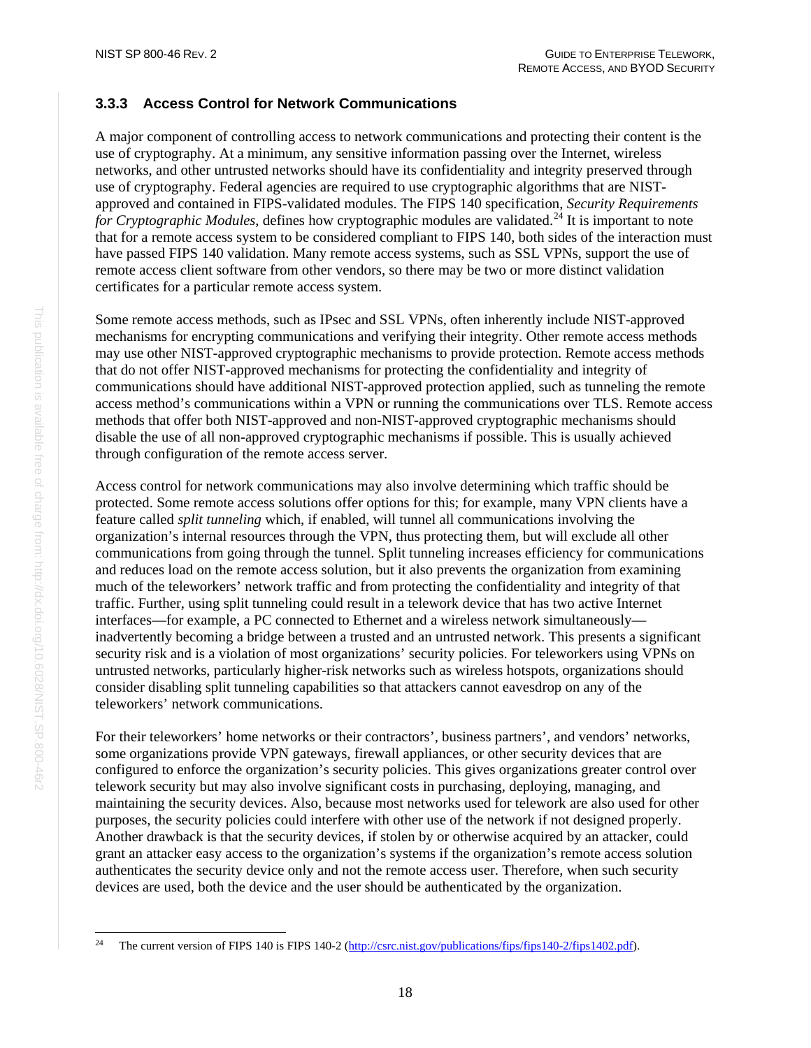### 3.3.3 Access Control for Network Communications

A major component of controlling access to network communications and protecting their content is the use of cryptography. At a minimum, any sensitive information passing over the Internet, wireless networks, and other untrusted networks should have its confidentiality and integrity preserved through use of cryptography. Federal agencies are required to use cryptographic algorithms that are NIST-approved and contained in FIPS-validated modules. The FIPS 140 specification, *Security Requirements for Cryptographic Modules*, defines how cryptographic modules are validated.[24] It is important to note that for a remote access system to be considered compliant to FIPS 140, both sides of the interaction must have passed FIPS 140 validation. Many remote access systems, such as SSL VPNs, support the use of remote access client software from other vendors, so there may be two or more distinct validation certificates for a particular remote access system.

Some remote access methods, such as IPsec and SSL VPNs, often inherently include NIST-approved mechanisms for encrypting communications and verifying their integrity. Other remote access methods may use other NIST-approved cryptographic mechanisms to provide protection. Remote access methods that do not offer NIST-approved mechanisms for protecting the confidentiality and integrity of communications should have additional NIST-approved protection applied, such as tunneling the remote access method's communications within a VPN or running the communications over TLS. Remote access methods that offer both NIST-approved and non-NIST-approved cryptographic mechanisms should disable the use of all non-approved cryptographic mechanisms if possible. This is usually achieved through configuration of the remote access server.

Access control for network communications may also involve determining which traffic should be protected. Some remote access solutions offer options for this; for example, many VPN clients have a feature called *split tunneling* which, if enabled, will tunnel all communications involving the organization's internal resources through the VPN, thus protecting them, but will exclude all other communications from going through the tunnel. Split tunneling increases efficiency for communications and reduces load on the remote access solution, but it also prevents the organization from examining much of the teleworkers' network traffic and from protecting the confidentiality and integrity of that traffic. Further, using split tunneling could result in a telework device that has two active Internet interfaces—for example, a PC connected to Ethernet and a wireless network simultaneously—inadvertently becoming a bridge between a trusted and an untrusted network. This presents a significant security risk and is a violation of most organizations' security policies. For teleworkers using VPNs on untrusted networks, particularly higher-risk networks such as wireless hotspots, organizations should consider disabling split tunneling capabilities so that attackers cannot eavesdrop on any of the teleworkers' network communications.

For their teleworkers' home networks or their contractors', business partners', and vendors' networks, some organizations provide VPN gateways, firewall appliances, or other security devices that are configured to enforce the organization's security policies. This gives organizations greater control over telework security but may also involve significant costs in purchasing, deploying, managing, and maintaining the security devices. Also, because most networks used for telework are also used for other purposes, the security policies could interfere with other use of the network if not designed properly. Another drawback is that the security devices, if stolen by or otherwise acquired by an attacker, could grant an attacker easy access to the organization's systems if the organization's remote access solution authenticates the security device only and not the remote access user. Therefore, when such security devices are used, both the device and the user should be authenticated by the organization.

---

[24] The current version of FIPS 140 is FIPS 140-2 (http://csrc.nist.gov/publications/fips/fips140-2/fips1402.pdf).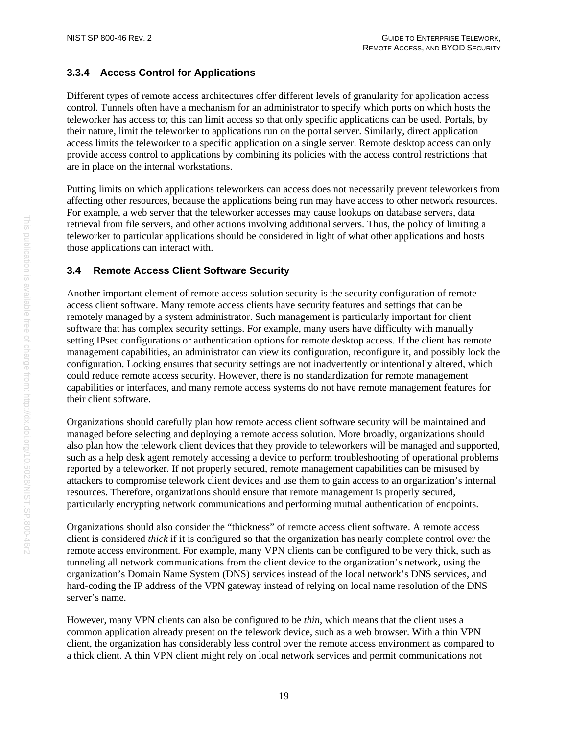### 3.3.4 Access Control for Applications

Different types of remote access architectures offer different levels of granularity for application access control. Tunnels often have a mechanism for an administrator to specify which ports on which hosts the teleworker has access to; this can limit access so that only specific applications can be used. Portals, by their nature, limit the teleworker to applications run on the portal server. Similarly, direct application access limits the teleworker to a specific application on a single server. Remote desktop access can only provide access control to applications by combining its policies with the access control restrictions that are in place on the internal workstations.

Putting limits on which applications teleworkers can access does not necessarily prevent teleworkers from affecting other resources, because the applications being run may have access to other network resources. For example, a web server that the teleworker accesses may cause lookups on database servers, data retrieval from file servers, and other actions involving additional servers. Thus, the policy of limiting a teleworker to particular applications should be considered in light of what other applications and hosts those applications can interact with.

## 3.4 Remote Access Client Software Security

Another important element of remote access solution security is the security configuration of remote access client software. Many remote access clients have security features and settings that can be remotely managed by a system administrator. Such management is particularly important for client software that has complex security settings. For example, many users have difficulty with manually setting IPsec configurations or authentication options for remote desktop access. If the client has remote management capabilities, an administrator can view its configuration, reconfigure it, and possibly lock the configuration. Locking ensures that security settings are not inadvertently or intentionally altered, which could reduce remote access security. However, there is no standardization for remote management capabilities or interfaces, and many remote access systems do not have remote management features for their client software.

Organizations should carefully plan how remote access client software security will be maintained and managed before selecting and deploying a remote access solution. More broadly, organizations should also plan how the telework client devices that they provide to teleworkers will be managed and supported, such as a help desk agent remotely accessing a device to perform troubleshooting of operational problems reported by a teleworker. If not properly secured, remote management capabilities can be misused by attackers to compromise telework client devices and use them to gain access to an organization's internal resources. Therefore, organizations should ensure that remote management is properly secured, particularly encrypting network communications and performing mutual authentication of endpoints.

Organizations should also consider the "thickness" of remote access client software. A remote access client is considered *thick* if it is configured so that the organization has nearly complete control over the remote access environment. For example, many VPN clients can be configured to be very thick, such as tunneling all network communications from the client device to the organization's network, using the organization's Domain Name System (DNS) services instead of the local network's DNS services, and hard-coding the IP address of the VPN gateway instead of relying on local name resolution of the DNS server's name.

However, many VPN clients can also be configured to be *thin*, which means that the client uses a common application already present on the telework device, such as a web browser. With a thin VPN client, the organization has considerably less control over the remote access environment as compared to a thick client. A thin VPN client might rely on local network services and permit communications not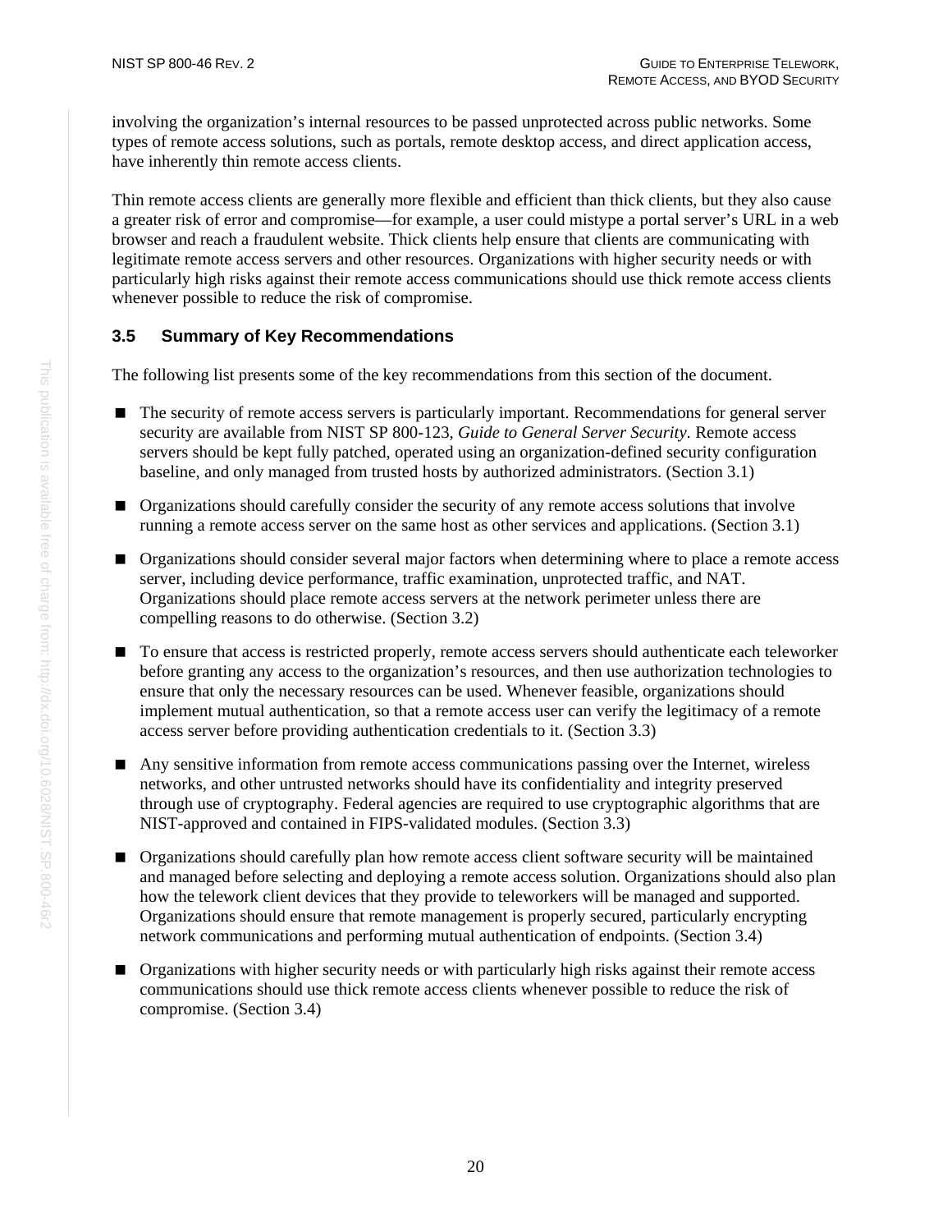involving the organization's internal resources to be passed unprotected across public networks. Some types of remote access solutions, such as portals, remote desktop access, and direct application access, have inherently thin remote access clients.

Thin remote access clients are generally more flexible and efficient than thick clients, but they also cause a greater risk of error and compromise—for example, a user could mistype a portal server's URL in a web browser and reach a fraudulent website. Thick clients help ensure that clients are communicating with legitimate remote access servers and other resources. Organizations with higher security needs or with particularly high risks against their remote access communications should use thick remote access clients whenever possible to reduce the risk of compromise.

### 3.5 Summary of Key Recommendations

The following list presents some of the key recommendations from this section of the document.

- The security of remote access servers is particularly important. Recommendations for general server security are available from NIST SP 800-123, *Guide to General Server Security*. Remote access servers should be kept fully patched, operated using an organization-defined security configuration baseline, and only managed from trusted hosts by authorized administrators. (Section 3.1)
- Organizations should carefully consider the security of any remote access solutions that involve running a remote access server on the same host as other services and applications. (Section 3.1)
- Organizations should consider several major factors when determining where to place a remote access server, including device performance, traffic examination, unprotected traffic, and NAT. Organizations should place remote access servers at the network perimeter unless there are compelling reasons to do otherwise. (Section 3.2)
- To ensure that access is restricted properly, remote access servers should authenticate each teleworker before granting any access to the organization's resources, and then use authorization technologies to ensure that only the necessary resources can be used. Whenever feasible, organizations should implement mutual authentication, so that a remote access user can verify the legitimacy of a remote access server before providing authentication credentials to it. (Section 3.3)
- Any sensitive information from remote access communications passing over the Internet, wireless networks, and other untrusted networks should have its confidentiality and integrity preserved through use of cryptography. Federal agencies are required to use cryptographic algorithms that are NIST-approved and contained in FIPS-validated modules. (Section 3.3)
- Organizations should carefully plan how remote access client software security will be maintained and managed before selecting and deploying a remote access solution. Organizations should also plan how the telework client devices that they provide to teleworkers will be managed and supported. Organizations should ensure that remote management is properly secured, particularly encrypting network communications and performing mutual authentication of endpoints. (Section 3.4)
- Organizations with higher security needs or with particularly high risks against their remote access communications should use thick remote access clients whenever possible to reduce the risk of compromise. (Section 3.4)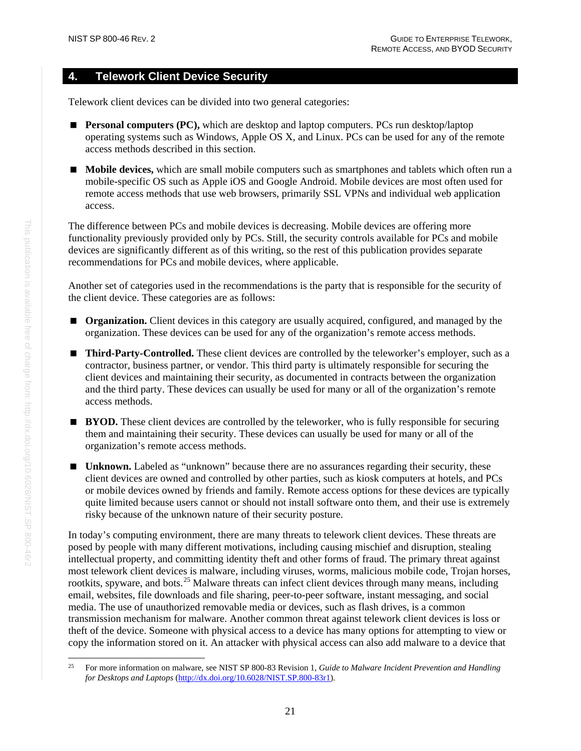# 4. Telework Client Device Security

Telework client devices can be divided into two general categories:

- **Personal computers (PC),** which are desktop and laptop computers. PCs run desktop/laptop operating systems such as Windows, Apple OS X, and Linux. PCs can be used for any of the remote access methods described in this section.
- **Mobile devices,** which are small mobile computers such as smartphones and tablets which often run a mobile-specific OS such as Apple iOS and Google Android. Mobile devices are most often used for remote access methods that use web browsers, primarily SSL VPNs and individual web application access.

The difference between PCs and mobile devices is decreasing. Mobile devices are offering more functionality previously provided only by PCs. Still, the security controls available for PCs and mobile devices are significantly different as of this writing, so the rest of this publication provides separate recommendations for PCs and mobile devices, where applicable.

Another set of categories used in the recommendations is the party that is responsible for the security of the client device. These categories are as follows:

- **Organization.** Client devices in this category are usually acquired, configured, and managed by the organization. These devices can be used for any of the organization's remote access methods.
- **Third-Party-Controlled.** These client devices are controlled by the teleworker's employer, such as a contractor, business partner, or vendor. This third party is ultimately responsible for securing the client devices and maintaining their security, as documented in contracts between the organization and the third party. These devices can usually be used for many or all of the organization's remote access methods.
- **BYOD.** These client devices are controlled by the teleworker, who is fully responsible for securing them and maintaining their security. These devices can usually be used for many or all of the organization's remote access methods.
- **Unknown.** Labeled as "unknown" because there are no assurances regarding their security, these client devices are owned and controlled by other parties, such as kiosk computers at hotels, and PCs or mobile devices owned by friends and family. Remote access options for these devices are typically quite limited because users cannot or should not install software onto them, and their use is extremely risky because of the unknown nature of their security posture.

In today's computing environment, there are many threats to telework client devices. These threats are posed by people with many different motivations, including causing mischief and disruption, stealing intellectual property, and committing identity theft and other forms of fraud. The primary threat against most telework client devices is malware, including viruses, worms, malicious mobile code, Trojan horses, rootkits, spyware, and bots.[25] Malware threats can infect client devices through many means, including email, websites, file downloads and file sharing, peer-to-peer software, instant messaging, and social media. The use of unauthorized removable media or devices, such as flash drives, is a common transmission mechanism for malware. Another common threat against telework client devices is loss or theft of the device. Someone with physical access to a device has many options for attempting to view or copy the information stored on it. An attacker with physical access can also add malware to a device that

---

[25] For more information on malware, see NIST SP 800-83 Revision 1, *Guide to Malware Incident Prevention and Handling for Desktops and Laptops* (http://dx.doi.org/10.6028/NIST.SP.800-83r1).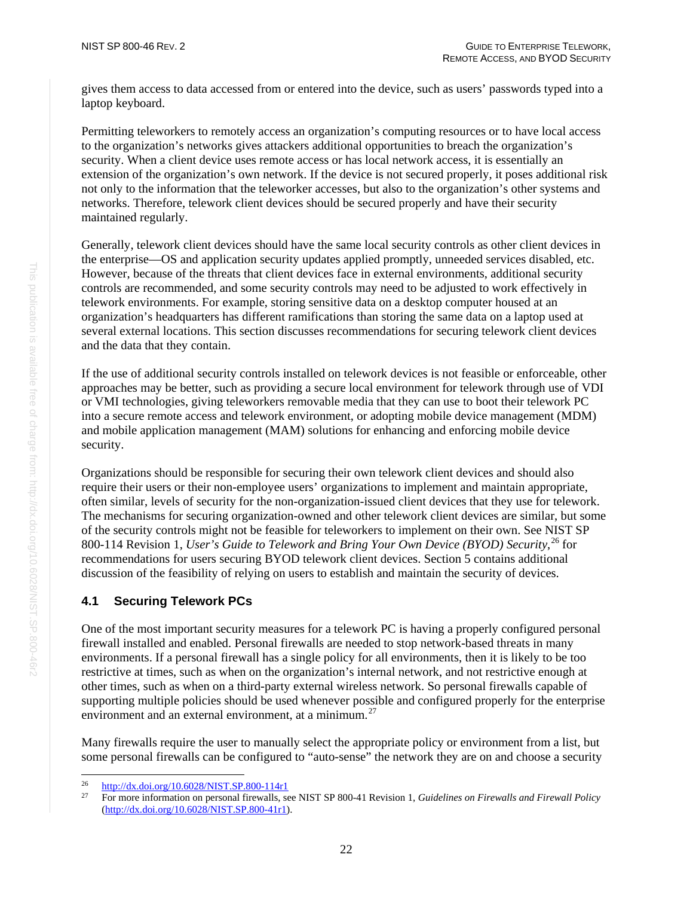gives them access to data accessed from or entered into the device, such as users' passwords typed into a laptop keyboard.

Permitting teleworkers to remotely access an organization's computing resources or to have local access to the organization's networks gives attackers additional opportunities to breach the organization's security. When a client device uses remote access or has local network access, it is essentially an extension of the organization's own network. If the device is not secured properly, it poses additional risk not only to the information that the teleworker accesses, but also to the organization's other systems and networks. Therefore, telework client devices should be secured properly and have their security maintained regularly.

Generally, telework client devices should have the same local security controls as other client devices in the enterprise—OS and application security updates applied promptly, unneeded services disabled, etc. However, because of the threats that client devices face in external environments, additional security controls are recommended, and some security controls may need to be adjusted to work effectively in telework environments. For example, storing sensitive data on a desktop computer housed at an organization's headquarters has different ramifications than storing the same data on a laptop used at several external locations. This section discusses recommendations for securing telework client devices and the data that they contain.

If the use of additional security controls installed on telework devices is not feasible or enforceable, other approaches may be better, such as providing a secure local environment for telework through use of VDI or VMI technologies, giving teleworkers removable media that they can use to boot their telework PC into a secure remote access and telework environment, or adopting mobile device management (MDM) and mobile application management (MAM) solutions for enhancing and enforcing mobile device security.

Organizations should be responsible for securing their own telework client devices and should also require their users or their non-employee users' organizations to implement and maintain appropriate, often similar, levels of security for the non-organization-issued client devices that they use for telework. The mechanisms for securing organization-owned and other telework client devices are similar, but some of the security controls might not be feasible for teleworkers to implement on their own. See NIST SP 800-114 Revision 1, *User's Guide to Telework and Bring Your Own Device (BYOD) Security*,[26] for recommendations for users securing BYOD telework client devices. Section 5 contains additional discussion of the feasibility of relying on users to establish and maintain the security of devices.

## 4.1 Securing Telework PCs

One of the most important security measures for a telework PC is having a properly configured personal firewall installed and enabled. Personal firewalls are needed to stop network-based threats in many environments. If a personal firewall has a single policy for all environments, then it is likely to be too restrictive at times, such as when on the organization's internal network, and not restrictive enough at other times, such as when on a third-party external wireless network. So personal firewalls capable of supporting multiple policies should be used whenever possible and configured properly for the enterprise environment and an external environment, at a minimum.[27]

Many firewalls require the user to manually select the appropriate policy or environment from a list, but some personal firewalls can be configured to "auto-sense" the network they are on and choose a security

[26] http://dx.doi.org/10.6028/NIST.SP.800-114r1

[27] For more information on personal firewalls, see NIST SP 800-41 Revision 1, *Guidelines on Firewalls and Firewall Policy* (http://dx.doi.org/10.6028/NIST.SP.800-41r1).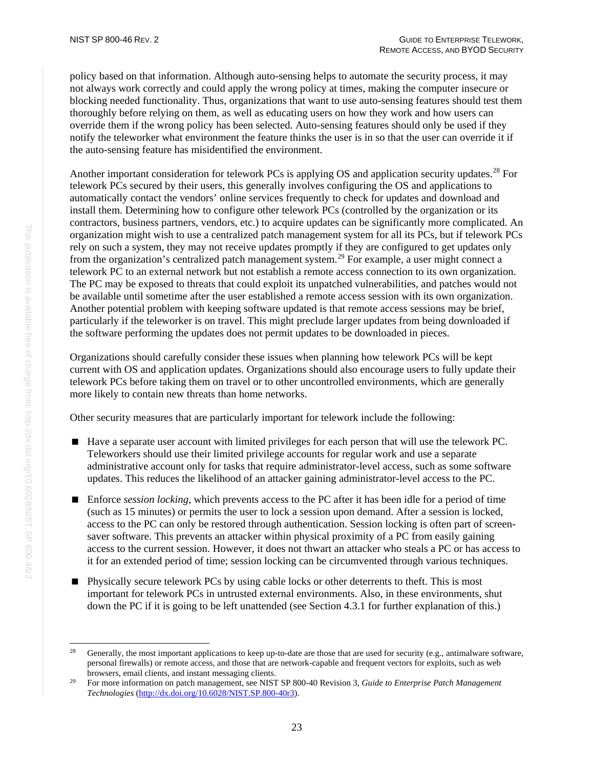policy based on that information. Although auto-sensing helps to automate the security process, it may not always work correctly and could apply the wrong policy at times, making the computer insecure or blocking needed functionality. Thus, organizations that want to use auto-sensing features should test them thoroughly before relying on them, as well as educating users on how they work and how users can override them if the wrong policy has been selected. Auto-sensing features should only be used if they notify the teleworker what environment the feature thinks the user is in so that the user can override it if the auto-sensing feature has misidentified the environment.

Another important consideration for telework PCs is applying OS and application security updates.[28] For telework PCs secured by their users, this generally involves configuring the OS and applications to automatically contact the vendors' online services frequently to check for updates and download and install them. Determining how to configure other telework PCs (controlled by the organization or its contractors, business partners, vendors, etc.) to acquire updates can be significantly more complicated. An organization might wish to use a centralized patch management system for all its PCs, but if telework PCs rely on such a system, they may not receive updates promptly if they are configured to get updates only from the organization's centralized patch management system.[29] For example, a user might connect a telework PC to an external network but not establish a remote access connection to its own organization. The PC may be exposed to threats that could exploit its unpatched vulnerabilities, and patches would not be available until sometime after the user established a remote access session with its own organization. Another potential problem with keeping software updated is that remote access sessions may be brief, particularly if the teleworker is on travel. This might preclude larger updates from being downloaded if the software performing the updates does not permit updates to be downloaded in pieces.

Organizations should carefully consider these issues when planning how telework PCs will be kept current with OS and application updates. Organizations should also encourage users to fully update their telework PCs before taking them on travel or to other uncontrolled environments, which are generally more likely to contain new threats than home networks.

Other security measures that are particularly important for telework include the following:

- Have a separate user account with limited privileges for each person that will use the telework PC. Teleworkers should use their limited privilege accounts for regular work and use a separate administrative account only for tasks that require administrator-level access, such as some software updates. This reduces the likelihood of an attacker gaining administrator-level access to the PC.
- Enforce *session locking*, which prevents access to the PC after it has been idle for a period of time (such as 15 minutes) or permits the user to lock a session upon demand. After a session is locked, access to the PC can only be restored through authentication. Session locking is often part of screen-saver software. This prevents an attacker within physical proximity of a PC from easily gaining access to the current session. However, it does not thwart an attacker who steals a PC or has access to it for an extended period of time; session locking can be circumvented through various techniques.
- Physically secure telework PCs by using cable locks or other deterrents to theft. This is most important for telework PCs in untrusted external environments. Also, in these environments, shut down the PC if it is going to be left unattended (see Section 4.3.1 for further explanation of this.)

---

[28] Generally, the most important applications to keep up-to-date are those that are used for security (e.g., antimalware software, personal firewalls) or remote access, and those that are network-capable and frequent vectors for exploits, such as web browsers, email clients, and instant messaging clients.

[29] For more information on patch management, see NIST SP 800-40 Revision 3, *Guide to Enterprise Patch Management Technologies* (http://dx.doi.org/10.6028/NIST.SP.800-40r3).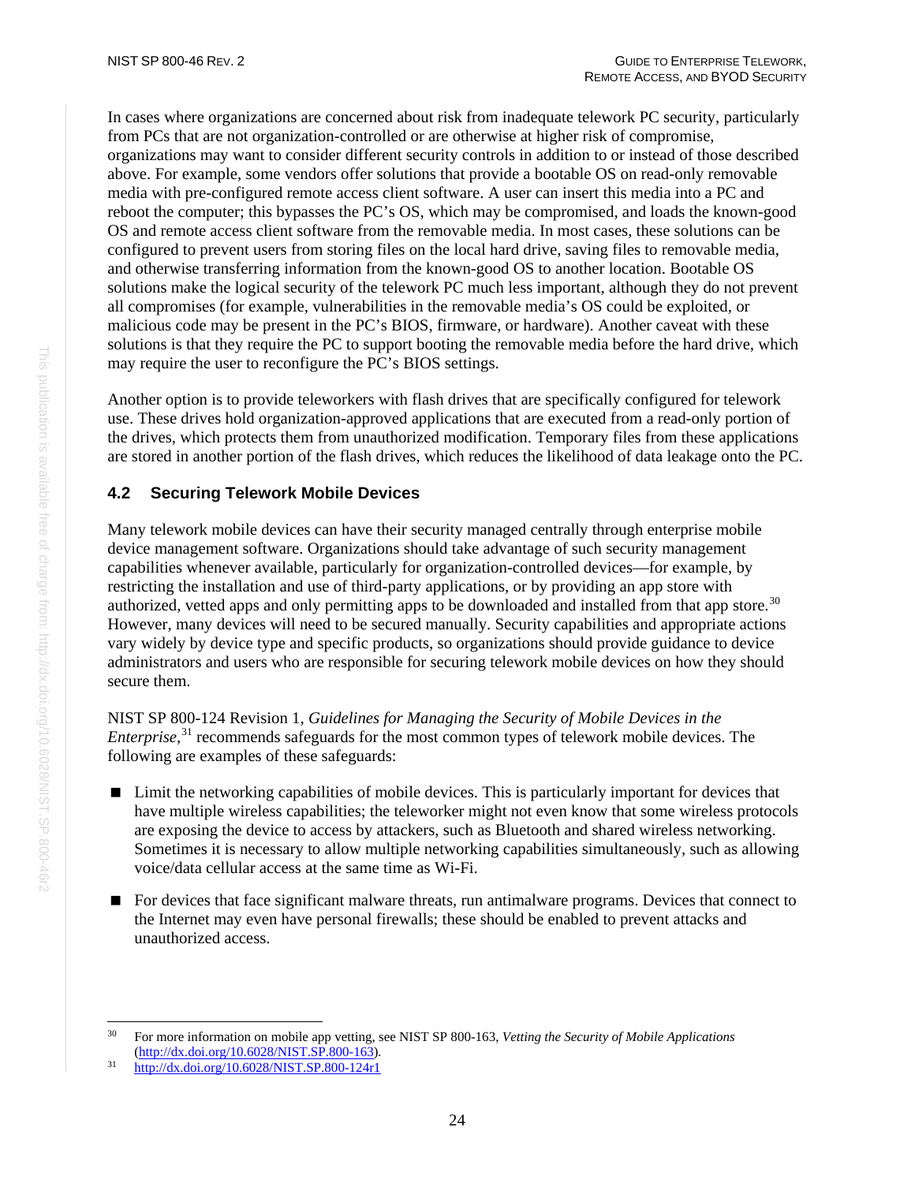In cases where organizations are concerned about risk from inadequate telework PC security, particularly from PCs that are not organization-controlled or are otherwise at higher risk of compromise, organizations may want to consider different security controls in addition to or instead of those described above. For example, some vendors offer solutions that provide a bootable OS on read-only removable media with pre-configured remote access client software. A user can insert this media into a PC and reboot the computer; this bypasses the PC's OS, which may be compromised, and loads the known-good OS and remote access client software from the removable media. In most cases, these solutions can be configured to prevent users from storing files on the local hard drive, saving files to removable media, and otherwise transferring information from the known-good OS to another location. Bootable OS solutions make the logical security of the telework PC much less important, although they do not prevent all compromises (for example, vulnerabilities in the removable media's OS could be exploited, or malicious code may be present in the PC's BIOS, firmware, or hardware). Another caveat with these solutions is that they require the PC to support booting the removable media before the hard drive, which may require the user to reconfigure the PC's BIOS settings.

Another option is to provide teleworkers with flash drives that are specifically configured for telework use. These drives hold organization-approved applications that are executed from a read-only portion of the drives, which protects them from unauthorized modification. Temporary files from these applications are stored in another portion of the flash drives, which reduces the likelihood of data leakage onto the PC.

## 4.2 Securing Telework Mobile Devices

Many telework mobile devices can have their security managed centrally through enterprise mobile device management software. Organizations should take advantage of such security management capabilities whenever available, particularly for organization-controlled devices—for example, by restricting the installation and use of third-party applications, or by providing an app store with authorized, vetted apps and only permitting apps to be downloaded and installed from that app store.[30] However, many devices will need to be secured manually. Security capabilities and appropriate actions vary widely by device type and specific products, so organizations should provide guidance to device administrators and users who are responsible for securing telework mobile devices on how they should secure them.

NIST SP 800-124 Revision 1, *Guidelines for Managing the Security of Mobile Devices in the Enterprise*,[31] recommends safeguards for the most common types of telework mobile devices. The following are examples of these safeguards:

- Limit the networking capabilities of mobile devices. This is particularly important for devices that have multiple wireless capabilities; the teleworker might not even know that some wireless protocols are exposing the device to access by attackers, such as Bluetooth and shared wireless networking. Sometimes it is necessary to allow multiple networking capabilities simultaneously, such as allowing voice/data cellular access at the same time as Wi-Fi.
- For devices that face significant malware threats, run antimalware programs. Devices that connect to the Internet may even have personal firewalls; these should be enabled to prevent attacks and unauthorized access.

---

[30] For more information on mobile app vetting, see NIST SP 800-163, *Vetting the Security of Mobile Applications* (http://dx.doi.org/10.6028/NIST.SP.800-163).

[31] http://dx.doi.org/10.6028/NIST.SP.800-124r1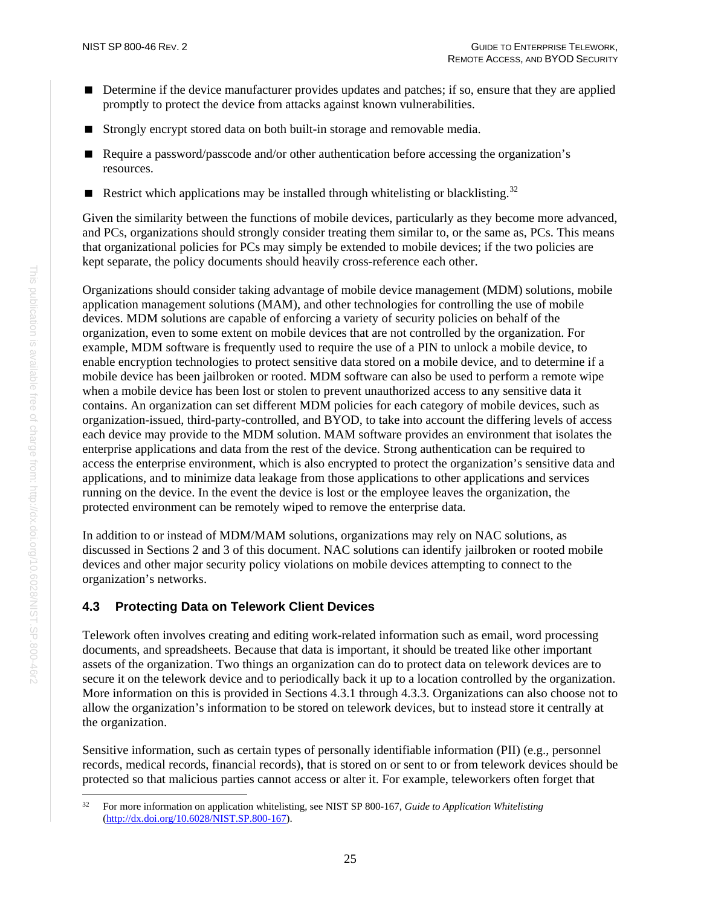- Determine if the device manufacturer provides updates and patches; if so, ensure that they are applied promptly to protect the device from attacks against known vulnerabilities.
- Strongly encrypt stored data on both built-in storage and removable media.
- Require a password/passcode and/or other authentication before accessing the organization's resources.
- Restrict which applications may be installed through whitelisting or blacklisting.[32]

Given the similarity between the functions of mobile devices, particularly as they become more advanced, and PCs, organizations should strongly consider treating them similar to, or the same as, PCs. This means that organizational policies for PCs may simply be extended to mobile devices; if the two policies are kept separate, the policy documents should heavily cross-reference each other.

Organizations should consider taking advantage of mobile device management (MDM) solutions, mobile application management solutions (MAM), and other technologies for controlling the use of mobile devices. MDM solutions are capable of enforcing a variety of security policies on behalf of the organization, even to some extent on mobile devices that are not controlled by the organization. For example, MDM software is frequently used to require the use of a PIN to unlock a mobile device, to enable encryption technologies to protect sensitive data stored on a mobile device, and to determine if a mobile device has been jailbroken or rooted. MDM software can also be used to perform a remote wipe when a mobile device has been lost or stolen to prevent unauthorized access to any sensitive data it contains. An organization can set different MDM policies for each category of mobile devices, such as organization-issued, third-party-controlled, and BYOD, to take into account the differing levels of access each device may provide to the MDM solution. MAM software provides an environment that isolates the enterprise applications and data from the rest of the device. Strong authentication can be required to access the enterprise environment, which is also encrypted to protect the organization's sensitive data and applications, and to minimize data leakage from those applications to other applications and services running on the device. In the event the device is lost or the employee leaves the organization, the protected environment can be remotely wiped to remove the enterprise data.

In addition to or instead of MDM/MAM solutions, organizations may rely on NAC solutions, as discussed in Sections 2 and 3 of this document. NAC solutions can identify jailbroken or rooted mobile devices and other major security policy violations on mobile devices attempting to connect to the organization's networks.

### 4.3 Protecting Data on Telework Client Devices

Telework often involves creating and editing work-related information such as email, word processing documents, and spreadsheets. Because that data is important, it should be treated like other important assets of the organization. Two things an organization can do to protect data on telework devices are to secure it on the telework device and to periodically back it up to a location controlled by the organization. More information on this is provided in Sections 4.3.1 through 4.3.3. Organizations can also choose not to allow the organization's information to be stored on telework devices, but to instead store it centrally at the organization.

Sensitive information, such as certain types of personally identifiable information (PII) (e.g., personnel records, medical records, financial records), that is stored on or sent to or from telework devices should be protected so that malicious parties cannot access or alter it. For example, teleworkers often forget that

[32] For more information on application whitelisting, see NIST SP 800-167, *Guide to Application Whitelisting* (http://dx.doi.org/10.6028/NIST.SP.800-167).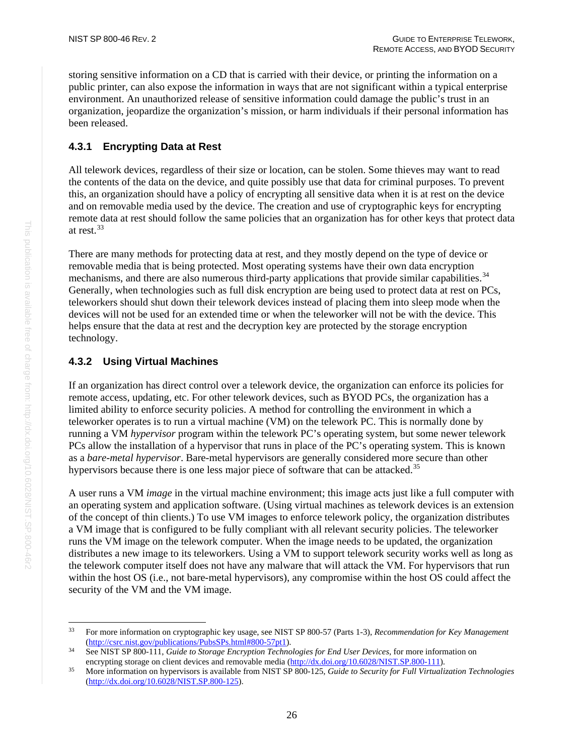storing sensitive information on a CD that is carried with their device, or printing the information on a public printer, can also expose the information in ways that are not significant within a typical enterprise environment. An unauthorized release of sensitive information could damage the public's trust in an organization, jeopardize the organization's mission, or harm individuals if their personal information has been released.

### 4.3.1 Encrypting Data at Rest

All telework devices, regardless of their size or location, can be stolen. Some thieves may want to read the contents of the data on the device, and quite possibly use that data for criminal purposes. To prevent this, an organization should have a policy of encrypting all sensitive data when it is at rest on the device and on removable media used by the device. The creation and use of cryptographic keys for encrypting remote data at rest should follow the same policies that an organization has for other keys that protect data at rest.[33]

There are many methods for protecting data at rest, and they mostly depend on the type of device or removable media that is being protected. Most operating systems have their own data encryption mechanisms, and there are also numerous third-party applications that provide similar capabilities.[34] Generally, when technologies such as full disk encryption are being used to protect data at rest on PCs, teleworkers should shut down their telework devices instead of placing them into sleep mode when the devices will not be used for an extended time or when the teleworker will not be with the device. This helps ensure that the data at rest and the decryption key are protected by the storage encryption technology.

### 4.3.2 Using Virtual Machines

If an organization has direct control over a telework device, the organization can enforce its policies for remote access, updating, etc. For other telework devices, such as BYOD PCs, the organization has a limited ability to enforce security policies. A method for controlling the environment in which a teleworker operates is to run a virtual machine (VM) on the telework PC. This is normally done by running a VM *hypervisor* program within the telework PC's operating system, but some newer telework PCs allow the installation of a hypervisor that runs in place of the PC's operating system. This is known as a *bare-metal hypervisor*. Bare-metal hypervisors are generally considered more secure than other hypervisors because there is one less major piece of software that can be attacked.[35]

A user runs a VM *image* in the virtual machine environment; this image acts just like a full computer with an operating system and application software. (Using virtual machines as telework devices is an extension of the concept of thin clients.) To use VM images to enforce telework policy, the organization distributes a VM image that is configured to be fully compliant with all relevant security policies. The teleworker runs the VM image on the telework computer. When the image needs to be updated, the organization distributes a new image to its teleworkers. Using a VM to support telework security works well as long as the telework computer itself does not have any malware that will attack the VM. For hypervisors that run within the host OS (i.e., not bare-metal hypervisors), any compromise within the host OS could affect the security of the VM and the VM image.

---

[33] For more information on cryptographic key usage, see NIST SP 800-57 (Parts 1-3), *Recommendation for Key Management* (http://csrc.nist.gov/publications/PubsSPs.html#800-57pt1).

[34] See NIST SP 800-111, *Guide to Storage Encryption Technologies for End User Devices*, for more information on encrypting storage on client devices and removable media (http://dx.doi.org/10.6028/NIST.SP.800-111).

[35] More information on hypervisors is available from NIST SP 800-125, *Guide to Security for Full Virtualization Technologies* (http://dx.doi.org/10.6028/NIST.SP.800-125).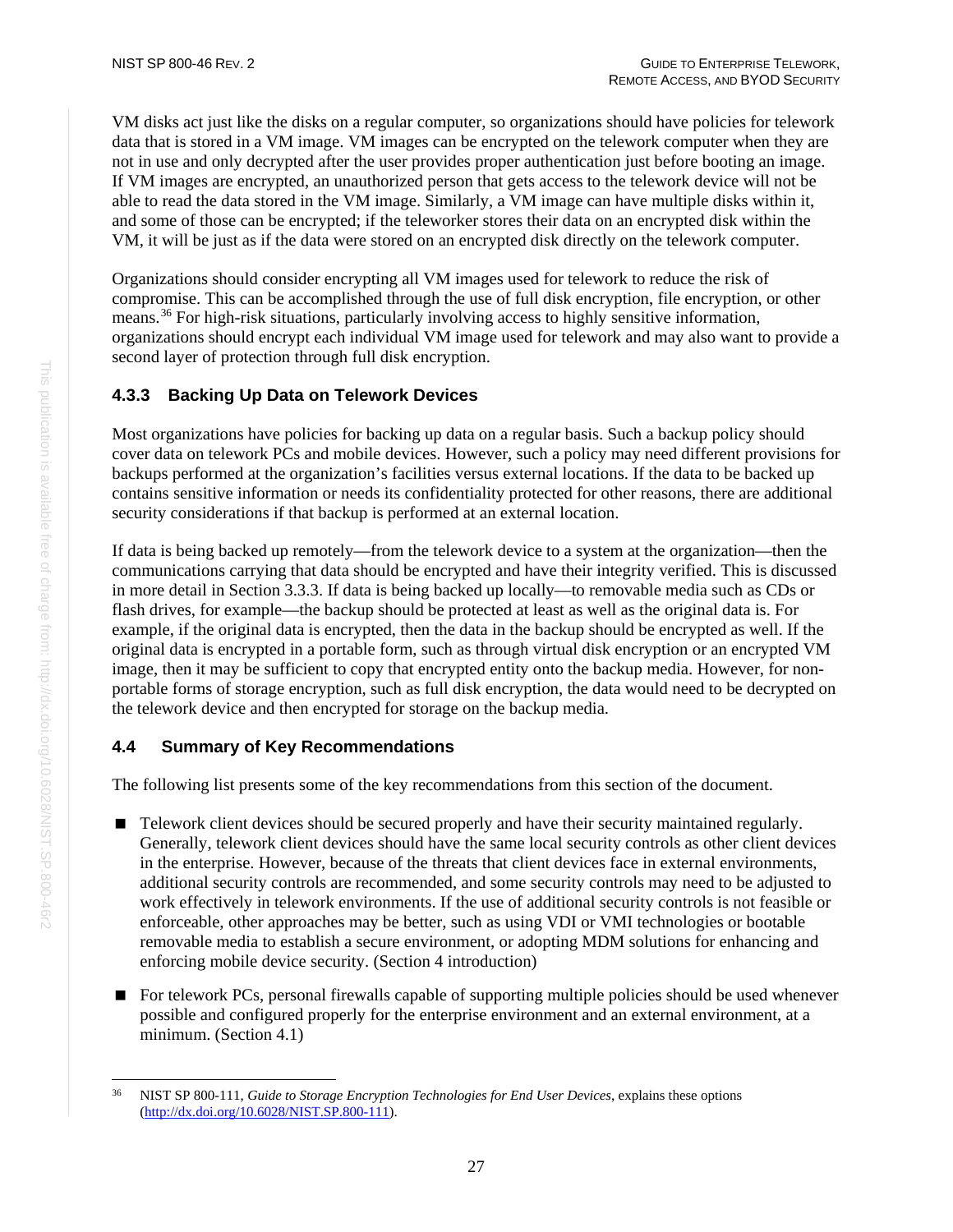VM disks act just like the disks on a regular computer, so organizations should have policies for telework data that is stored in a VM image. VM images can be encrypted on the telework computer when they are not in use and only decrypted after the user provides proper authentication just before booting an image. If VM images are encrypted, an unauthorized person that gets access to the telework device will not be able to read the data stored in the VM image. Similarly, a VM image can have multiple disks within it, and some of those can be encrypted; if the teleworker stores their data on an encrypted disk within the VM, it will be just as if the data were stored on an encrypted disk directly on the telework computer.

Organizations should consider encrypting all VM images used for telework to reduce the risk of compromise. This can be accomplished through the use of full disk encryption, file encryption, or other means.[36] For high-risk situations, particularly involving access to highly sensitive information, organizations should encrypt each individual VM image used for telework and may also want to provide a second layer of protection through full disk encryption.

### 4.3.3 Backing Up Data on Telework Devices

Most organizations have policies for backing up data on a regular basis. Such a backup policy should cover data on telework PCs and mobile devices. However, such a policy may need different provisions for backups performed at the organization's facilities versus external locations. If the data to be backed up contains sensitive information or needs its confidentiality protected for other reasons, there are additional security considerations if that backup is performed at an external location.

If data is being backed up remotely—from the telework device to a system at the organization—then the communications carrying that data should be encrypted and have their integrity verified. This is discussed in more detail in Section 3.3.3. If data is being backed up locally—to removable media such as CDs or flash drives, for example—the backup should be protected at least as well as the original data is. For example, if the original data is encrypted, then the data in the backup should be encrypted as well. If the original data is encrypted in a portable form, such as through virtual disk encryption or an encrypted VM image, then it may be sufficient to copy that encrypted entity onto the backup media. However, for non-portable forms of storage encryption, such as full disk encryption, the data would need to be decrypted on the telework device and then encrypted for storage on the backup media.

## 4.4 Summary of Key Recommendations

The following list presents some of the key recommendations from this section of the document.

- Telework client devices should be secured properly and have their security maintained regularly. Generally, telework client devices should have the same local security controls as other client devices in the enterprise. However, because of the threats that client devices face in external environments, additional security controls are recommended, and some security controls may need to be adjusted to work effectively in telework environments. If the use of additional security controls is not feasible or enforceable, other approaches may be better, such as using VDI or VMI technologies or bootable removable media to establish a secure environment, or adopting MDM solutions for enhancing and enforcing mobile device security. (Section 4 introduction)
- For telework PCs, personal firewalls capable of supporting multiple policies should be used whenever possible and configured properly for the enterprise environment and an external environment, at a minimum. (Section 4.1)

[36] NIST SP 800-111, *Guide to Storage Encryption Technologies for End User Devices*, explains these options (http://dx.doi.org/10.6028/NIST.SP.800-111).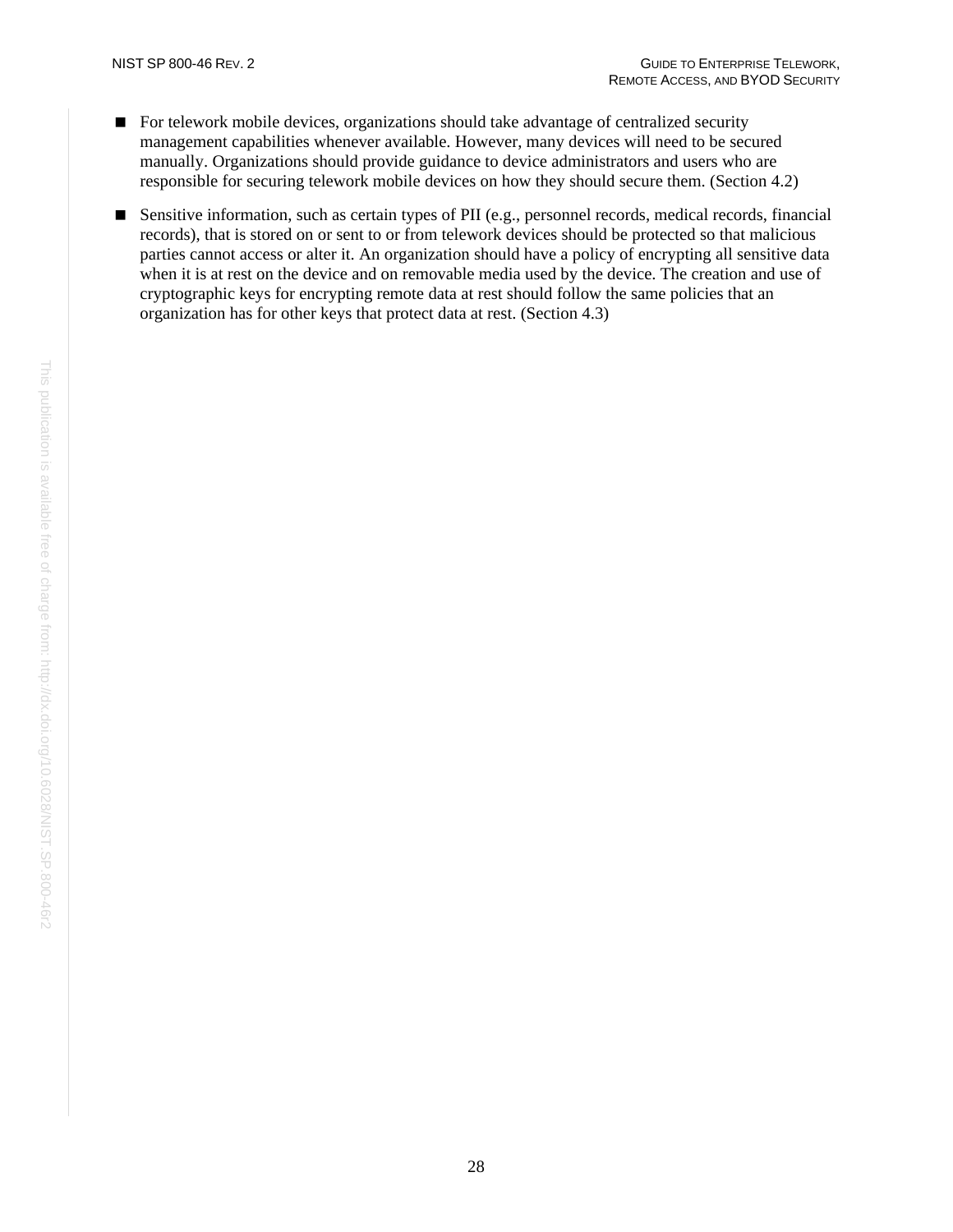- For telework mobile devices, organizations should take advantage of centralized security management capabilities whenever available. However, many devices will need to be secured manually. Organizations should provide guidance to device administrators and users who are responsible for securing telework mobile devices on how they should secure them. (Section 4.2)

- Sensitive information, such as certain types of PII (e.g., personnel records, medical records, financial records), that is stored on or sent to or from telework devices should be protected so that malicious parties cannot access or alter it. An organization should have a policy of encrypting all sensitive data when it is at rest on the device and on removable media used by the device. The creation and use of cryptographic keys for encrypting remote data at rest should follow the same policies that an organization has for other keys that protect data at rest. (Section 4.3)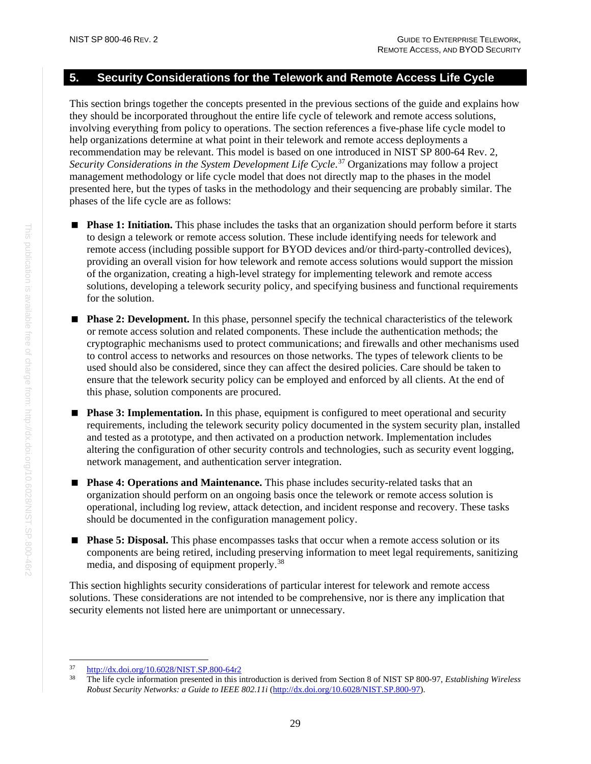# 5. Security Considerations for the Telework and Remote Access Life Cycle

This section brings together the concepts presented in the previous sections of the guide and explains how they should be incorporated throughout the entire life cycle of telework and remote access solutions, involving everything from policy to operations. The section references a five-phase life cycle model to help organizations determine at what point in their telework and remote access deployments a recommendation may be relevant. This model is based on one introduced in NIST SP 800-64 Rev. 2, *Security Considerations in the System Development Life Cycle*.[37] Organizations may follow a project management methodology or life cycle model that does not directly map to the phases in the model presented here, but the types of tasks in the methodology and their sequencing are probably similar. The phases of the life cycle are as follows:

- **Phase 1: Initiation.** This phase includes the tasks that an organization should perform before it starts to design a telework or remote access solution. These include identifying needs for telework and remote access (including possible support for BYOD devices and/or third-party-controlled devices), providing an overall vision for how telework and remote access solutions would support the mission of the organization, creating a high-level strategy for implementing telework and remote access solutions, developing a telework security policy, and specifying business and functional requirements for the solution.
- **Phase 2: Development.** In this phase, personnel specify the technical characteristics of the telework or remote access solution and related components. These include the authentication methods; the cryptographic mechanisms used to protect communications; and firewalls and other mechanisms used to control access to networks and resources on those networks. The types of telework clients to be used should also be considered, since they can affect the desired policies. Care should be taken to ensure that the telework security policy can be employed and enforced by all clients. At the end of this phase, solution components are procured.
- **Phase 3: Implementation.** In this phase, equipment is configured to meet operational and security requirements, including the telework security policy documented in the system security plan, installed and tested as a prototype, and then activated on a production network. Implementation includes altering the configuration of other security controls and technologies, such as security event logging, network management, and authentication server integration.
- **Phase 4: Operations and Maintenance.** This phase includes security-related tasks that an organization should perform on an ongoing basis once the telework or remote access solution is operational, including log review, attack detection, and incident response and recovery. These tasks should be documented in the configuration management policy.
- **Phase 5: Disposal.** This phase encompasses tasks that occur when a remote access solution or its components are being retired, including preserving information to meet legal requirements, sanitizing media, and disposing of equipment properly.[38]

This section highlights security considerations of particular interest for telework and remote access solutions. These considerations are not intended to be comprehensive, nor is there any implication that security elements not listed here are unimportant or unnecessary.

---

[37] http://dx.doi.org/10.6028/NIST.SP.800-64r2

[38] The life cycle information presented in this introduction is derived from Section 8 of NIST SP 800-97, *Establishing Wireless Robust Security Networks: a Guide to IEEE 802.11i* (http://dx.doi.org/10.6028/NIST.SP.800-97).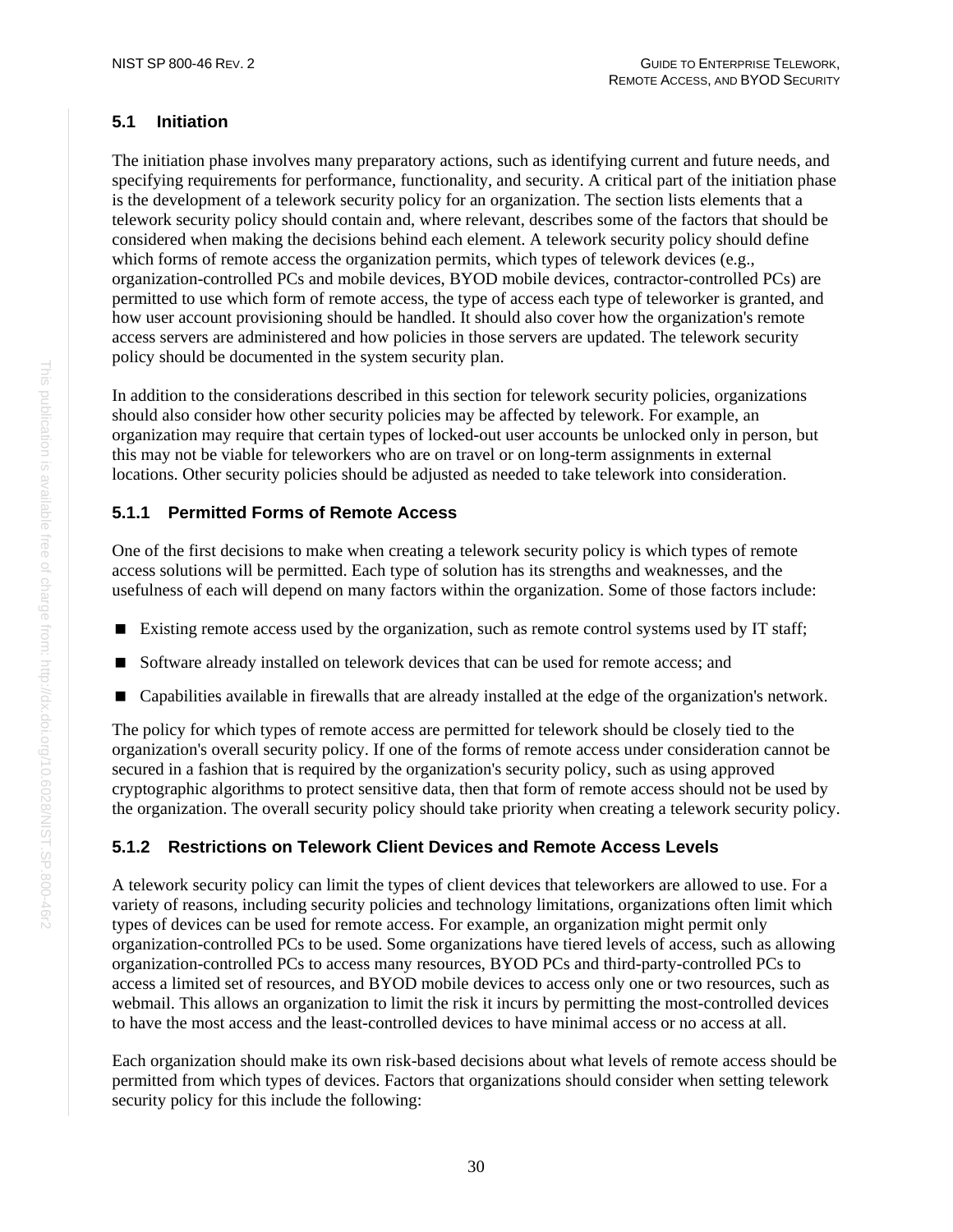## 5.1 Initiation

The initiation phase involves many preparatory actions, such as identifying current and future needs, and specifying requirements for performance, functionality, and security. A critical part of the initiation phase is the development of a telework security policy for an organization. The section lists elements that a telework security policy should contain and, where relevant, describes some of the factors that should be considered when making the decisions behind each element. A telework security policy should define which forms of remote access the organization permits, which types of telework devices (e.g., organization-controlled PCs and mobile devices, BYOD mobile devices, contractor-controlled PCs) are permitted to use which form of remote access, the type of access each type of teleworker is granted, and how user account provisioning should be handled. It should also cover how the organization's remote access servers are administered and how policies in those servers are updated. The telework security policy should be documented in the system security plan.

In addition to the considerations described in this section for telework security policies, organizations should also consider how other security policies may be affected by telework. For example, an organization may require that certain types of locked-out user accounts be unlocked only in person, but this may not be viable for teleworkers who are on travel or on long-term assignments in external locations. Other security policies should be adjusted as needed to take telework into consideration.

### 5.1.1 Permitted Forms of Remote Access

One of the first decisions to make when creating a telework security policy is which types of remote access solutions will be permitted. Each type of solution has its strengths and weaknesses, and the usefulness of each will depend on many factors within the organization. Some of those factors include:

- Existing remote access used by the organization, such as remote control systems used by IT staff;
- Software already installed on telework devices that can be used for remote access; and
- Capabilities available in firewalls that are already installed at the edge of the organization's network.

The policy for which types of remote access are permitted for telework should be closely tied to the organization's overall security policy. If one of the forms of remote access under consideration cannot be secured in a fashion that is required by the organization's security policy, such as using approved cryptographic algorithms to protect sensitive data, then that form of remote access should not be used by the organization. The overall security policy should take priority when creating a telework security policy.

### 5.1.2 Restrictions on Telework Client Devices and Remote Access Levels

A telework security policy can limit the types of client devices that teleworkers are allowed to use. For a variety of reasons, including security policies and technology limitations, organizations often limit which types of devices can be used for remote access. For example, an organization might permit only organization-controlled PCs to be used. Some organizations have tiered levels of access, such as allowing organization-controlled PCs to access many resources, BYOD PCs and third-party-controlled PCs to access a limited set of resources, and BYOD mobile devices to access only one or two resources, such as webmail. This allows an organization to limit the risk it incurs by permitting the most-controlled devices to have the most access and the least-controlled devices to have minimal access or no access at all.

Each organization should make its own risk-based decisions about what levels of remote access should be permitted from which types of devices. Factors that organizations should consider when setting telework security policy for this include the following: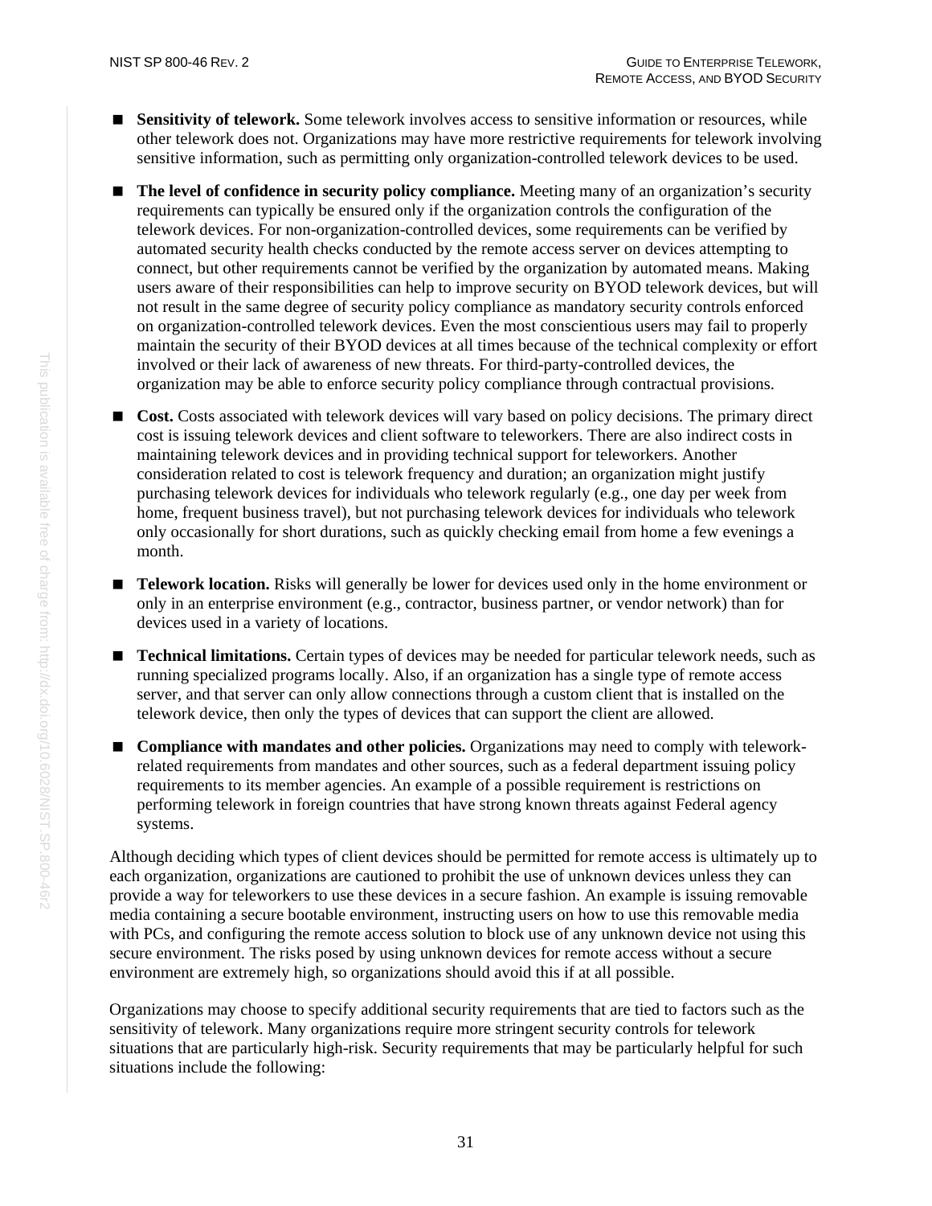- **Sensitivity of telework.** Some telework involves access to sensitive information or resources, while other telework does not. Organizations may have more restrictive requirements for telework involving sensitive information, such as permitting only organization-controlled telework devices to be used.
- **The level of confidence in security policy compliance.** Meeting many of an organization's security requirements can typically be ensured only if the organization controls the configuration of the telework devices. For non-organization-controlled devices, some requirements can be verified by automated security health checks conducted by the remote access server on devices attempting to connect, but other requirements cannot be verified by the organization by automated means. Making users aware of their responsibilities can help to improve security on BYOD telework devices, but will not result in the same degree of security policy compliance as mandatory security controls enforced on organization-controlled telework devices. Even the most conscientious users may fail to properly maintain the security of their BYOD devices at all times because of the technical complexity or effort involved or their lack of awareness of new threats. For third-party-controlled devices, the organization may be able to enforce security policy compliance through contractual provisions.
- **Cost.** Costs associated with telework devices will vary based on policy decisions. The primary direct cost is issuing telework devices and client software to teleworkers. There are also indirect costs in maintaining telework devices and in providing technical support for teleworkers. Another consideration related to cost is telework frequency and duration; an organization might justify purchasing telework devices for individuals who telework regularly (e.g., one day per week from home, frequent business travel), but not purchasing telework devices for individuals who telework only occasionally for short durations, such as quickly checking email from home a few evenings a month.
- **Telework location.** Risks will generally be lower for devices used only in the home environment or only in an enterprise environment (e.g., contractor, business partner, or vendor network) than for devices used in a variety of locations.
- **Technical limitations.** Certain types of devices may be needed for particular telework needs, such as running specialized programs locally. Also, if an organization has a single type of remote access server, and that server can only allow connections through a custom client that is installed on the telework device, then only the types of devices that can support the client are allowed.
- **Compliance with mandates and other policies.** Organizations may need to comply with telework-related requirements from mandates and other sources, such as a federal department issuing policy requirements to its member agencies. An example of a possible requirement is restrictions on performing telework in foreign countries that have strong known threats against Federal agency systems.

Although deciding which types of client devices should be permitted for remote access is ultimately up to each organization, organizations are cautioned to prohibit the use of unknown devices unless they can provide a way for teleworkers to use these devices in a secure fashion. An example is issuing removable media containing a secure bootable environment, instructing users on how to use this removable media with PCs, and configuring the remote access solution to block use of any unknown device not using this secure environment. The risks posed by using unknown devices for remote access without a secure environment are extremely high, so organizations should avoid this if at all possible.

Organizations may choose to specify additional security requirements that are tied to factors such as the sensitivity of telework. Many organizations require more stringent security controls for telework situations that are particularly high-risk. Security requirements that may be particularly helpful for such situations include the following: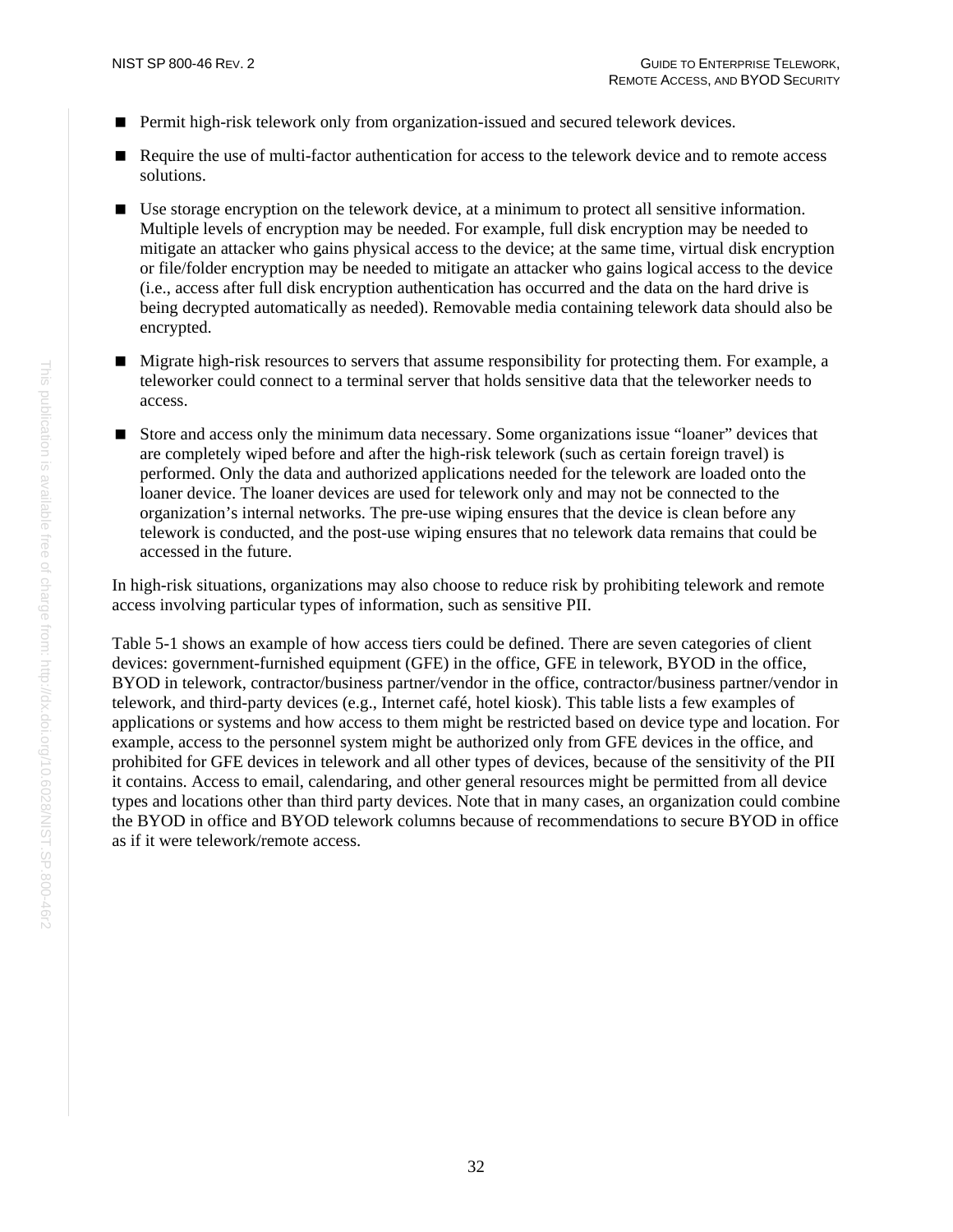- Permit high-risk telework only from organization-issued and secured telework devices.
- Require the use of multi-factor authentication for access to the telework device and to remote access solutions.
- Use storage encryption on the telework device, at a minimum to protect all sensitive information. Multiple levels of encryption may be needed. For example, full disk encryption may be needed to mitigate an attacker who gains physical access to the device; at the same time, virtual disk encryption or file/folder encryption may be needed to mitigate an attacker who gains logical access to the device (i.e., access after full disk encryption authentication has occurred and the data on the hard drive is being decrypted automatically as needed). Removable media containing telework data should also be encrypted.
- Migrate high-risk resources to servers that assume responsibility for protecting them. For example, a teleworker could connect to a terminal server that holds sensitive data that the teleworker needs to access.
- Store and access only the minimum data necessary. Some organizations issue "loaner" devices that are completely wiped before and after the high-risk telework (such as certain foreign travel) is performed. Only the data and authorized applications needed for the telework are loaded onto the loaner device. The loaner devices are used for telework only and may not be connected to the organization's internal networks. The pre-use wiping ensures that the device is clean before any telework is conducted, and the post-use wiping ensures that no telework data remains that could be accessed in the future.

In high-risk situations, organizations may also choose to reduce risk by prohibiting telework and remote access involving particular types of information, such as sensitive PII.

Table 5-1 shows an example of how access tiers could be defined. There are seven categories of client devices: government-furnished equipment (GFE) in the office, GFE in telework, BYOD in the office, BYOD in telework, contractor/business partner/vendor in the office, contractor/business partner/vendor in telework, and third-party devices (e.g., Internet café, hotel kiosk). This table lists a few examples of applications or systems and how access to them might be restricted based on device type and location. For example, access to the personnel system might be authorized only from GFE devices in the office, and prohibited for GFE devices in telework and all other types of devices, because of the sensitivity of the PII it contains. Access to email, calendaring, and other general resources might be permitted from all device types and locations other than third party devices. Note that in many cases, an organization could combine the BYOD in office and BYOD telework columns because of recommendations to secure BYOD in office as if it were telework/remote access.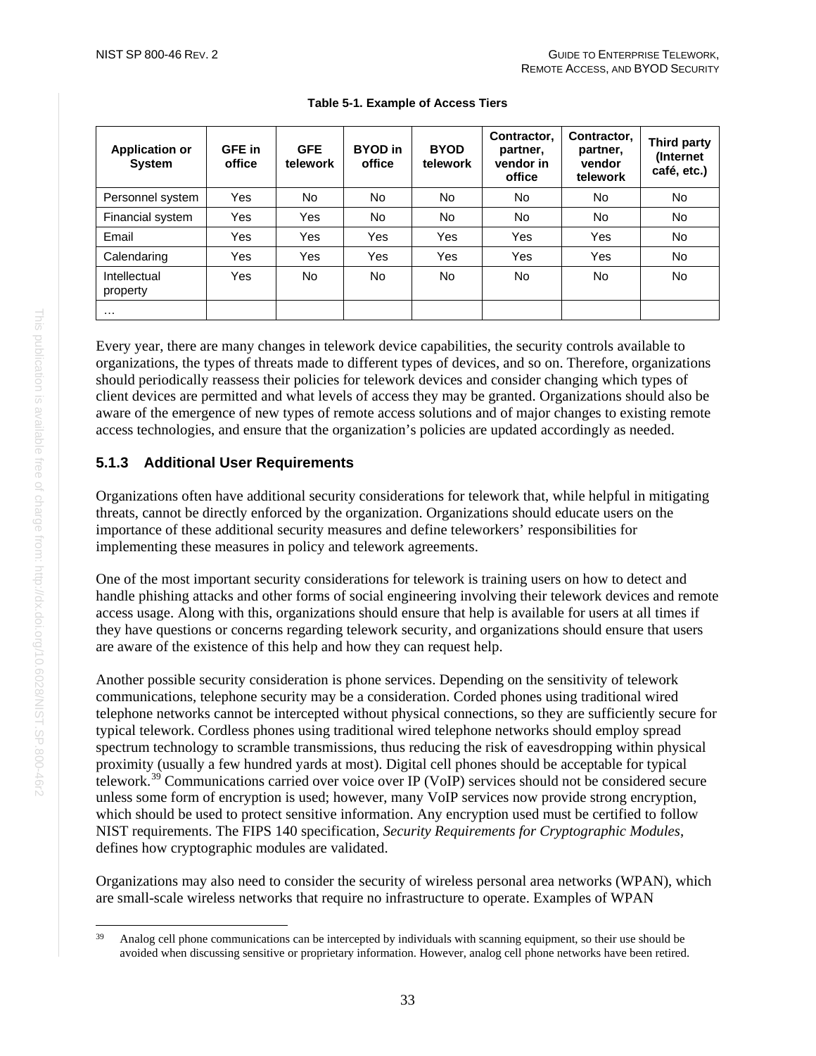**Table 5-1. Example of Access Tiers**

| Application or System | GFE in office | GFE telework | BYOD in office | BYOD telework | Contractor, partner, vendor in office | Contractor, partner, vendor telework | Third party (Internet café, etc.) |
|---|---|---|---|---|---|---|---|
| Personnel system | Yes | No | No | No | No | No | No |
| Financial system | Yes | Yes | No | No | No | No | No |
| Email | Yes | Yes | Yes | Yes | Yes | Yes | No |
| Calendaring | Yes | Yes | Yes | Yes | Yes | Yes | No |
| Intellectual property | Yes | No | No | No | No | No | No |
| … | | | | | | | |

Every year, there are many changes in telework device capabilities, the security controls available to organizations, the types of threats made to different types of devices, and so on. Therefore, organizations should periodically reassess their policies for telework devices and consider changing which types of client devices are permitted and what levels of access they may be granted. Organizations should also be aware of the emergence of new types of remote access solutions and of major changes to existing remote access technologies, and ensure that the organization's policies are updated accordingly as needed.

### 5.1.3 Additional User Requirements

Organizations often have additional security considerations for telework that, while helpful in mitigating threats, cannot be directly enforced by the organization. Organizations should educate users on the importance of these additional security measures and define teleworkers' responsibilities for implementing these measures in policy and telework agreements.

One of the most important security considerations for telework is training users on how to detect and handle phishing attacks and other forms of social engineering involving their telework devices and remote access usage. Along with this, organizations should ensure that help is available for users at all times if they have questions or concerns regarding telework security, and organizations should ensure that users are aware of the existence of this help and how they can request help.

Another possible security consideration is phone services. Depending on the sensitivity of telework communications, telephone security may be a consideration. Corded phones using traditional wired telephone networks cannot be intercepted without physical connections, so they are sufficiently secure for typical telework. Cordless phones using traditional wired telephone networks should employ spread spectrum technology to scramble transmissions, thus reducing the risk of eavesdropping within physical proximity (usually a few hundred yards at most). Digital cell phones should be acceptable for typical telework.[39] Communications carried over voice over IP (VoIP) services should not be considered secure unless some form of encryption is used; however, many VoIP services now provide strong encryption, which should be used to protect sensitive information. Any encryption used must be certified to follow NIST requirements. The FIPS 140 specification, *Security Requirements for Cryptographic Modules*, defines how cryptographic modules are validated.

Organizations may also need to consider the security of wireless personal area networks (WPAN), which are small-scale wireless networks that require no infrastructure to operate. Examples of WPAN

[39] Analog cell phone communications can be intercepted by individuals with scanning equipment, so their use should be avoided when discussing sensitive or proprietary information. However, analog cell phone networks have been retired.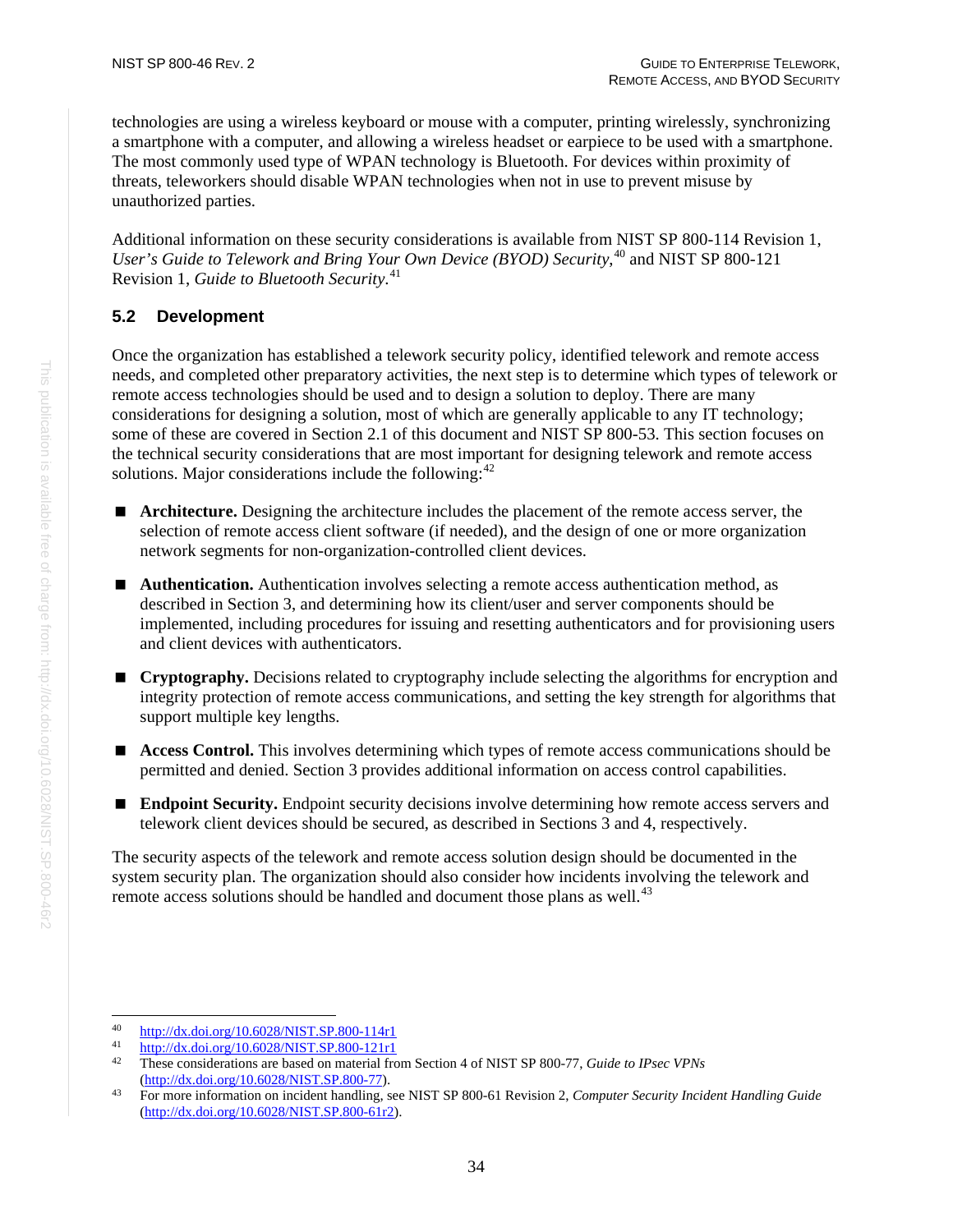technologies are using a wireless keyboard or mouse with a computer, printing wirelessly, synchronizing a smartphone with a computer, and allowing a wireless headset or earpiece to be used with a smartphone. The most commonly used type of WPAN technology is Bluetooth. For devices within proximity of threats, teleworkers should disable WPAN technologies when not in use to prevent misuse by unauthorized parties.

Additional information on these security considerations is available from NIST SP 800-114 Revision 1, *User's Guide to Telework and Bring Your Own Device (BYOD) Security*,[40] and NIST SP 800-121 Revision 1, *Guide to Bluetooth Security*.[41]

## 5.2 Development

Once the organization has established a telework security policy, identified telework and remote access needs, and completed other preparatory activities, the next step is to determine which types of telework or remote access technologies should be used and to design a solution to deploy. There are many considerations for designing a solution, most of which are generally applicable to any IT technology; some of these are covered in Section 2.1 of this document and NIST SP 800-53. This section focuses on the technical security considerations that are most important for designing telework and remote access solutions. Major considerations include the following:[42]

- **Architecture.** Designing the architecture includes the placement of the remote access server, the selection of remote access client software (if needed), and the design of one or more organization network segments for non-organization-controlled client devices.
- **Authentication.** Authentication involves selecting a remote access authentication method, as described in Section 3, and determining how its client/user and server components should be implemented, including procedures for issuing and resetting authenticators and for provisioning users and client devices with authenticators.
- **Cryptography.** Decisions related to cryptography include selecting the algorithms for encryption and integrity protection of remote access communications, and setting the key strength for algorithms that support multiple key lengths.
- **Access Control.** This involves determining which types of remote access communications should be permitted and denied. Section 3 provides additional information on access control capabilities.
- **Endpoint Security.** Endpoint security decisions involve determining how remote access servers and telework client devices should be secured, as described in Sections 3 and 4, respectively.

The security aspects of the telework and remote access solution design should be documented in the system security plan. The organization should also consider how incidents involving the telework and remote access solutions should be handled and document those plans as well.[43]

---

[40] http://dx.doi.org/10.6028/NIST.SP.800-114r1

[41] http://dx.doi.org/10.6028/NIST.SP.800-121r1

[42] These considerations are based on material from Section 4 of NIST SP 800-77, *Guide to IPsec VPNs* (http://dx.doi.org/10.6028/NIST.SP.800-77).

[43] For more information on incident handling, see NIST SP 800-61 Revision 2, *Computer Security Incident Handling Guide* (http://dx.doi.org/10.6028/NIST.SP.800-61r2).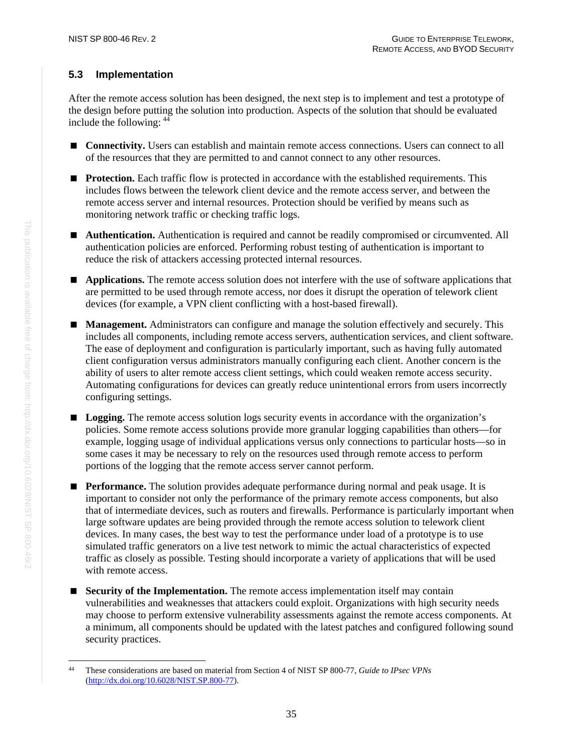## 5.3 Implementation

After the remote access solution has been designed, the next step is to implement and test a prototype of the design before putting the solution into production. Aspects of the solution that should be evaluated include the following: [44]

- **Connectivity.** Users can establish and maintain remote access connections. Users can connect to all of the resources that they are permitted to and cannot connect to any other resources.
- **Protection.** Each traffic flow is protected in accordance with the established requirements. This includes flows between the telework client device and the remote access server, and between the remote access server and internal resources. Protection should be verified by means such as monitoring network traffic or checking traffic logs.
- **Authentication.** Authentication is required and cannot be readily compromised or circumvented. All authentication policies are enforced. Performing robust testing of authentication is important to reduce the risk of attackers accessing protected internal resources.
- **Applications.** The remote access solution does not interfere with the use of software applications that are permitted to be used through remote access, nor does it disrupt the operation of telework client devices (for example, a VPN client conflicting with a host-based firewall).
- **Management.** Administrators can configure and manage the solution effectively and securely. This includes all components, including remote access servers, authentication services, and client software. The ease of deployment and configuration is particularly important, such as having fully automated client configuration versus administrators manually configuring each client. Another concern is the ability of users to alter remote access client settings, which could weaken remote access security. Automating configurations for devices can greatly reduce unintentional errors from users incorrectly configuring settings.
- **Logging.** The remote access solution logs security events in accordance with the organization's policies. Some remote access solutions provide more granular logging capabilities than others—for example, logging usage of individual applications versus only connections to particular hosts—so in some cases it may be necessary to rely on the resources used through remote access to perform portions of the logging that the remote access server cannot perform.
- **Performance.** The solution provides adequate performance during normal and peak usage. It is important to consider not only the performance of the primary remote access components, but also that of intermediate devices, such as routers and firewalls. Performance is particularly important when large software updates are being provided through the remote access solution to telework client devices. In many cases, the best way to test the performance under load of a prototype is to use simulated traffic generators on a live test network to mimic the actual characteristics of expected traffic as closely as possible. Testing should incorporate a variety of applications that will be used with remote access.
- **Security of the Implementation.** The remote access implementation itself may contain vulnerabilities and weaknesses that attackers could exploit. Organizations with high security needs may choose to perform extensive vulnerability assessments against the remote access components. At a minimum, all components should be updated with the latest patches and configured following sound security practices.

---

[44] These considerations are based on material from Section 4 of NIST SP 800-77, *Guide to IPsec VPNs* (http://dx.doi.org/10.6028/NIST.SP.800-77).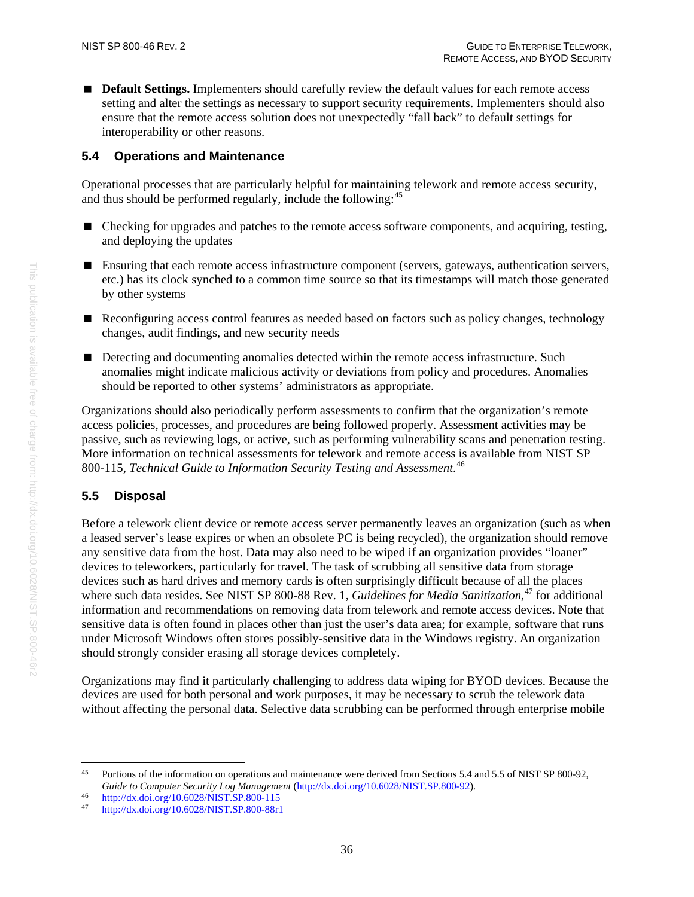- **Default Settings.** Implementers should carefully review the default values for each remote access setting and alter the settings as necessary to support security requirements. Implementers should also ensure that the remote access solution does not unexpectedly "fall back" to default settings for interoperability or other reasons.

## 5.4 Operations and Maintenance

Operational processes that are particularly helpful for maintaining telework and remote access security, and thus should be performed regularly, include the following:[45]

- Checking for upgrades and patches to the remote access software components, and acquiring, testing, and deploying the updates
- Ensuring that each remote access infrastructure component (servers, gateways, authentication servers, etc.) has its clock synched to a common time source so that its timestamps will match those generated by other systems
- Reconfiguring access control features as needed based on factors such as policy changes, technology changes, audit findings, and new security needs
- Detecting and documenting anomalies detected within the remote access infrastructure. Such anomalies might indicate malicious activity or deviations from policy and procedures. Anomalies should be reported to other systems' administrators as appropriate.

Organizations should also periodically perform assessments to confirm that the organization's remote access policies, processes, and procedures are being followed properly. Assessment activities may be passive, such as reviewing logs, or active, such as performing vulnerability scans and penetration testing. More information on technical assessments for telework and remote access is available from NIST SP 800-115, *Technical Guide to Information Security Testing and Assessment*.[46]

## 5.5 Disposal

Before a telework client device or remote access server permanently leaves an organization (such as when a leased server's lease expires or when an obsolete PC is being recycled), the organization should remove any sensitive data from the host. Data may also need to be wiped if an organization provides "loaner" devices to teleworkers, particularly for travel. The task of scrubbing all sensitive data from storage devices such as hard drives and memory cards is often surprisingly difficult because of all the places where such data resides. See NIST SP 800-88 Rev. 1, *Guidelines for Media Sanitization*,[47] for additional information and recommendations on removing data from telework and remote access devices. Note that sensitive data is often found in places other than just the user's data area; for example, software that runs under Microsoft Windows often stores possibly-sensitive data in the Windows registry. An organization should strongly consider erasing all storage devices completely.

Organizations may find it particularly challenging to address data wiping for BYOD devices. Because the devices are used for both personal and work purposes, it may be necessary to scrub the telework data without affecting the personal data. Selective data scrubbing can be performed through enterprise mobile

---

[45] Portions of the information on operations and maintenance were derived from Sections 5.4 and 5.5 of NIST SP 800-92, *Guide to Computer Security Log Management* (http://dx.doi.org/10.6028/NIST.SP.800-92).

[46] http://dx.doi.org/10.6028/NIST.SP.800-115

[47] http://dx.doi.org/10.6028/NIST.SP.800-88r1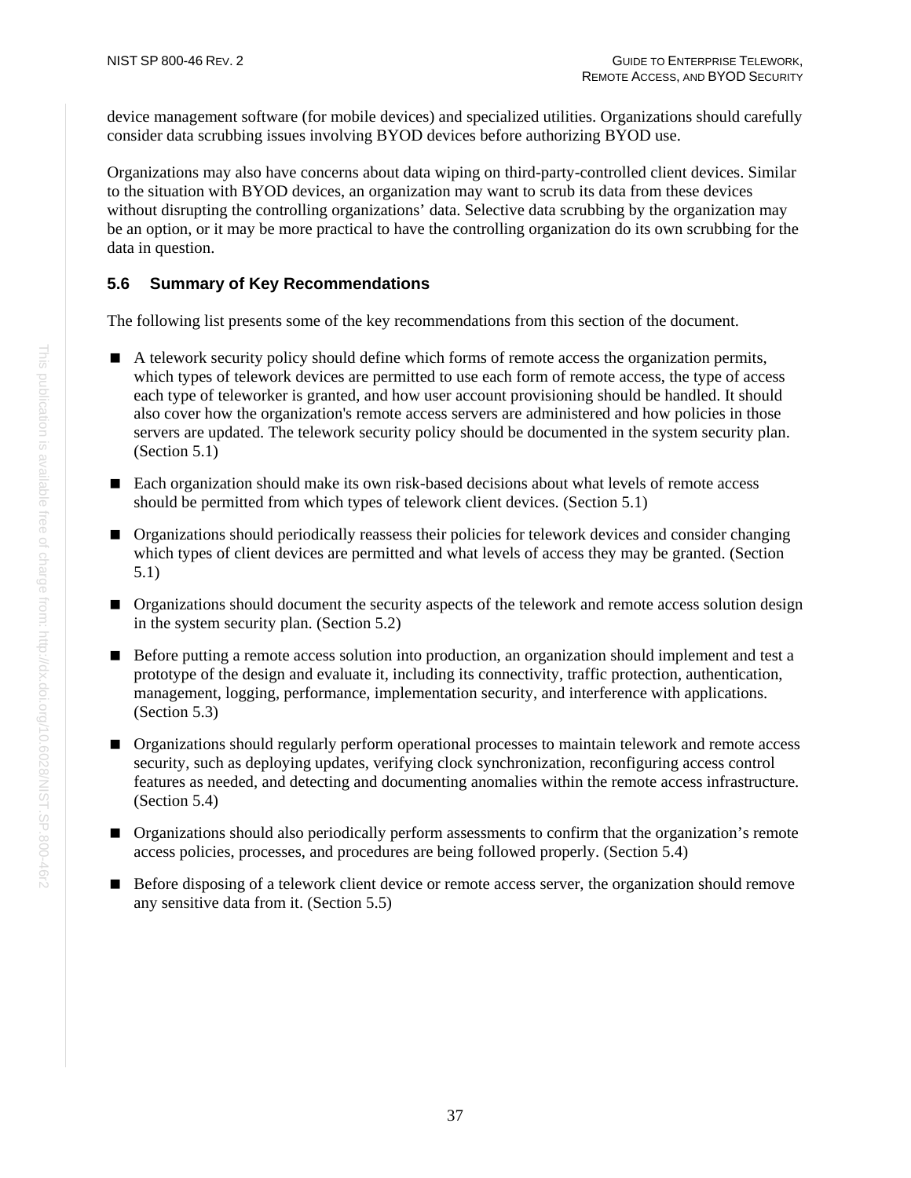device management software (for mobile devices) and specialized utilities. Organizations should carefully consider data scrubbing issues involving BYOD devices before authorizing BYOD use.

Organizations may also have concerns about data wiping on third-party-controlled client devices. Similar to the situation with BYOD devices, an organization may want to scrub its data from these devices without disrupting the controlling organizations' data. Selective data scrubbing by the organization may be an option, or it may be more practical to have the controlling organization do its own scrubbing for the data in question.

### 5.6 Summary of Key Recommendations

The following list presents some of the key recommendations from this section of the document.

- A telework security policy should define which forms of remote access the organization permits, which types of telework devices are permitted to use each form of remote access, the type of access each type of teleworker is granted, and how user account provisioning should be handled. It should also cover how the organization's remote access servers are administered and how policies in those servers are updated. The telework security policy should be documented in the system security plan. (Section 5.1)
- Each organization should make its own risk-based decisions about what levels of remote access should be permitted from which types of telework client devices. (Section 5.1)
- Organizations should periodically reassess their policies for telework devices and consider changing which types of client devices are permitted and what levels of access they may be granted. (Section 5.1)
- Organizations should document the security aspects of the telework and remote access solution design in the system security plan. (Section 5.2)
- Before putting a remote access solution into production, an organization should implement and test a prototype of the design and evaluate it, including its connectivity, traffic protection, authentication, management, logging, performance, implementation security, and interference with applications. (Section 5.3)
- Organizations should regularly perform operational processes to maintain telework and remote access security, such as deploying updates, verifying clock synchronization, reconfiguring access control features as needed, and detecting and documenting anomalies within the remote access infrastructure. (Section 5.4)
- Organizations should also periodically perform assessments to confirm that the organization's remote access policies, processes, and procedures are being followed properly. (Section 5.4)
- Before disposing of a telework client device or remote access server, the organization should remove any sensitive data from it. (Section 5.5)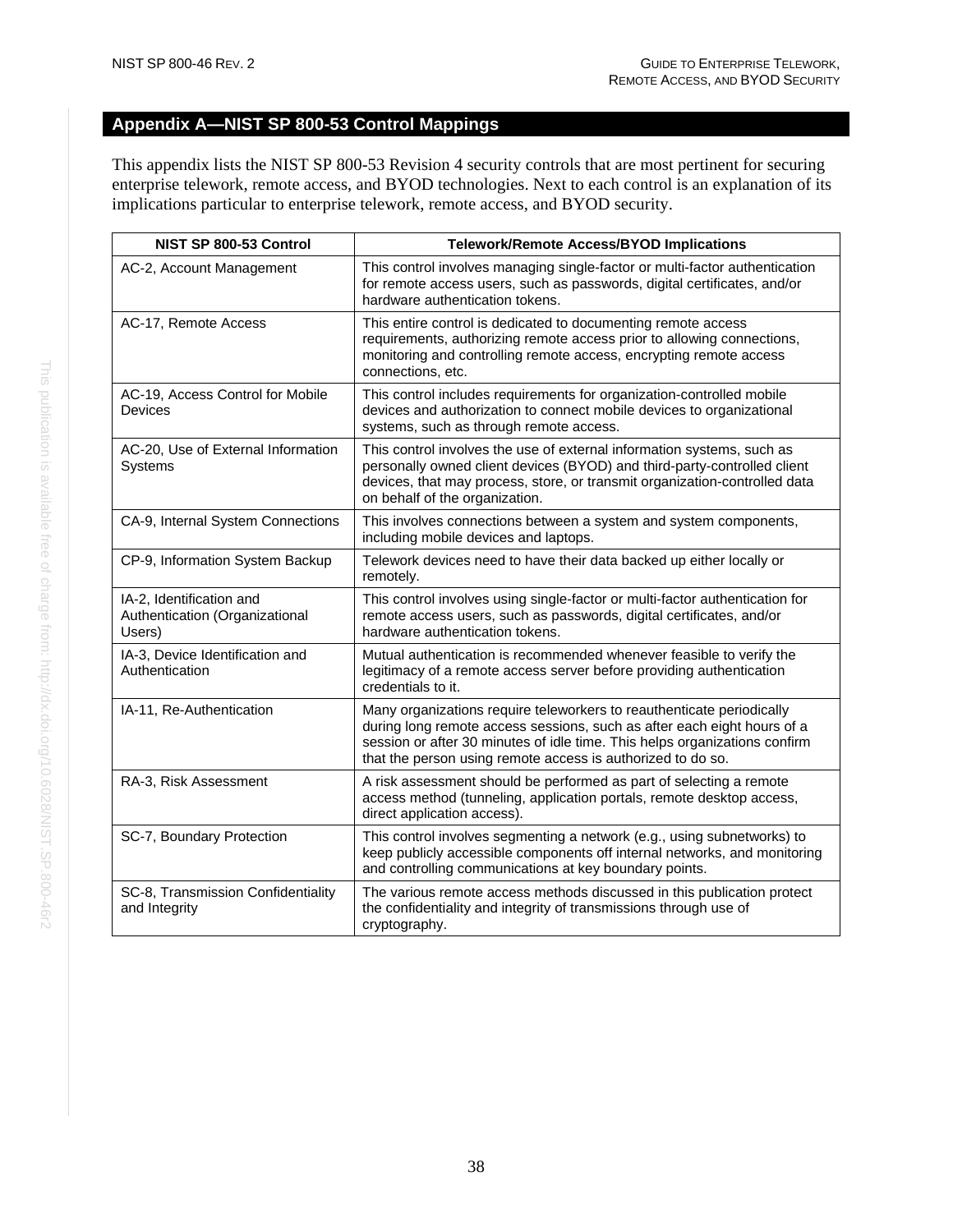## Appendix A—NIST SP 800-53 Control Mappings

This appendix lists the NIST SP 800-53 Revision 4 security controls that are most pertinent for securing enterprise telework, remote access, and BYOD technologies. Next to each control is an explanation of its implications particular to enterprise telework, remote access, and BYOD security.

| NIST SP 800-53 Control | Telework/Remote Access/BYOD Implications |
|---|---|
| AC-2, Account Management | This control involves managing single-factor or multi-factor authentication for remote access users, such as passwords, digital certificates, and/or hardware authentication tokens. |
| AC-17, Remote Access | This entire control is dedicated to documenting remote access requirements, authorizing remote access prior to allowing connections, monitoring and controlling remote access, encrypting remote access connections, etc. |
| AC-19, Access Control for Mobile Devices | This control includes requirements for organization-controlled mobile devices and authorization to connect mobile devices to organizational systems, such as through remote access. |
| AC-20, Use of External Information Systems | This control involves the use of external information systems, such as personally owned client devices (BYOD) and third-party-controlled client devices, that may process, store, or transmit organization-controlled data on behalf of the organization. |
| CA-9, Internal System Connections | This involves connections between a system and system components, including mobile devices and laptops. |
| CP-9, Information System Backup | Telework devices need to have their data backed up either locally or remotely. |
| IA-2, Identification and Authentication (Organizational Users) | This control involves using single-factor or multi-factor authentication for remote access users, such as passwords, digital certificates, and/or hardware authentication tokens. |
| IA-3, Device Identification and Authentication | Mutual authentication is recommended whenever feasible to verify the legitimacy of a remote access server before providing authentication credentials to it. |
| IA-11, Re-Authentication | Many organizations require teleworkers to reauthenticate periodically during long remote access sessions, such as after each eight hours of a session or after 30 minutes of idle time. This helps organizations confirm that the person using remote access is authorized to do so. |
| RA-3, Risk Assessment | A risk assessment should be performed as part of selecting a remote access method (tunneling, application portals, remote desktop access, direct application access). |
| SC-7, Boundary Protection | This control involves segmenting a network (e.g., using subnetworks) to keep publicly accessible components off internal networks, and monitoring and controlling communications at key boundary points. |
| SC-8, Transmission Confidentiality and Integrity | The various remote access methods discussed in this publication protect the confidentiality and integrity of transmissions through use of cryptography. |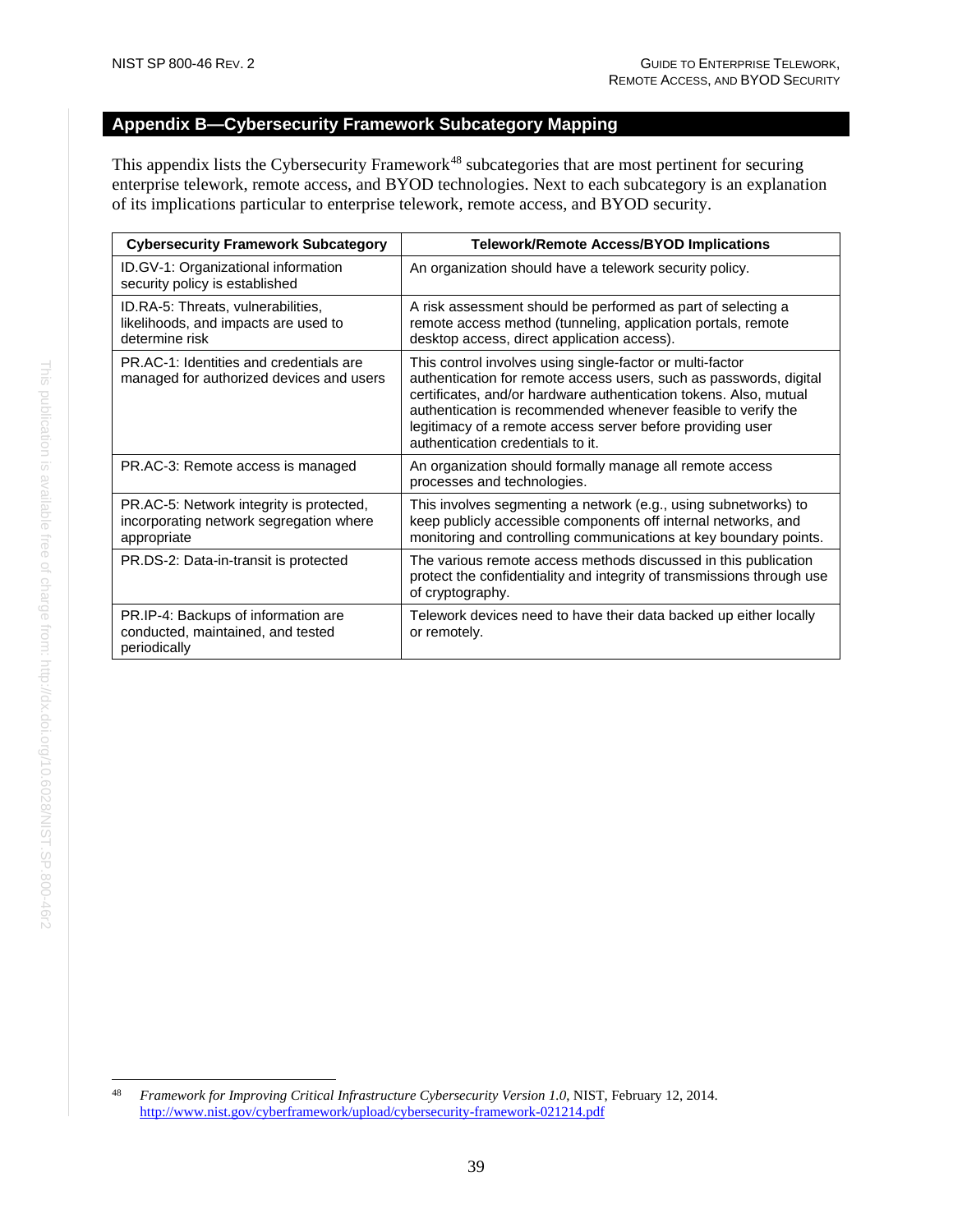## Appendix B—Cybersecurity Framework Subcategory Mapping

This appendix lists the Cybersecurity Framework[48] subcategories that are most pertinent for securing enterprise telework, remote access, and BYOD technologies. Next to each subcategory is an explanation of its implications particular to enterprise telework, remote access, and BYOD security.

| Cybersecurity Framework Subcategory | Telework/Remote Access/BYOD Implications |
|---|---|
| ID.GV-1: Organizational information security policy is established | An organization should have a telework security policy. |
| ID.RA-5: Threats, vulnerabilities, likelihoods, and impacts are used to determine risk | A risk assessment should be performed as part of selecting a remote access method (tunneling, application portals, remote desktop access, direct application access). |
| PR.AC-1: Identities and credentials are managed for authorized devices and users | This control involves using single-factor or multi-factor authentication for remote access users, such as passwords, digital certificates, and/or hardware authentication tokens. Also, mutual authentication is recommended whenever feasible to verify the legitimacy of a remote access server before providing user authentication credentials to it. |
| PR.AC-3: Remote access is managed | An organization should formally manage all remote access processes and technologies. |
| PR.AC-5: Network integrity is protected, incorporating network segregation where appropriate | This involves segmenting a network (e.g., using subnetworks) to keep publicly accessible components off internal networks, and monitoring and controlling communications at key boundary points. |
| PR.DS-2: Data-in-transit is protected | The various remote access methods discussed in this publication protect the confidentiality and integrity of transmissions through use of cryptography. |
| PR.IP-4: Backups of information are conducted, maintained, and tested periodically | Telework devices need to have their data backed up either locally or remotely. |

[48] *Framework for Improving Critical Infrastructure Cybersecurity Version 1.0*, NIST, February 12, 2014. http://www.nist.gov/cyberframework/upload/cybersecurity-framework-021214.pdf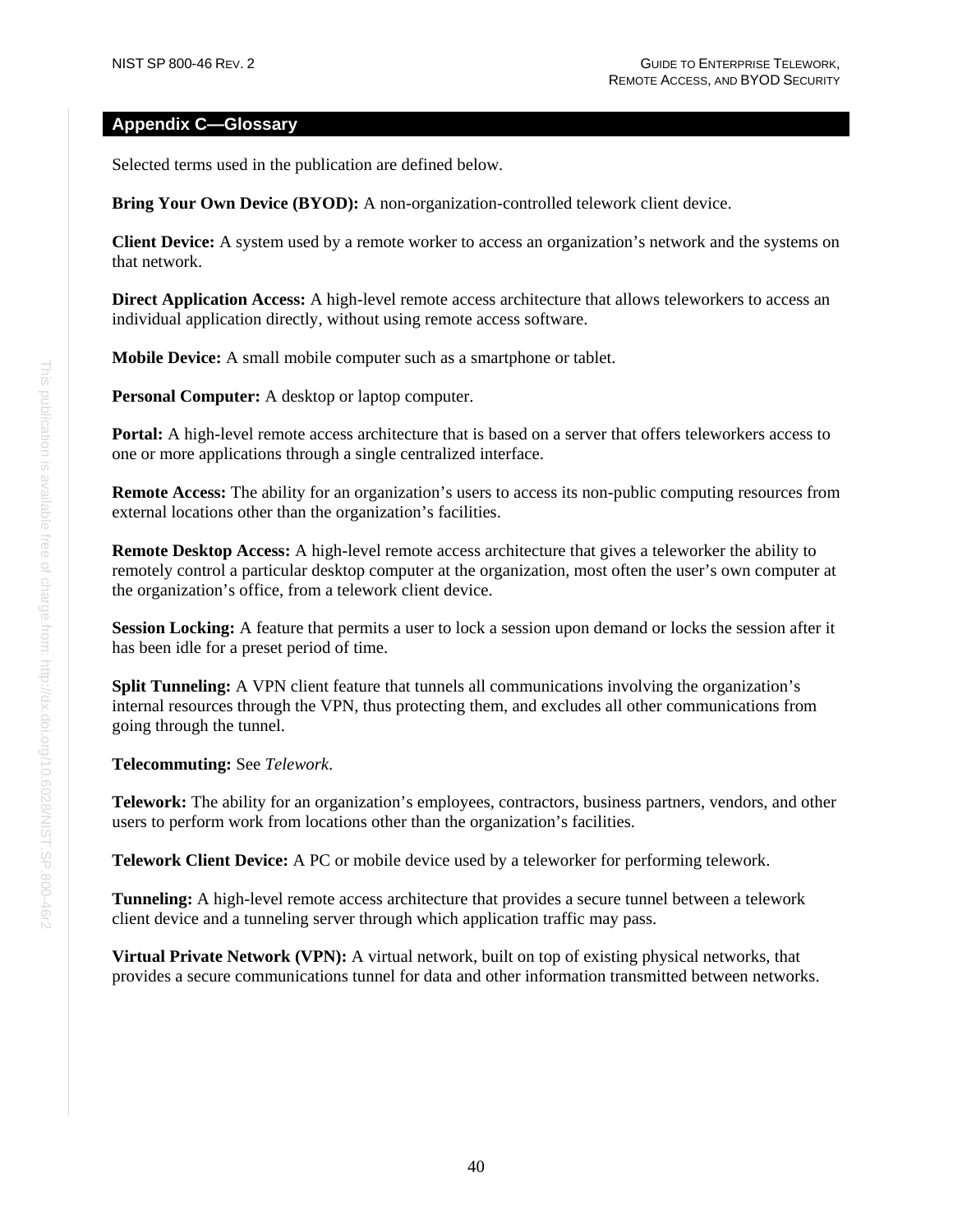## Appendix C—Glossary

Selected terms used in the publication are defined below.

**Bring Your Own Device (BYOD):** A non-organization-controlled telework client device.

**Client Device:** A system used by a remote worker to access an organization's network and the systems on that network.

**Direct Application Access:** A high-level remote access architecture that allows teleworkers to access an individual application directly, without using remote access software.

**Mobile Device:** A small mobile computer such as a smartphone or tablet.

**Personal Computer:** A desktop or laptop computer.

**Portal:** A high-level remote access architecture that is based on a server that offers teleworkers access to one or more applications through a single centralized interface.

**Remote Access:** The ability for an organization's users to access its non-public computing resources from external locations other than the organization's facilities.

**Remote Desktop Access:** A high-level remote access architecture that gives a teleworker the ability to remotely control a particular desktop computer at the organization, most often the user's own computer at the organization's office, from a telework client device.

**Session Locking:** A feature that permits a user to lock a session upon demand or locks the session after it has been idle for a preset period of time.

**Split Tunneling:** A VPN client feature that tunnels all communications involving the organization's internal resources through the VPN, thus protecting them, and excludes all other communications from going through the tunnel.

**Telecommuting:** See *Telework*.

**Telework:** The ability for an organization's employees, contractors, business partners, vendors, and other users to perform work from locations other than the organization's facilities.

**Telework Client Device:** A PC or mobile device used by a teleworker for performing telework.

**Tunneling:** A high-level remote access architecture that provides a secure tunnel between a telework client device and a tunneling server through which application traffic may pass.

**Virtual Private Network (VPN):** A virtual network, built on top of existing physical networks, that provides a secure communications tunnel for data and other information transmitted between networks.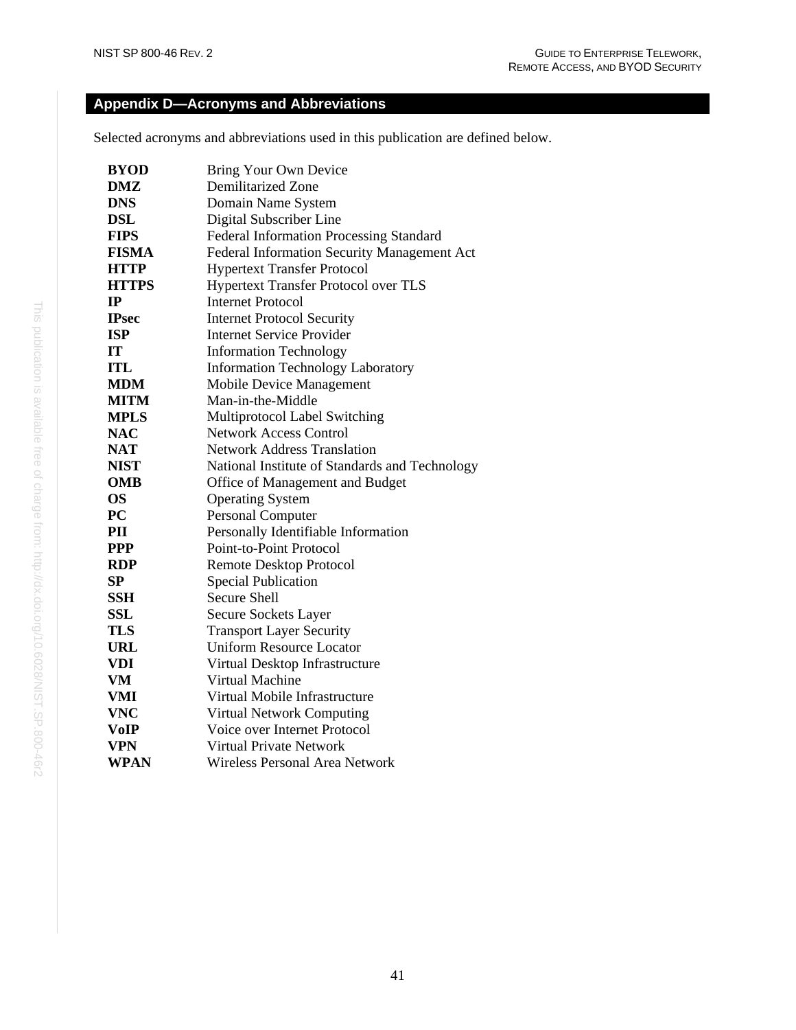## Appendix D—Acronyms and Abbreviations

Selected acronyms and abbreviations used in this publication are defined below.

| | |
|---|---|
| **BYOD** | Bring Your Own Device |
| **DMZ** | Demilitarized Zone |
| **DNS** | Domain Name System |
| **DSL** | Digital Subscriber Line |
| **FIPS** | Federal Information Processing Standard |
| **FISMA** | Federal Information Security Management Act |
| **HTTP** | Hypertext Transfer Protocol |
| **HTTPS** | Hypertext Transfer Protocol over TLS |
| **IP** | Internet Protocol |
| **IPsec** | Internet Protocol Security |
| **ISP** | Internet Service Provider |
| **IT** | Information Technology |
| **ITL** | Information Technology Laboratory |
| **MDM** | Mobile Device Management |
| **MITM** | Man-in-the-Middle |
| **MPLS** | Multiprotocol Label Switching |
| **NAC** | Network Access Control |
| **NAT** | Network Address Translation |
| **NIST** | National Institute of Standards and Technology |
| **OMB** | Office of Management and Budget |
| **OS** | Operating System |
| **PC** | Personal Computer |
| **PII** | Personally Identifiable Information |
| **PPP** | Point-to-Point Protocol |
| **RDP** | Remote Desktop Protocol |
| **SP** | Special Publication |
| **SSH** | Secure Shell |
| **SSL** | Secure Sockets Layer |
| **TLS** | Transport Layer Security |
| **URL** | Uniform Resource Locator |
| **VDI** | Virtual Desktop Infrastructure |
| **VM** | Virtual Machine |
| **VMI** | Virtual Mobile Infrastructure |
| **VNC** | Virtual Network Computing |
| **VoIP** | Voice over Internet Protocol |
| **VPN** | Virtual Private Network |
| **WPAN** | Wireless Personal Area Network |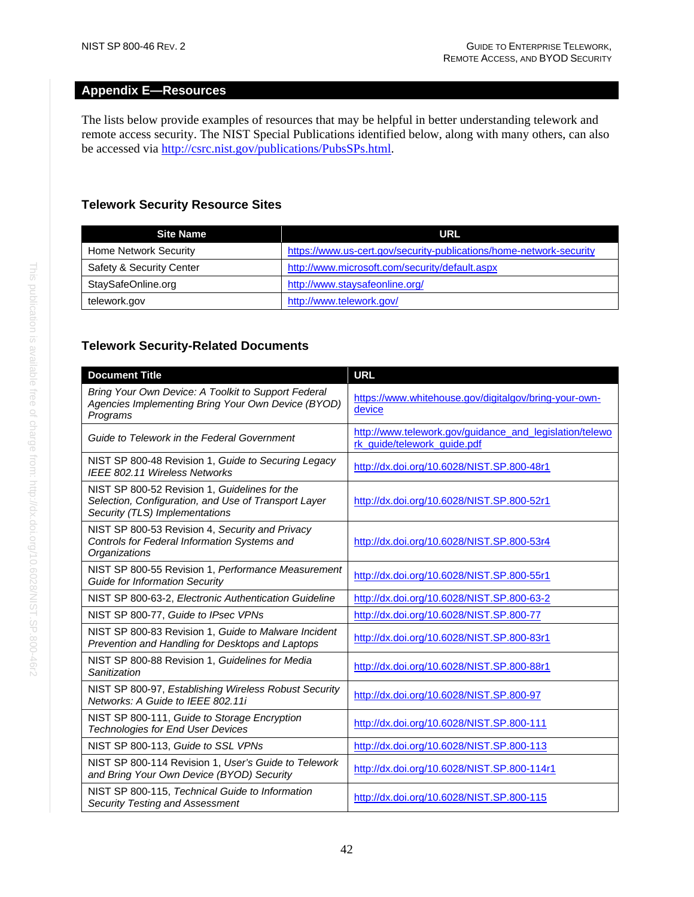## Appendix E—Resources

The lists below provide examples of resources that may be helpful in better understanding telework and remote access security. The NIST Special Publications identified below, along with many others, can also be accessed via http://csrc.nist.gov/publications/PubsSPs.html.

### Telework Security Resource Sites

| Site Name | URL |
|---|---|
| Home Network Security | https://www.us-cert.gov/security-publications/home-network-security |
| Safety & Security Center | http://www.microsoft.com/security/default.aspx |
| StaySafeOnline.org | http://www.staysafeonline.org/ |
| telework.gov | http://www.telework.gov/ |

### Telework Security-Related Documents

| Document Title | URL |
|---|---|
| *Bring Your Own Device: A Toolkit to Support Federal Agencies Implementing Bring Your Own Device (BYOD) Programs* | https://www.whitehouse.gov/digitalgov/bring-your-own-device |
| *Guide to Telework in the Federal Government* | http://www.telework.gov/guidance_and_legislation/telework_guide/telework_guide.pdf |
| NIST SP 800-48 Revision 1, *Guide to Securing Legacy IEEE 802.11 Wireless Networks* | http://dx.doi.org/10.6028/NIST.SP.800-48r1 |
| NIST SP 800-52 Revision 1, *Guidelines for the Selection, Configuration, and Use of Transport Layer Security (TLS) Implementations* | http://dx.doi.org/10.6028/NIST.SP.800-52r1 |
| NIST SP 800-53 Revision 4, *Security and Privacy Controls for Federal Information Systems and Organizations* | http://dx.doi.org/10.6028/NIST.SP.800-53r4 |
| NIST SP 800-55 Revision 1, *Performance Measurement Guide for Information Security* | http://dx.doi.org/10.6028/NIST.SP.800-55r1 |
| NIST SP 800-63-2, *Electronic Authentication Guideline* | http://dx.doi.org/10.6028/NIST.SP.800-63-2 |
| NIST SP 800-77, *Guide to IPsec VPNs* | http://dx.doi.org/10.6028/NIST.SP.800-77 |
| NIST SP 800-83 Revision 1, *Guide to Malware Incident Prevention and Handling for Desktops and Laptops* | http://dx.doi.org/10.6028/NIST.SP.800-83r1 |
| NIST SP 800-88 Revision 1, *Guidelines for Media Sanitization* | http://dx.doi.org/10.6028/NIST.SP.800-88r1 |
| NIST SP 800-97, *Establishing Wireless Robust Security Networks: A Guide to IEEE 802.11i* | http://dx.doi.org/10.6028/NIST.SP.800-97 |
| NIST SP 800-111, *Guide to Storage Encryption Technologies for End User Devices* | http://dx.doi.org/10.6028/NIST.SP.800-111 |
| NIST SP 800-113, *Guide to SSL VPNs* | http://dx.doi.org/10.6028/NIST.SP.800-113 |
| NIST SP 800-114 Revision 1, *User's Guide to Telework and Bring Your Own Device (BYOD) Security* | http://dx.doi.org/10.6028/NIST.SP.800-114r1 |
| NIST SP 800-115, *Technical Guide to Information Security Testing and Assessment* | http://dx.doi.org/10.6028/NIST.SP.800-115 |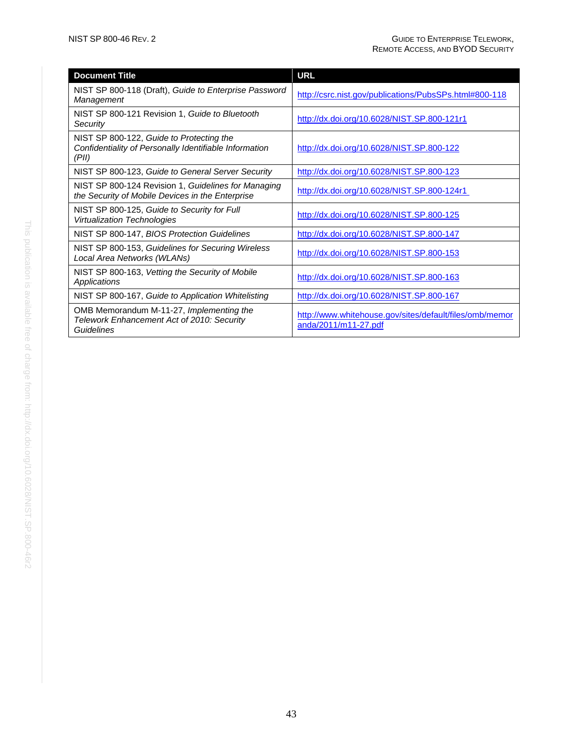| Document Title | URL |
|---|---|
| NIST SP 800-118 (Draft), *Guide to Enterprise Password Management* | http://csrc.nist.gov/publications/PubsSPs.html#800-118 |
| NIST SP 800-121 Revision 1, *Guide to Bluetooth Security* | http://dx.doi.org/10.6028/NIST.SP.800-121r1 |
| NIST SP 800-122, *Guide to Protecting the Confidentiality of Personally Identifiable Information (PII)* | http://dx.doi.org/10.6028/NIST.SP.800-122 |
| NIST SP 800-123, *Guide to General Server Security* | http://dx.doi.org/10.6028/NIST.SP.800-123 |
| NIST SP 800-124 Revision 1, *Guidelines for Managing the Security of Mobile Devices in the Enterprise* | http://dx.doi.org/10.6028/NIST.SP.800-124r1 |
| NIST SP 800-125, *Guide to Security for Full Virtualization Technologies* | http://dx.doi.org/10.6028/NIST.SP.800-125 |
| NIST SP 800-147, *BIOS Protection Guidelines* | http://dx.doi.org/10.6028/NIST.SP.800-147 |
| NIST SP 800-153, *Guidelines for Securing Wireless Local Area Networks (WLANs)* | http://dx.doi.org/10.6028/NIST.SP.800-153 |
| NIST SP 800-163, *Vetting the Security of Mobile Applications* | http://dx.doi.org/10.6028/NIST.SP.800-163 |
| NIST SP 800-167, *Guide to Application Whitelisting* | http://dx.doi.org/10.6028/NIST.SP.800-167 |
| OMB Memorandum M-11-27, *Implementing the Telework Enhancement Act of 2010: Security Guidelines* | http://www.whitehouse.gov/sites/default/files/omb/memoranda/2011/m11-27.pdf |